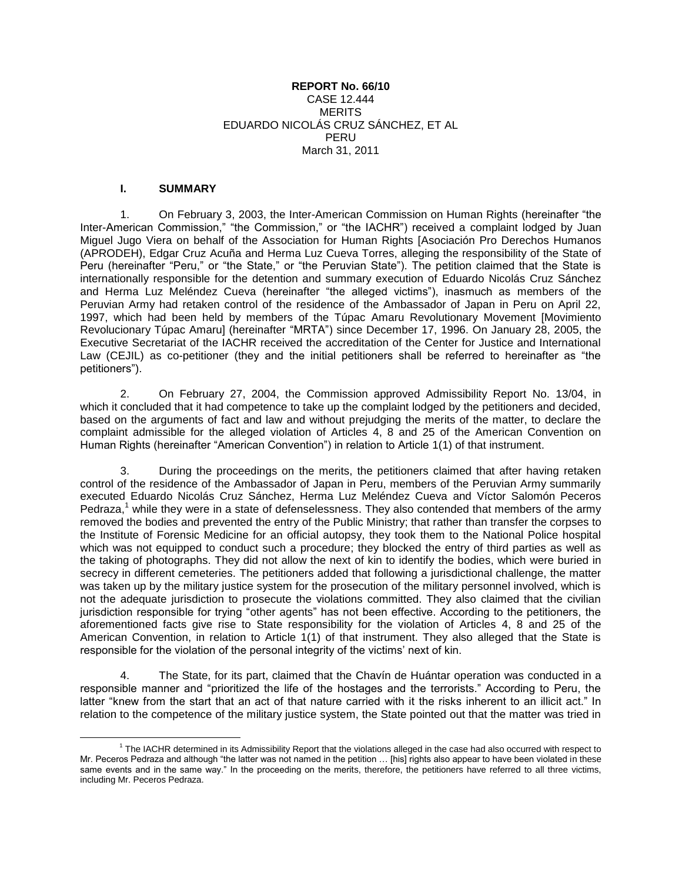**REPORT No. 66/10**
CASE 12.444
MERITS
EDUARDO NICOLÁS CRUZ SÁNCHEZ, ET AL
PERU
March 31, 2011

## I. SUMMARY

1. On February 3, 2003, the Inter-American Commission on Human Rights (hereinafter "the Inter-American Commission," "the Commission," or "the IACHR") received a complaint lodged by Juan Miguel Jugo Viera on behalf of the Association for Human Rights [Asociación Pro Derechos Humanos (APRODEH), Edgar Cruz Acuña and Herma Luz Cueva Torres, alleging the responsibility of the State of Peru (hereinafter "Peru," or "the State," or "the Peruvian State"). The petition claimed that the State is internationally responsible for the detention and summary execution of Eduardo Nicolás Cruz Sánchez and Herma Luz Meléndez Cueva (hereinafter "the alleged victims"), inasmuch as members of the Peruvian Army had retaken control of the residence of the Ambassador of Japan in Peru on April 22, 1997, which had been held by members of the Túpac Amaru Revolutionary Movement [Movimiento Revolucionary Túpac Amaru] (hereinafter "MRTA") since December 17, 1996. On January 28, 2005, the Executive Secretariat of the IACHR received the accreditation of the Center for Justice and International Law (CEJIL) as co-petitioner (they and the initial petitioners shall be referred to hereinafter as "the petitioners").

2. On February 27, 2004, the Commission approved Admissibility Report No. 13/04, in which it concluded that it had competence to take up the complaint lodged by the petitioners and decided, based on the arguments of fact and law and without prejudging the merits of the matter, to declare the complaint admissible for the alleged violation of Articles 4, 8 and 25 of the American Convention on Human Rights (hereinafter "American Convention") in relation to Article 1(1) of that instrument.

3. During the proceedings on the merits, the petitioners claimed that after having retaken control of the residence of the Ambassador of Japan in Peru, members of the Peruvian Army summarily executed Eduardo Nicolás Cruz Sánchez, Herma Luz Meléndez Cueva and Víctor Salomón Peceros Pedraza,[1] while they were in a state of defenselessness. They also contended that members of the army removed the bodies and prevented the entry of the Public Ministry; that rather than transfer the corpses to the Institute of Forensic Medicine for an official autopsy, they took them to the National Police hospital which was not equipped to conduct such a procedure; they blocked the entry of third parties as well as the taking of photographs. They did not allow the next of kin to identify the bodies, which were buried in secrecy in different cemeteries. The petitioners added that following a jurisdictional challenge, the matter was taken up by the military justice system for the prosecution of the military personnel involved, which is not the adequate jurisdiction to prosecute the violations committed. They also claimed that the civilian jurisdiction responsible for trying "other agents" has not been effective. According to the petitioners, the aforementioned facts give rise to State responsibility for the violation of Articles 4, 8 and 25 of the American Convention, in relation to Article 1(1) of that instrument. They also alleged that the State is responsible for the violation of the personal integrity of the victims' next of kin.

4. The State, for its part, claimed that the Chavín de Huántar operation was conducted in a responsible manner and "prioritized the life of the hostages and the terrorists." According to Peru, the latter "knew from the start that an act of that nature carried with it the risks inherent to an illicit act." In relation to the competence of the military justice system, the State pointed out that the matter was tried in

[1] The IACHR determined in its Admissibility Report that the violations alleged in the case had also occurred with respect to Mr. Peceros Pedraza and although "the latter was not named in the petition … [his] rights also appear to have been violated in these same events and in the same way." In the proceeding on the merits, therefore, the petitioners have referred to all three victims, including Mr. Peceros Pedraza.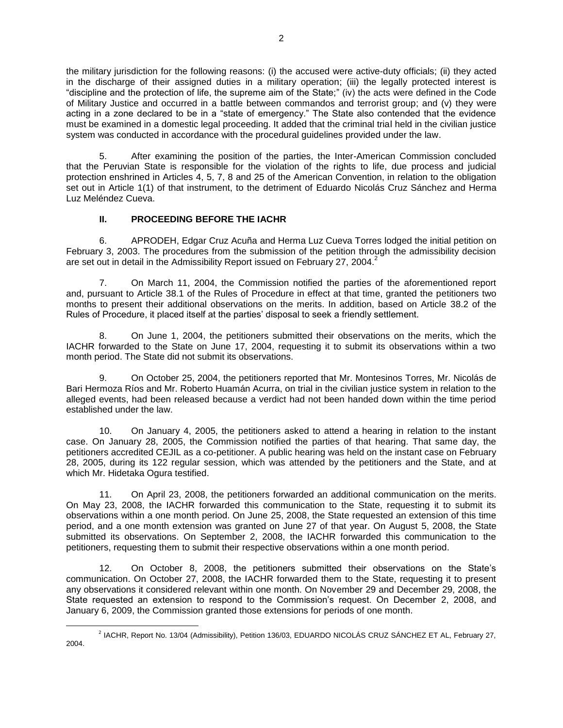the military jurisdiction for the following reasons: (i) the accused were active-duty officials; (ii) they acted in the discharge of their assigned duties in a military operation; (iii) the legally protected interest is "discipline and the protection of life, the supreme aim of the State;" (iv) the acts were defined in the Code of Military Justice and occurred in a battle between commandos and terrorist group; and (v) they were acting in a zone declared to be in a "state of emergency." The State also contended that the evidence must be examined in a domestic legal proceeding. It added that the criminal trial held in the civilian justice system was conducted in accordance with the procedural guidelines provided under the law.

5. After examining the position of the parties, the Inter-American Commission concluded that the Peruvian State is responsible for the violation of the rights to life, due process and judicial protection enshrined in Articles 4, 5, 7, 8 and 25 of the American Convention, in relation to the obligation set out in Article 1(1) of that instrument, to the detriment of Eduardo Nicolás Cruz Sánchez and Herma Luz Meléndez Cueva.

## II. PROCEEDING BEFORE THE IACHR

6. APRODEH, Edgar Cruz Acuña and Herma Luz Cueva Torres lodged the initial petition on February 3, 2003. The procedures from the submission of the petition through the admissibility decision are set out in detail in the Admissibility Report issued on February 27, 2004.[2]

7. On March 11, 2004, the Commission notified the parties of the aforementioned report and, pursuant to Article 38.1 of the Rules of Procedure in effect at that time, granted the petitioners two months to present their additional observations on the merits. In addition, based on Article 38.2 of the Rules of Procedure, it placed itself at the parties' disposal to seek a friendly settlement.

8. On June 1, 2004, the petitioners submitted their observations on the merits, which the IACHR forwarded to the State on June 17, 2004, requesting it to submit its observations within a two month period. The State did not submit its observations.

9. On October 25, 2004, the petitioners reported that Mr. Montesinos Torres, Mr. Nicolás de Bari Hermoza Ríos and Mr. Roberto Huamán Acurra, on trial in the civilian justice system in relation to the alleged events, had been released because a verdict had not been handed down within the time period established under the law.

10. On January 4, 2005, the petitioners asked to attend a hearing in relation to the instant case. On January 28, 2005, the Commission notified the parties of that hearing. That same day, the petitioners accredited CEJIL as a co-petitioner. A public hearing was held on the instant case on February 28, 2005, during its 122 regular session, which was attended by the petitioners and the State, and at which Mr. Hidetaka Ogura testified.

11. On April 23, 2008, the petitioners forwarded an additional communication on the merits. On May 23, 2008, the IACHR forwarded this communication to the State, requesting it to submit its observations within a one month period. On June 25, 2008, the State requested an extension of this time period, and a one month extension was granted on June 27 of that year. On August 5, 2008, the State submitted its observations. On September 2, 2008, the IACHR forwarded this communication to the petitioners, requesting them to submit their respective observations within a one month period.

12. On October 8, 2008, the petitioners submitted their observations on the State's communication. On October 27, 2008, the IACHR forwarded them to the State, requesting it to present any observations it considered relevant within one month. On November 29 and December 29, 2008, the State requested an extension to respond to the Commission's request. On December 2, 2008, and January 6, 2009, the Commission granted those extensions for periods of one month.

---

[2] IACHR, Report No. 13/04 (Admissibility), Petition 136/03, EDUARDO NICOLÁS CRUZ SÁNCHEZ ET AL, February 27, 2004.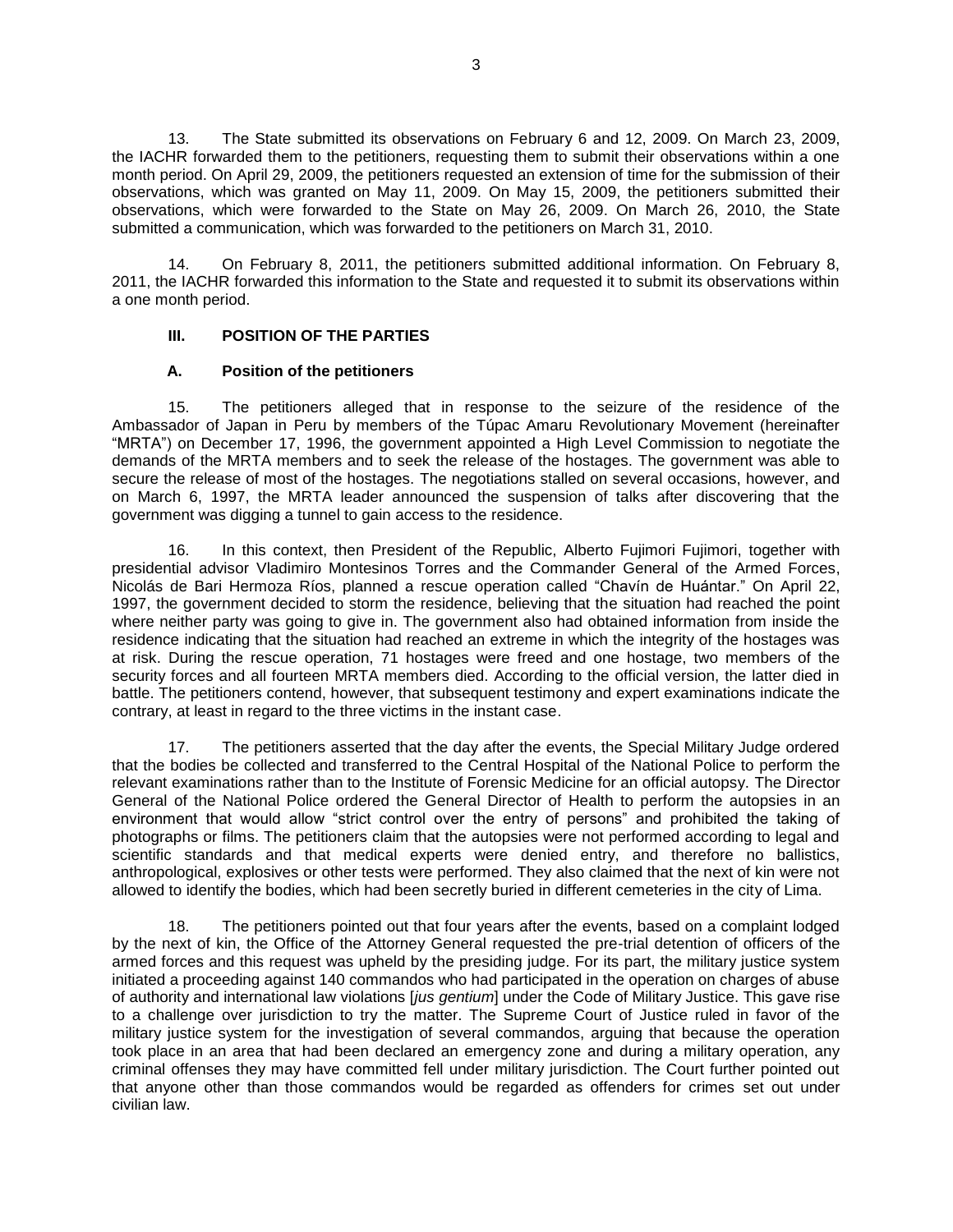13. The State submitted its observations on February 6 and 12, 2009. On March 23, 2009, the IACHR forwarded them to the petitioners, requesting them to submit their observations within a one month period. On April 29, 2009, the petitioners requested an extension of time for the submission of their observations, which was granted on May 11, 2009. On May 15, 2009, the petitioners submitted their observations, which were forwarded to the State on May 26, 2009. On March 26, 2010, the State submitted a communication, which was forwarded to the petitioners on March 31, 2010.

14. On February 8, 2011, the petitioners submitted additional information. On February 8, 2011, the IACHR forwarded this information to the State and requested it to submit its observations within a one month period.

## III. POSITION OF THE PARTIES

### A. Position of the petitioners

15. The petitioners alleged that in response to the seizure of the residence of the Ambassador of Japan in Peru by members of the Túpac Amaru Revolutionary Movement (hereinafter "MRTA") on December 17, 1996, the government appointed a High Level Commission to negotiate the demands of the MRTA members and to seek the release of the hostages. The government was able to secure the release of most of the hostages. The negotiations stalled on several occasions, however, and on March 6, 1997, the MRTA leader announced the suspension of talks after discovering that the government was digging a tunnel to gain access to the residence.

16. In this context, then President of the Republic, Alberto Fujimori Fujimori, together with presidential advisor Vladimiro Montesinos Torres and the Commander General of the Armed Forces, Nicolás de Bari Hermoza Ríos, planned a rescue operation called "Chavín de Huántar." On April 22, 1997, the government decided to storm the residence, believing that the situation had reached the point where neither party was going to give in. The government also had obtained information from inside the residence indicating that the situation had reached an extreme in which the integrity of the hostages was at risk. During the rescue operation, 71 hostages were freed and one hostage, two members of the security forces and all fourteen MRTA members died. According to the official version, the latter died in battle. The petitioners contend, however, that subsequent testimony and expert examinations indicate the contrary, at least in regard to the three victims in the instant case.

17. The petitioners asserted that the day after the events, the Special Military Judge ordered that the bodies be collected and transferred to the Central Hospital of the National Police to perform the relevant examinations rather than to the Institute of Forensic Medicine for an official autopsy. The Director General of the National Police ordered the General Director of Health to perform the autopsies in an environment that would allow "strict control over the entry of persons" and prohibited the taking of photographs or films. The petitioners claim that the autopsies were not performed according to legal and scientific standards and that medical experts were denied entry, and therefore no ballistics, anthropological, explosives or other tests were performed. They also claimed that the next of kin were not allowed to identify the bodies, which had been secretly buried in different cemeteries in the city of Lima.

18. The petitioners pointed out that four years after the events, based on a complaint lodged by the next of kin, the Office of the Attorney General requested the pre-trial detention of officers of the armed forces and this request was upheld by the presiding judge. For its part, the military justice system initiated a proceeding against 140 commandos who had participated in the operation on charges of abuse of authority and international law violations [*jus gentium*] under the Code of Military Justice. This gave rise to a challenge over jurisdiction to try the matter. The Supreme Court of Justice ruled in favor of the military justice system for the investigation of several commandos, arguing that because the operation took place in an area that had been declared an emergency zone and during a military operation, any criminal offenses they may have committed fell under military jurisdiction. The Court further pointed out that anyone other than those commandos would be regarded as offenders for crimes set out under civilian law.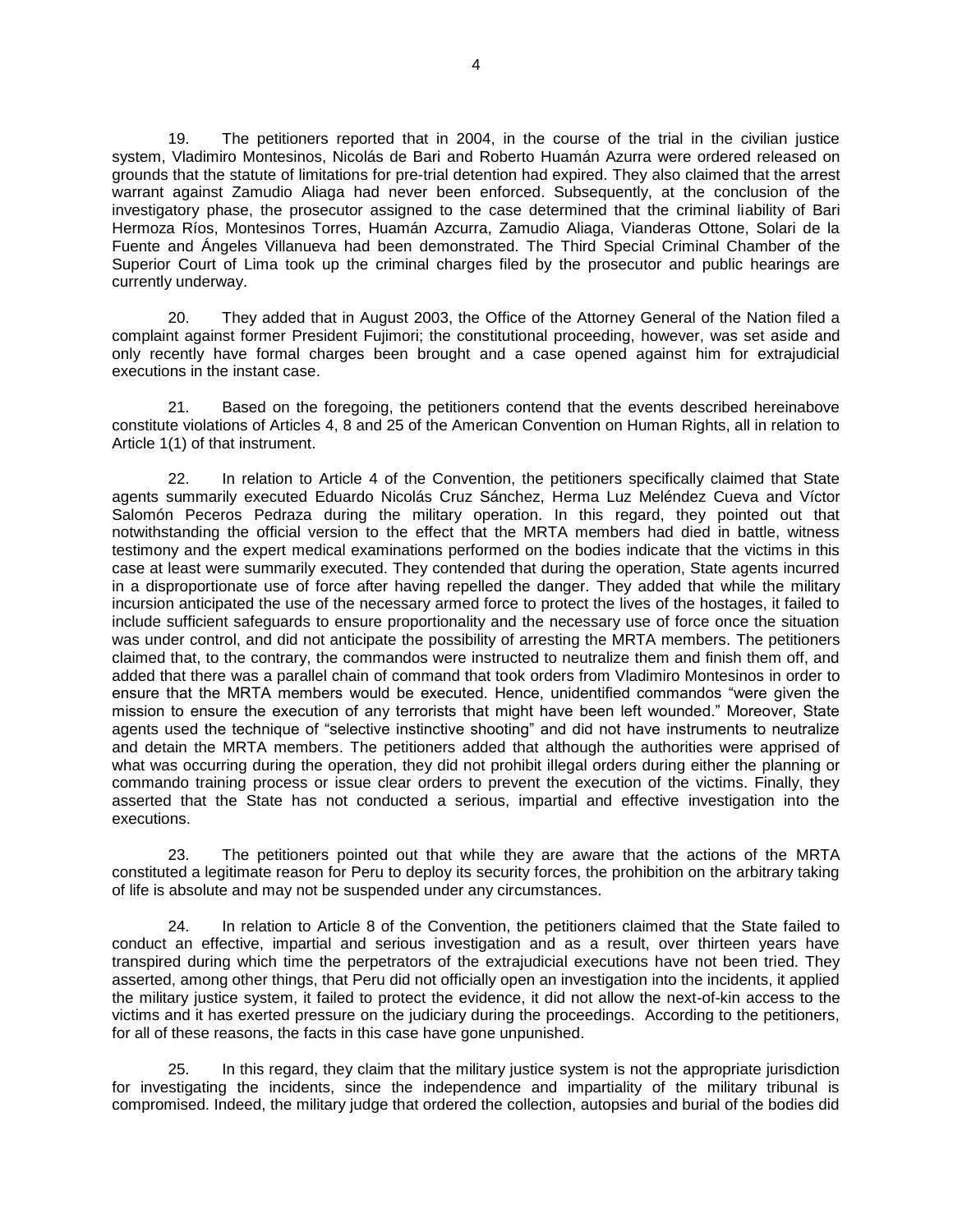19. The petitioners reported that in 2004, in the course of the trial in the civilian justice system, Vladimiro Montesinos, Nicolás de Bari and Roberto Huamán Azurra were ordered released on grounds that the statute of limitations for pre-trial detention had expired. They also claimed that the arrest warrant against Zamudio Aliaga had never been enforced. Subsequently, at the conclusion of the investigatory phase, the prosecutor assigned to the case determined that the criminal liability of Bari Hermoza Ríos, Montesinos Torres, Huamán Azcurra, Zamudio Aliaga, Vianderas Ottone, Solari de la Fuente and Ángeles Villanueva had been demonstrated. The Third Special Criminal Chamber of the Superior Court of Lima took up the criminal charges filed by the prosecutor and public hearings are currently underway.

20. They added that in August 2003, the Office of the Attorney General of the Nation filed a complaint against former President Fujimori; the constitutional proceeding, however, was set aside and only recently have formal charges been brought and a case opened against him for extrajudicial executions in the instant case.

21. Based on the foregoing, the petitioners contend that the events described hereinabove constitute violations of Articles 4, 8 and 25 of the American Convention on Human Rights, all in relation to Article 1(1) of that instrument.

22. In relation to Article 4 of the Convention, the petitioners specifically claimed that State agents summarily executed Eduardo Nicolás Cruz Sánchez, Herma Luz Meléndez Cueva and Víctor Salomón Peceros Pedraza during the military operation. In this regard, they pointed out that notwithstanding the official version to the effect that the MRTA members had died in battle, witness testimony and the expert medical examinations performed on the bodies indicate that the victims in this case at least were summarily executed. They contended that during the operation, State agents incurred in a disproportionate use of force after having repelled the danger. They added that while the military incursion anticipated the use of the necessary armed force to protect the lives of the hostages, it failed to include sufficient safeguards to ensure proportionality and the necessary use of force once the situation was under control, and did not anticipate the possibility of arresting the MRTA members. The petitioners claimed that, to the contrary, the commandos were instructed to neutralize them and finish them off, and added that there was a parallel chain of command that took orders from Vladimiro Montesinos in order to ensure that the MRTA members would be executed. Hence, unidentified commandos "were given the mission to ensure the execution of any terrorists that might have been left wounded." Moreover, State agents used the technique of "selective instinctive shooting" and did not have instruments to neutralize and detain the MRTA members. The petitioners added that although the authorities were apprised of what was occurring during the operation, they did not prohibit illegal orders during either the planning or commando training process or issue clear orders to prevent the execution of the victims. Finally, they asserted that the State has not conducted a serious, impartial and effective investigation into the executions.

23. The petitioners pointed out that while they are aware that the actions of the MRTA constituted a legitimate reason for Peru to deploy its security forces, the prohibition on the arbitrary taking of life is absolute and may not be suspended under any circumstances.

24. In relation to Article 8 of the Convention, the petitioners claimed that the State failed to conduct an effective, impartial and serious investigation and as a result, over thirteen years have transpired during which time the perpetrators of the extrajudicial executions have not been tried. They asserted, among other things, that Peru did not officially open an investigation into the incidents, it applied the military justice system, it failed to protect the evidence, it did not allow the next-of-kin access to the victims and it has exerted pressure on the judiciary during the proceedings. According to the petitioners, for all of these reasons, the facts in this case have gone unpunished.

25. In this regard, they claim that the military justice system is not the appropriate jurisdiction for investigating the incidents, since the independence and impartiality of the military tribunal is compromised. Indeed, the military judge that ordered the collection, autopsies and burial of the bodies did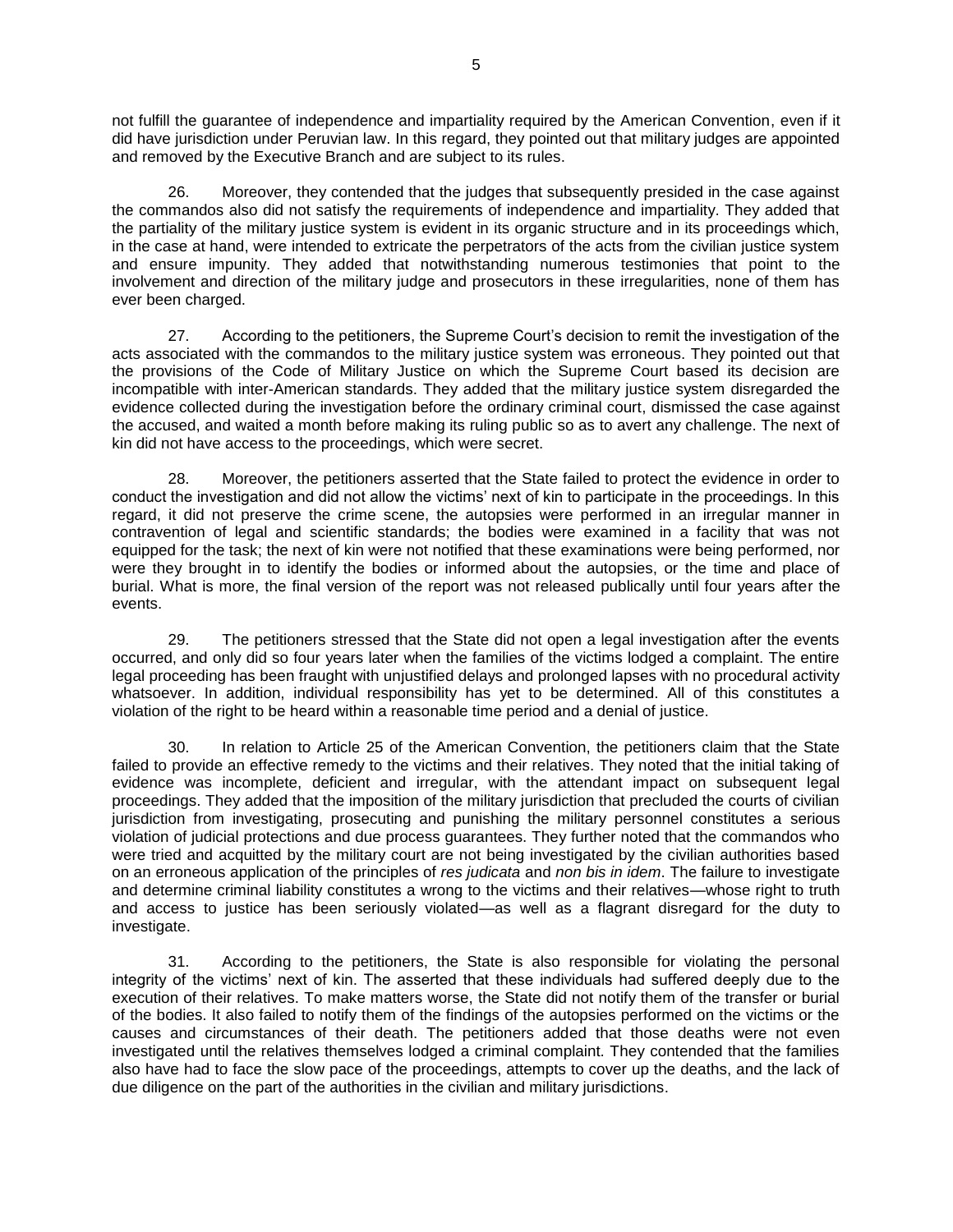not fulfill the guarantee of independence and impartiality required by the American Convention, even if it did have jurisdiction under Peruvian law. In this regard, they pointed out that military judges are appointed and removed by the Executive Branch and are subject to its rules.

26. Moreover, they contended that the judges that subsequently presided in the case against the commandos also did not satisfy the requirements of independence and impartiality. They added that the partiality of the military justice system is evident in its organic structure and in its proceedings which, in the case at hand, were intended to extricate the perpetrators of the acts from the civilian justice system and ensure impunity. They added that notwithstanding numerous testimonies that point to the involvement and direction of the military judge and prosecutors in these irregularities, none of them has ever been charged.

27. According to the petitioners, the Supreme Court's decision to remit the investigation of the acts associated with the commandos to the military justice system was erroneous. They pointed out that the provisions of the Code of Military Justice on which the Supreme Court based its decision are incompatible with inter-American standards. They added that the military justice system disregarded the evidence collected during the investigation before the ordinary criminal court, dismissed the case against the accused, and waited a month before making its ruling public so as to avert any challenge. The next of kin did not have access to the proceedings, which were secret.

28. Moreover, the petitioners asserted that the State failed to protect the evidence in order to conduct the investigation and did not allow the victims' next of kin to participate in the proceedings. In this regard, it did not preserve the crime scene, the autopsies were performed in an irregular manner in contravention of legal and scientific standards; the bodies were examined in a facility that was not equipped for the task; the next of kin were not notified that these examinations were being performed, nor were they brought in to identify the bodies or informed about the autopsies, or the time and place of burial. What is more, the final version of the report was not released publically until four years after the events.

29. The petitioners stressed that the State did not open a legal investigation after the events occurred, and only did so four years later when the families of the victims lodged a complaint. The entire legal proceeding has been fraught with unjustified delays and prolonged lapses with no procedural activity whatsoever. In addition, individual responsibility has yet to be determined. All of this constitutes a violation of the right to be heard within a reasonable time period and a denial of justice.

30. In relation to Article 25 of the American Convention, the petitioners claim that the State failed to provide an effective remedy to the victims and their relatives. They noted that the initial taking of evidence was incomplete, deficient and irregular, with the attendant impact on subsequent legal proceedings. They added that the imposition of the military jurisdiction that precluded the courts of civilian jurisdiction from investigating, prosecuting and punishing the military personnel constitutes a serious violation of judicial protections and due process guarantees. They further noted that the commandos who were tried and acquitted by the military court are not being investigated by the civilian authorities based on an erroneous application of the principles of *res judicata* and *non bis in idem*. The failure to investigate and determine criminal liability constitutes a wrong to the victims and their relatives—whose right to truth and access to justice has been seriously violated—as well as a flagrant disregard for the duty to investigate.

31. According to the petitioners, the State is also responsible for violating the personal integrity of the victims' next of kin. The asserted that these individuals had suffered deeply due to the execution of their relatives. To make matters worse, the State did not notify them of the transfer or burial of the bodies. It also failed to notify them of the findings of the autopsies performed on the victims or the causes and circumstances of their death. The petitioners added that those deaths were not even investigated until the relatives themselves lodged a criminal complaint. They contended that the families also have had to face the slow pace of the proceedings, attempts to cover up the deaths, and the lack of due diligence on the part of the authorities in the civilian and military jurisdictions.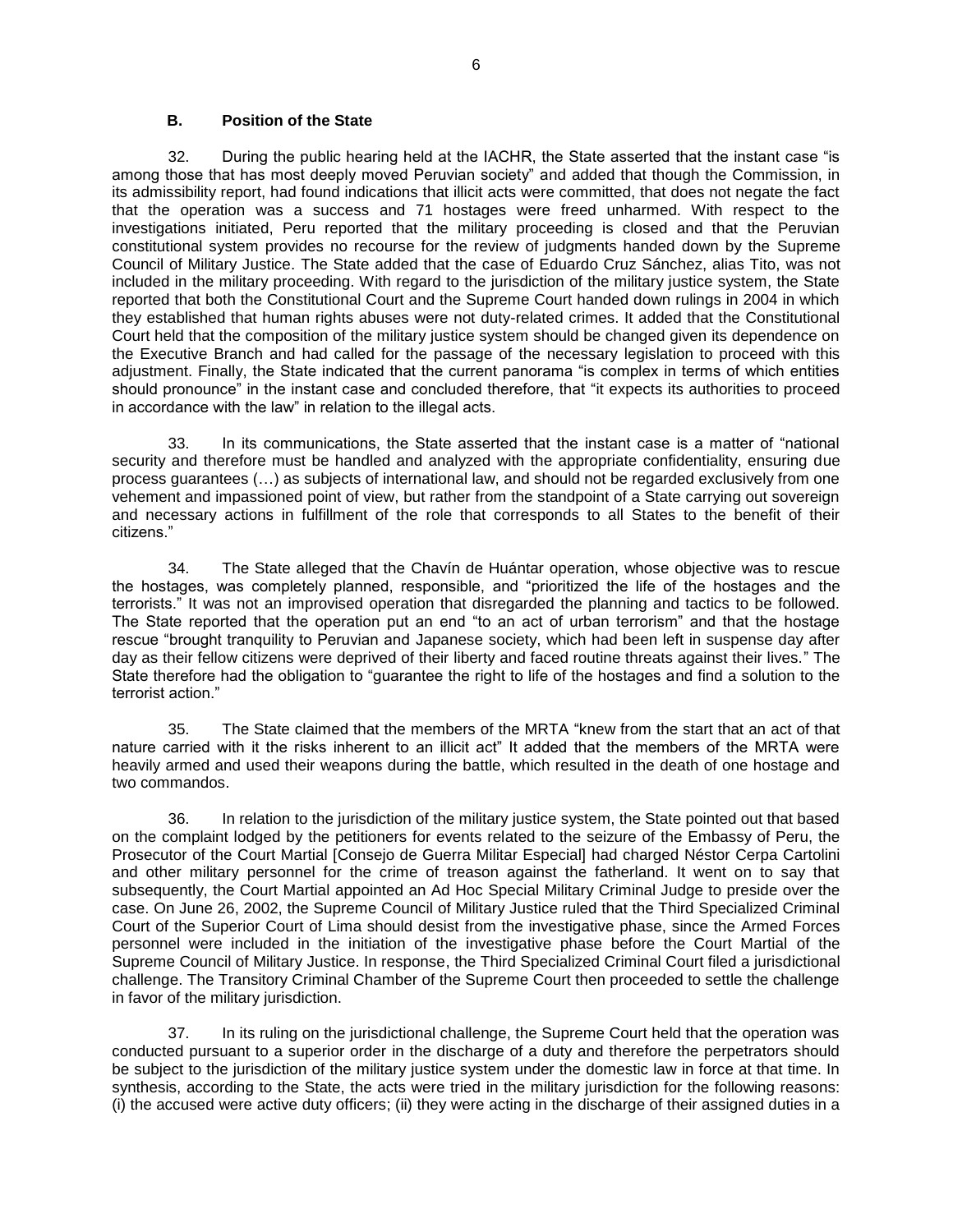### B. Position of the State

32. During the public hearing held at the IACHR, the State asserted that the instant case "is among those that has most deeply moved Peruvian society" and added that though the Commission, in its admissibility report, had found indications that illicit acts were committed, that does not negate the fact that the operation was a success and 71 hostages were freed unharmed. With respect to the investigations initiated, Peru reported that the military proceeding is closed and that the Peruvian constitutional system provides no recourse for the review of judgments handed down by the Supreme Council of Military Justice. The State added that the case of Eduardo Cruz Sánchez, alias Tito, was not included in the military proceeding. With regard to the jurisdiction of the military justice system, the State reported that both the Constitutional Court and the Supreme Court handed down rulings in 2004 in which they established that human rights abuses were not duty-related crimes. It added that the Constitutional Court held that the composition of the military justice system should be changed given its dependence on the Executive Branch and had called for the passage of the necessary legislation to proceed with this adjustment. Finally, the State indicated that the current panorama "is complex in terms of which entities should pronounce" in the instant case and concluded therefore, that "it expects its authorities to proceed in accordance with the law" in relation to the illegal acts.

33. In its communications, the State asserted that the instant case is a matter of "national security and therefore must be handled and analyzed with the appropriate confidentiality, ensuring due process guarantees (…) as subjects of international law, and should not be regarded exclusively from one vehement and impassioned point of view, but rather from the standpoint of a State carrying out sovereign and necessary actions in fulfillment of the role that corresponds to all States to the benefit of their citizens."

34. The State alleged that the Chavín de Huántar operation, whose objective was to rescue the hostages, was completely planned, responsible, and "prioritized the life of the hostages and the terrorists." It was not an improvised operation that disregarded the planning and tactics to be followed. The State reported that the operation put an end "to an act of urban terrorism" and that the hostage rescue "brought tranquility to Peruvian and Japanese society, which had been left in suspense day after day as their fellow citizens were deprived of their liberty and faced routine threats against their lives." The State therefore had the obligation to "guarantee the right to life of the hostages and find a solution to the terrorist action."

35. The State claimed that the members of the MRTA "knew from the start that an act of that nature carried with it the risks inherent to an illicit act" It added that the members of the MRTA were heavily armed and used their weapons during the battle, which resulted in the death of one hostage and two commandos.

36. In relation to the jurisdiction of the military justice system, the State pointed out that based on the complaint lodged by the petitioners for events related to the seizure of the Embassy of Peru, the Prosecutor of the Court Martial [Consejo de Guerra Militar Especial] had charged Néstor Cerpa Cartolini and other military personnel for the crime of treason against the fatherland. It went on to say that subsequently, the Court Martial appointed an Ad Hoc Special Military Criminal Judge to preside over the case. On June 26, 2002, the Supreme Council of Military Justice ruled that the Third Specialized Criminal Court of the Superior Court of Lima should desist from the investigative phase, since the Armed Forces personnel were included in the initiation of the investigative phase before the Court Martial of the Supreme Council of Military Justice. In response, the Third Specialized Criminal Court filed a jurisdictional challenge. The Transitory Criminal Chamber of the Supreme Court then proceeded to settle the challenge in favor of the military jurisdiction.

37. In its ruling on the jurisdictional challenge, the Supreme Court held that the operation was conducted pursuant to a superior order in the discharge of a duty and therefore the perpetrators should be subject to the jurisdiction of the military justice system under the domestic law in force at that time. In synthesis, according to the State, the acts were tried in the military jurisdiction for the following reasons: (i) the accused were active duty officers; (ii) they were acting in the discharge of their assigned duties in a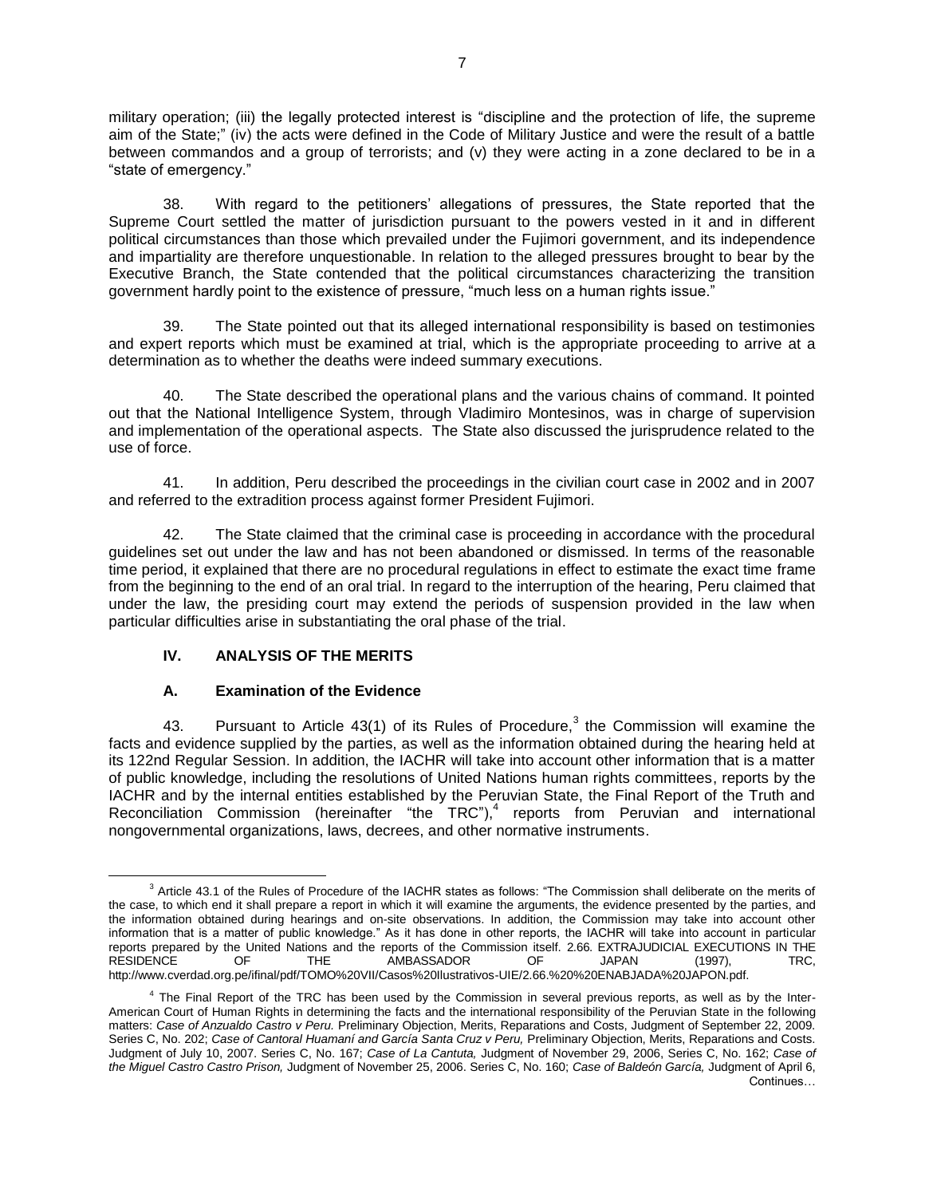military operation; (iii) the legally protected interest is "discipline and the protection of life, the supreme aim of the State;" (iv) the acts were defined in the Code of Military Justice and were the result of a battle between commandos and a group of terrorists; and (v) they were acting in a zone declared to be in a "state of emergency."

38. With regard to the petitioners' allegations of pressures, the State reported that the Supreme Court settled the matter of jurisdiction pursuant to the powers vested in it and in different political circumstances than those which prevailed under the Fujimori government, and its independence and impartiality are therefore unquestionable. In relation to the alleged pressures brought to bear by the Executive Branch, the State contended that the political circumstances characterizing the transition government hardly point to the existence of pressure, "much less on a human rights issue."

39. The State pointed out that its alleged international responsibility is based on testimonies and expert reports which must be examined at trial, which is the appropriate proceeding to arrive at a determination as to whether the deaths were indeed summary executions.

40. The State described the operational plans and the various chains of command. It pointed out that the National Intelligence System, through Vladimiro Montesinos, was in charge of supervision and implementation of the operational aspects. The State also discussed the jurisprudence related to the use of force.

41. In addition, Peru described the proceedings in the civilian court case in 2002 and in 2007 and referred to the extradition process against former President Fujimori.

42. The State claimed that the criminal case is proceeding in accordance with the procedural guidelines set out under the law and has not been abandoned or dismissed. In terms of the reasonable time period, it explained that there are no procedural regulations in effect to estimate the exact time frame from the beginning to the end of an oral trial. In regard to the interruption of the hearing, Peru claimed that under the law, the presiding court may extend the periods of suspension provided in the law when particular difficulties arise in substantiating the oral phase of the trial.

## IV. ANALYSIS OF THE MERITS

### A. Examination of the Evidence

43. Pursuant to Article 43(1) of its Rules of Procedure,[3] the Commission will examine the facts and evidence supplied by the parties, as well as the information obtained during the hearing held at its 122nd Regular Session. In addition, the IACHR will take into account other information that is a matter of public knowledge, including the resolutions of United Nations human rights committees, reports by the IACHR and by the internal entities established by the Peruvian State, the Final Report of the Truth and Reconciliation Commission (hereinafter "the TRC"),[4] reports from Peruvian and international nongovernmental organizations, laws, decrees, and other normative instruments.

---

[3] Article 43.1 of the Rules of Procedure of the IACHR states as follows: "The Commission shall deliberate on the merits of the case, to which end it shall prepare a report in which it will examine the arguments, the evidence presented by the parties, and the information obtained during hearings and on-site observations. In addition, the Commission may take into account other information that is a matter of public knowledge." As it has done in other reports, the IACHR will take into account in particular reports prepared by the United Nations and the reports of the Commission itself. 2.66. EXTRAJUDICIAL EXECUTIONS IN THE RESIDENCE OF THE AMBASSADOR OF JAPAN (1997), TRC, http://www.cverdad.org.pe/ifinal/pdf/TOMO%20VII/Casos%20Ilustrativos-UIE/2.66.%20%20ENABJADA%20JAPON.pdf.

[4] The Final Report of the TRC has been used by the Commission in several previous reports, as well as by the Inter-American Court of Human Rights in determining the facts and the international responsibility of the Peruvian State in the following matters: *Case of Anzualdo Castro v Peru.* Preliminary Objection, Merits, Reparations and Costs, Judgment of September 22, 2009. Series C, No. 202; *Case of Cantoral Huamaní and García Santa Cruz v Peru,* Preliminary Objection, Merits, Reparations and Costs. Judgment of July 10, 2007. Series C, No. 167; *Case of La Cantuta,* Judgment of November 29, 2006, Series C, No. 162; *Case of the Miguel Castro Castro Prison,* Judgment of November 25, 2006. Series C, No. 160; *Case of Baldeón García,* Judgment of April 6, Continues…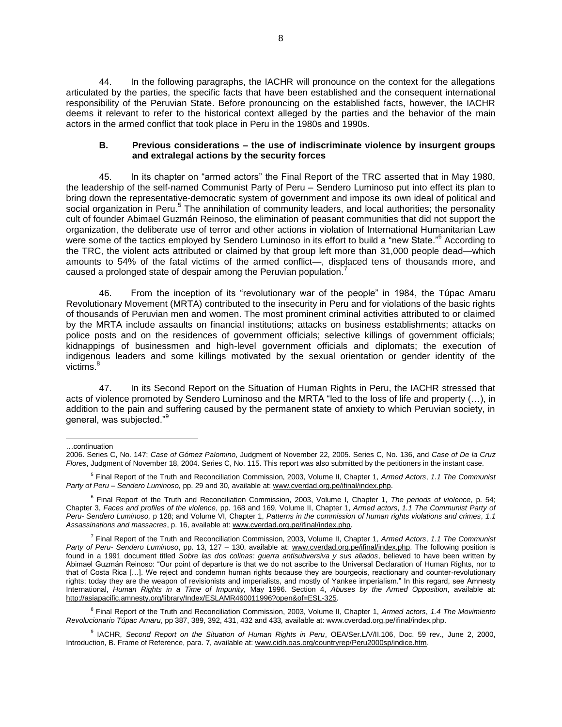44. In the following paragraphs, the IACHR will pronounce on the context for the allegations articulated by the parties, the specific facts that have been established and the consequent international responsibility of the Peruvian State. Before pronouncing on the established facts, however, the IACHR deems it relevant to refer to the historical context alleged by the parties and the behavior of the main actors in the armed conflict that took place in Peru in the 1980s and 1990s.

### B. Previous considerations – the use of indiscriminate violence by insurgent groups and extralegal actions by the security forces

45. In its chapter on "armed actors" the Final Report of the TRC asserted that in May 1980, the leadership of the self-named Communist Party of Peru – Sendero Luminoso put into effect its plan to bring down the representative-democratic system of government and impose its own ideal of political and social organization in Peru.[5] The annihilation of community leaders, and local authorities; the personality cult of founder Abimael Guzmán Reinoso, the elimination of peasant communities that did not support the organization, the deliberate use of terror and other actions in violation of International Humanitarian Law were some of the tactics employed by Sendero Luminoso in its effort to build a "new State."[6] According to the TRC, the violent acts attributed or claimed by that group left more than 31,000 people dead—which amounts to 54% of the fatal victims of the armed conflict—, displaced tens of thousands more, and caused a prolonged state of despair among the Peruvian population.[7]

46. From the inception of its "revolutionary war of the people" in 1984, the Túpac Amaru Revolutionary Movement (MRTA) contributed to the insecurity in Peru and for violations of the basic rights of thousands of Peruvian men and women. The most prominent criminal activities attributed to or claimed by the MRTA include assaults on financial institutions; attacks on business establishments; attacks on police posts and on the residences of government officials; selective killings of government officials; kidnappings of businessmen and high-level government officials and diplomats; the execution of indigenous leaders and some killings motivated by the sexual orientation or gender identity of the victims.[8]

47. In its Second Report on the Situation of Human Rights in Peru, the IACHR stressed that acts of violence promoted by Sendero Luminoso and the MRTA "led to the loss of life and property (…), in addition to the pain and suffering caused by the permanent state of anxiety to which Peruvian society, in general, was subjected."[9]

---

…continuation

2006. Series C, No. 147; *Case of Gómez Palomino*, Judgment of November 22, 2005. Series C, No. 136, and *Case of De la Cruz Flores*, Judgment of November 18, 2004. Series C, No. 115. This report was also submitted by the petitioners in the instant case.

[5] Final Report of the Truth and Reconciliation Commission, 2003, Volume II, Chapter 1, *Armed Actors*, *1.1 The Communist Party of Peru – Sendero Luminoso,* pp. 29 and 30, available at: www.cverdad.org.pe/ifinal/index.php.

[6] Final Report of the Truth and Reconciliation Commission, 2003, Volume I, Chapter 1, *The periods of violence*, p. 54; Chapter 3, *Faces and profiles of the violence*, pp. 168 and 169, Volume II, Chapter 1, *Armed actors*, *1.1 The Communist Party of Peru- Sendero Luminoso,* p 128; and Volume VI, Chapter 1, *Patterns in the commission of human rights violations and crimes*, *1.1 Assassinations and massacres*, p. 16, available at: www.cverdad.org.pe/ifinal/index.php.

[7] Final Report of the Truth and Reconciliation Commission, 2003, Volume II, Chapter 1, *Armed Actors*, *1.1 The Communist Party of Peru- Sendero Luminoso*, pp. 13, 127 – 130, available at: www.cverdad.org.pe/ifinal/index.php. The following position is found in a 1991 document titled *Sobre las dos colinas: guerra antisubversiva y sus aliados*, believed to have been written by Abimael Guzmán Reinoso: "Our point of departure is that we do not ascribe to the Universal Declaration of Human Rights, nor to that of Costa Rica […]. We reject and condemn human rights because they are bourgeois, reactionary and counter-revolutionary rights; today they are the weapon of revisionists and imperialists, and mostly of Yankee imperialism." In this regard, see Amnesty International, *Human Rights in a Time of Impunity,* May 1996. Section 4, *Abuses by the Armed Opposition*, available at: http://asiapacific.amnesty.org/library/Index/ESLAMR460011996?open&of=ESL-325.

[8] Final Report of the Truth and Reconciliation Commission, 2003, Volume II, Chapter 1, *Armed actors*, *1.4 The Movimiento Revolucionario Túpac Amaru*, pp 387, 389, 392, 431, 432 and 433*,* available at: www.cverdad.org.pe/ifinal/index.php.

[9] IACHR, *Second Report on the Situation of Human Rights in Peru*, OEA/Ser.L/V/II.106, Doc. 59 rev., June 2, 2000, Introduction, B. Frame of Reference, para. 7, available at: www.cidh.oas.org/countryrep/Peru2000sp/indice.htm.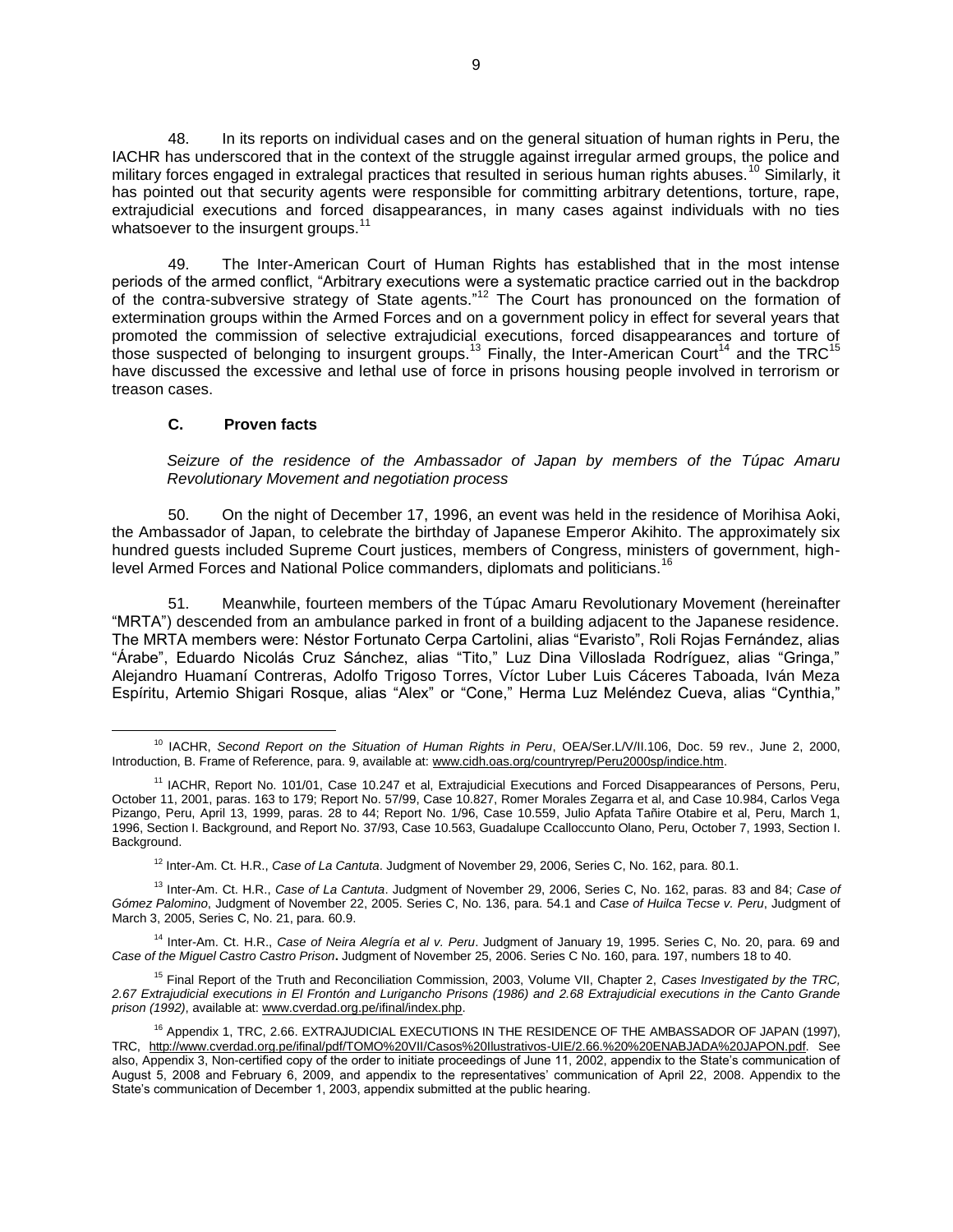48. In its reports on individual cases and on the general situation of human rights in Peru, the IACHR has underscored that in the context of the struggle against irregular armed groups, the police and military forces engaged in extralegal practices that resulted in serious human rights abuses.[10] Similarly, it has pointed out that security agents were responsible for committing arbitrary detentions, torture, rape, extrajudicial executions and forced disappearances, in many cases against individuals with no ties whatsoever to the insurgent groups.[11]

49. The Inter-American Court of Human Rights has established that in the most intense periods of the armed conflict, "Arbitrary executions were a systematic practice carried out in the backdrop of the contra-subversive strategy of State agents."[12] The Court has pronounced on the formation of extermination groups within the Armed Forces and on a government policy in effect for several years that promoted the commission of selective extrajudicial executions, forced disappearances and torture of those suspected of belonging to insurgent groups.[13] Finally, the Inter-American Court[14] and the TRC[15] have discussed the excessive and lethal use of force in prisons housing people involved in terrorism or treason cases.

### C. Proven facts

*Seizure of the residence of the Ambassador of Japan by members of the Túpac Amaru Revolutionary Movement and negotiation process*

50. On the night of December 17, 1996, an event was held in the residence of Morihisa Aoki, the Ambassador of Japan, to celebrate the birthday of Japanese Emperor Akihito. The approximately six hundred guests included Supreme Court justices, members of Congress, ministers of government, high-level Armed Forces and National Police commanders, diplomats and politicians.[16]

51. Meanwhile, fourteen members of the Túpac Amaru Revolutionary Movement (hereinafter "MRTA") descended from an ambulance parked in front of a building adjacent to the Japanese residence. The MRTA members were: Néstor Fortunato Cerpa Cartolini, alias "Evaristo", Roli Rojas Fernández, alias "Árabe", Eduardo Nicolás Cruz Sánchez, alias "Tito," Luz Dina Villoslada Rodríguez, alias "Gringa," Alejandro Huamaní Contreras, Adolfo Trigoso Torres, Víctor Luber Luis Cáceres Taboada, Iván Meza Espíritu, Artemio Shigari Rosque, alias "Alex" or "Cone," Herma Luz Meléndez Cueva, alias "Cynthia,"

---

[10] IACHR, *Second Report on the Situation of Human Rights in Peru*, OEA/Ser.L/V/II.106, Doc. 59 rev., June 2, 2000, Introduction, B. Frame of Reference, para. 9, available at: www.cidh.oas.org/countryrep/Peru2000sp/indice.htm.

[11] IACHR, Report No. 101/01, Case 10.247 et al, Extrajudicial Executions and Forced Disappearances of Persons, Peru, October 11, 2001, paras. 163 to 179; Report No. 57/99, Case 10.827, Romer Morales Zegarra et al, and Case 10.984, Carlos Vega Pizango, Peru, April 13, 1999, paras. 28 to 44; Report No. 1/96, Case 10.559, Julio Apfata Tañire Otabire et al, Peru, March 1, 1996, Section I. Background, and Report No. 37/93, Case 10.563, Guadalupe Ccalloccunto Olano, Peru, October 7, 1993, Section I. Background.

[12] Inter-Am. Ct. H.R., *Case of La Cantuta*. Judgment of November 29, 2006, Series C, No. 162, para. 80.1.

[13] Inter-Am. Ct. H.R., *Case of La Cantuta*. Judgment of November 29, 2006, Series C, No. 162, paras. 83 and 84; *Case of Gómez Palomino*, Judgment of November 22, 2005. Series C, No. 136, para. 54.1 and *Case of Huilca Tecse v. Peru*, Judgment of March 3, 2005, Series C, No. 21, para. 60.9.

[14] Inter-Am. Ct. H.R., *Case of Neira Alegría et al v. Peru*. Judgment of January 19, 1995. Series C, No. 20, para. 69 and *Case of the Miguel Castro Castro Prison*. Judgment of November 25, 2006. Series C No. 160, para. 197, numbers 18 to 40.

[15] Final Report of the Truth and Reconciliation Commission, 2003, Volume VII, Chapter 2, *Cases Investigated by the TRC, 2.67 Extrajudicial executions in El Frontón and Lurigancho Prisons (1986) and 2.68 Extrajudicial executions in the Canto Grande prison (1992)*, available at: www.cverdad.org.pe/ifinal/index.php.

[16] Appendix 1, TRC, 2.66. EXTRAJUDICIAL EXECUTIONS IN THE RESIDENCE OF THE AMBASSADOR OF JAPAN (1997), TRC, http://www.cverdad.org.pe/ifinal/pdf/TOMO%20VII/Casos%20Ilustrativos-UIE/2.66.%20%20ENABJADA%20JAPON.pdf. See also, Appendix 3, Non-certified copy of the order to initiate proceedings of June 11, 2002, appendix to the State's communication of August 5, 2008 and February 6, 2009, and appendix to the representatives' communication of April 22, 2008. Appendix to the State's communication of December 1, 2003, appendix submitted at the public hearing.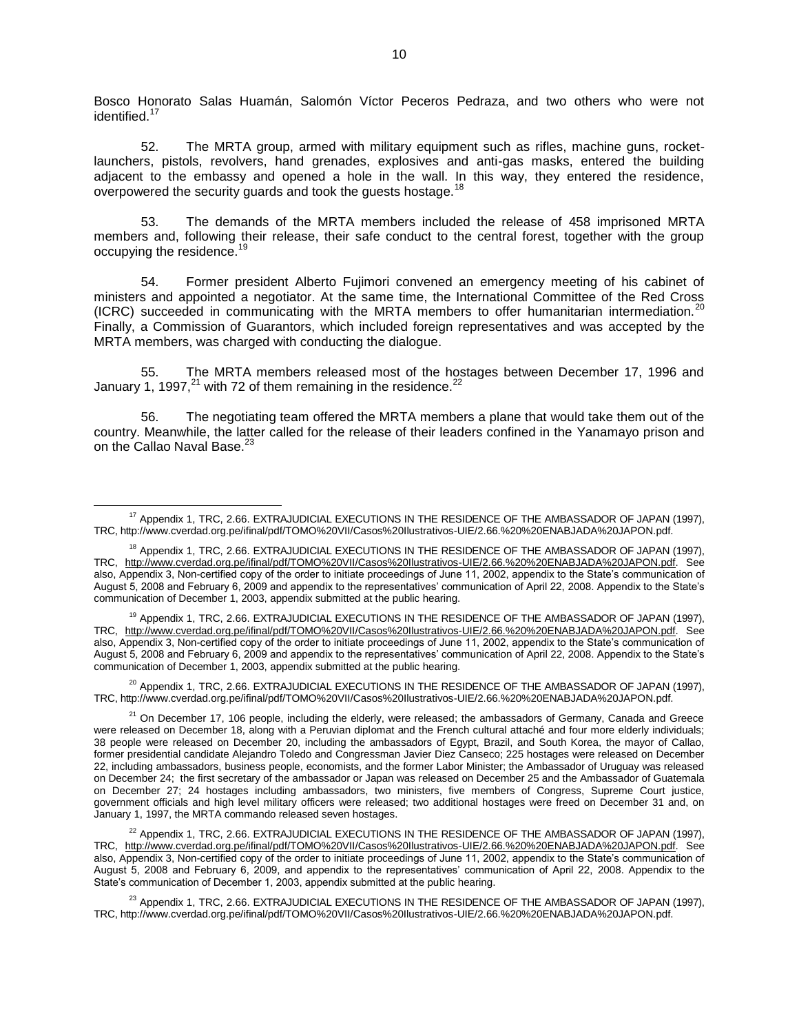Bosco Honorato Salas Huamán, Salomón Víctor Peceros Pedraza, and two others who were not identified.[17]

52. The MRTA group, armed with military equipment such as rifles, machine guns, rocket-launchers, pistols, revolvers, hand grenades, explosives and anti-gas masks, entered the building adjacent to the embassy and opened a hole in the wall. In this way, they entered the residence, overpowered the security guards and took the guests hostage.[18]

53. The demands of the MRTA members included the release of 458 imprisoned MRTA members and, following their release, their safe conduct to the central forest, together with the group occupying the residence.[19]

54. Former president Alberto Fujimori convened an emergency meeting of his cabinet of ministers and appointed a negotiator. At the same time, the International Committee of the Red Cross (ICRC) succeeded in communicating with the MRTA members to offer humanitarian intermediation.[20] Finally, a Commission of Guarantors, which included foreign representatives and was accepted by the MRTA members, was charged with conducting the dialogue.

55. The MRTA members released most of the hostages between December 17, 1996 and January 1, 1997,[21] with 72 of them remaining in the residence.[22]

56. The negotiating team offered the MRTA members a plane that would take them out of the country. Meanwhile, the latter called for the release of their leaders confined in the Yanamayo prison and on the Callao Naval Base.[23]

---

[17] Appendix 1, TRC, 2.66. EXTRAJUDICIAL EXECUTIONS IN THE RESIDENCE OF THE AMBASSADOR OF JAPAN (1997), TRC, http://www.cverdad.org.pe/ifinal/pdf/TOMO%20VII/Casos%20Ilustrativos-UIE/2.66.%20%20ENABJADA%20JAPON.pdf.

[18] Appendix 1, TRC, 2.66. EXTRAJUDICIAL EXECUTIONS IN THE RESIDENCE OF THE AMBASSADOR OF JAPAN (1997), TRC, http://www.cverdad.org.pe/ifinal/pdf/TOMO%20VII/Casos%20Ilustrativos-UIE/2.66.%20%20ENABJADA%20JAPON.pdf. See also, Appendix 3, Non-certified copy of the order to initiate proceedings of June 11, 2002, appendix to the State's communication of August 5, 2008 and February 6, 2009 and appendix to the representatives' communication of April 22, 2008. Appendix to the State's communication of December 1, 2003, appendix submitted at the public hearing.

[19] Appendix 1, TRC, 2.66. EXTRAJUDICIAL EXECUTIONS IN THE RESIDENCE OF THE AMBASSADOR OF JAPAN (1997), TRC, http://www.cverdad.org.pe/ifinal/pdf/TOMO%20VII/Casos%20Ilustrativos-UIE/2.66.%20%20ENABJADA%20JAPON.pdf. See also, Appendix 3, Non-certified copy of the order to initiate proceedings of June 11, 2002, appendix to the State's communication of August 5, 2008 and February 6, 2009 and appendix to the representatives' communication of April 22, 2008. Appendix to the State's communication of December 1, 2003, appendix submitted at the public hearing.

[20] Appendix 1, TRC, 2.66. EXTRAJUDICIAL EXECUTIONS IN THE RESIDENCE OF THE AMBASSADOR OF JAPAN (1997), TRC, http://www.cverdad.org.pe/ifinal/pdf/TOMO%20VII/Casos%20Ilustrativos-UIE/2.66.%20%20ENABJADA%20JAPON.pdf.

[21] On December 17, 106 people, including the elderly, were released; the ambassadors of Germany, Canada and Greece were released on December 18, along with a Peruvian diplomat and the French cultural attaché and four more elderly individuals; 38 people were released on December 20, including the ambassadors of Egypt, Brazil, and South Korea, the mayor of Callao, former presidential candidate Alejandro Toledo and Congressman Javier Diez Canseco; 225 hostages were released on December 22, including ambassadors, business people, economists, and the former Labor Minister; the Ambassador of Uruguay was released on December 24; the first secretary of the ambassador or Japan was released on December 25 and the Ambassador of Guatemala on December 27; 24 hostages including ambassadors, two ministers, five members of Congress, Supreme Court justice, government officials and high level military officers were released; two additional hostages were freed on December 31 and, on January 1, 1997, the MRTA commando released seven hostages.

[22] Appendix 1, TRC, 2.66. EXTRAJUDICIAL EXECUTIONS IN THE RESIDENCE OF THE AMBASSADOR OF JAPAN (1997), TRC, http://www.cverdad.org.pe/ifinal/pdf/TOMO%20VII/Casos%20Ilustrativos-UIE/2.66.%20%20ENABJADA%20JAPON.pdf. See also, Appendix 3, Non-certified copy of the order to initiate proceedings of June 11, 2002, appendix to the State's communication of August 5, 2008 and February 6, 2009, and appendix to the representatives' communication of April 22, 2008. Appendix to the State's communication of December 1, 2003, appendix submitted at the public hearing.

[23] Appendix 1, TRC, 2.66. EXTRAJUDICIAL EXECUTIONS IN THE RESIDENCE OF THE AMBASSADOR OF JAPAN (1997), TRC, http://www.cverdad.org.pe/ifinal/pdf/TOMO%20VII/Casos%20Ilustrativos-UIE/2.66.%20%20ENABJADA%20JAPON.pdf.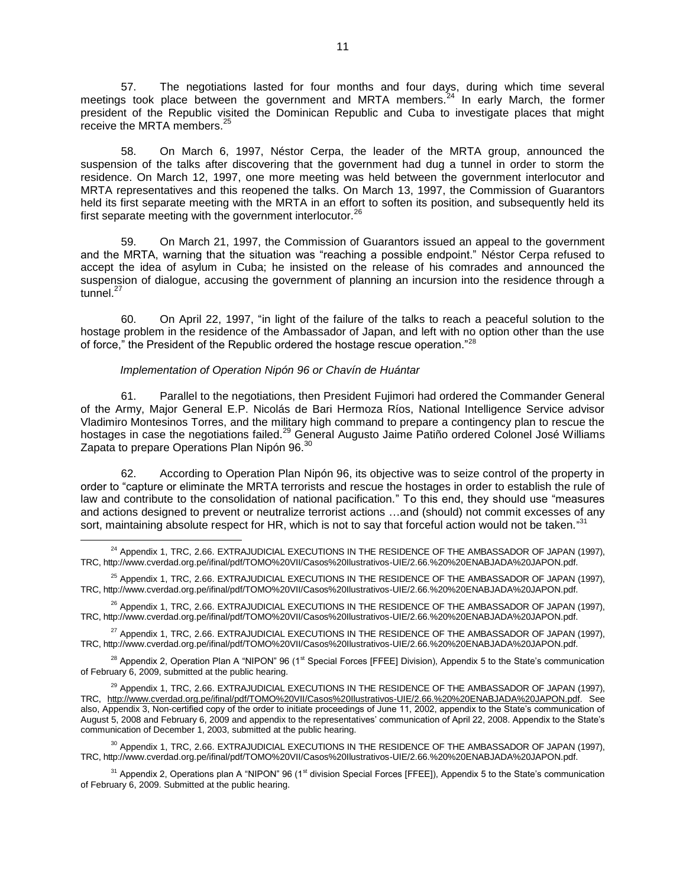57. The negotiations lasted for four months and four days, during which time several meetings took place between the government and MRTA members.[24] In early March, the former president of the Republic visited the Dominican Republic and Cuba to investigate places that might receive the MRTA members.[25]

58. On March 6, 1997, Néstor Cerpa, the leader of the MRTA group, announced the suspension of the talks after discovering that the government had dug a tunnel in order to storm the residence. On March 12, 1997, one more meeting was held between the government interlocutor and MRTA representatives and this reopened the talks. On March 13, 1997, the Commission of Guarantors held its first separate meeting with the MRTA in an effort to soften its position, and subsequently held its first separate meeting with the government interlocutor.[26]

59. On March 21, 1997, the Commission of Guarantors issued an appeal to the government and the MRTA, warning that the situation was "reaching a possible endpoint." Néstor Cerpa refused to accept the idea of asylum in Cuba; he insisted on the release of his comrades and announced the suspension of dialogue, accusing the government of planning an incursion into the residence through a tunnel.[27]

60. On April 22, 1997, "in light of the failure of the talks to reach a peaceful solution to the hostage problem in the residence of the Ambassador of Japan, and left with no option other than the use of force," the President of the Republic ordered the hostage rescue operation."[28]

*Implementation of Operation Nipón 96 or Chavín de Huántar*

61. Parallel to the negotiations, then President Fujimori had ordered the Commander General of the Army, Major General E.P. Nicolás de Bari Hermoza Ríos, National Intelligence Service advisor Vladimiro Montesinos Torres, and the military high command to prepare a contingency plan to rescue the hostages in case the negotiations failed.[29] General Augusto Jaime Patiño ordered Colonel José Williams Zapata to prepare Operations Plan Nipón 96.[30]

62. According to Operation Plan Nipón 96, its objective was to seize control of the property in order to "capture or eliminate the MRTA terrorists and rescue the hostages in order to establish the rule of law and contribute to the consolidation of national pacification." To this end, they should use "measures and actions designed to prevent or neutralize terrorist actions …and (should) not commit excesses of any sort, maintaining absolute respect for HR, which is not to say that forceful action would not be taken."[31]

---

[24] Appendix 1, TRC, 2.66. EXTRAJUDICIAL EXECUTIONS IN THE RESIDENCE OF THE AMBASSADOR OF JAPAN (1997), TRC, http://www.cverdad.org.pe/ifinal/pdf/TOMO%20VII/Casos%20Ilustrativos-UIE/2.66.%20%20ENABJADA%20JAPON.pdf.

[25] Appendix 1, TRC, 2.66. EXTRAJUDICIAL EXECUTIONS IN THE RESIDENCE OF THE AMBASSADOR OF JAPAN (1997), TRC, http://www.cverdad.org.pe/ifinal/pdf/TOMO%20VII/Casos%20Ilustrativos-UIE/2.66.%20%20ENABJADA%20JAPON.pdf.

[26] Appendix 1, TRC, 2.66. EXTRAJUDICIAL EXECUTIONS IN THE RESIDENCE OF THE AMBASSADOR OF JAPAN (1997), TRC, http://www.cverdad.org.pe/ifinal/pdf/TOMO%20VII/Casos%20Ilustrativos-UIE/2.66.%20%20ENABJADA%20JAPON.pdf.

[27] Appendix 1, TRC, 2.66. EXTRAJUDICIAL EXECUTIONS IN THE RESIDENCE OF THE AMBASSADOR OF JAPAN (1997), TRC, http://www.cverdad.org.pe/ifinal/pdf/TOMO%20VII/Casos%20Ilustrativos-UIE/2.66.%20%20ENABJADA%20JAPON.pdf.

[28] Appendix 2, Operation Plan A "NIPON" 96 (1st Special Forces [FFEE] Division), Appendix 5 to the State's communication of February 6, 2009, submitted at the public hearing.

[29] Appendix 1, TRC, 2.66. EXTRAJUDICIAL EXECUTIONS IN THE RESIDENCE OF THE AMBASSADOR OF JAPAN (1997), TRC, http://www.cverdad.org.pe/ifinal/pdf/TOMO%20VII/Casos%20Ilustrativos-UIE/2.66.%20%20ENABJADA%20JAPON.pdf. See also, Appendix 3, Non-certified copy of the order to initiate proceedings of June 11, 2002, appendix to the State's communication of August 5, 2008 and February 6, 2009 and appendix to the representatives' communication of April 22, 2008. Appendix to the State's communication of December 1, 2003, submitted at the public hearing.

[30] Appendix 1, TRC, 2.66. EXTRAJUDICIAL EXECUTIONS IN THE RESIDENCE OF THE AMBASSADOR OF JAPAN (1997), TRC, http://www.cverdad.org.pe/ifinal/pdf/TOMO%20VII/Casos%20Ilustrativos-UIE/2.66.%20%20ENABJADA%20JAPON.pdf.

[31] Appendix 2, Operations plan A "NIPON" 96 (1st division Special Forces [FFEE]), Appendix 5 to the State's communication of February 6, 2009. Submitted at the public hearing.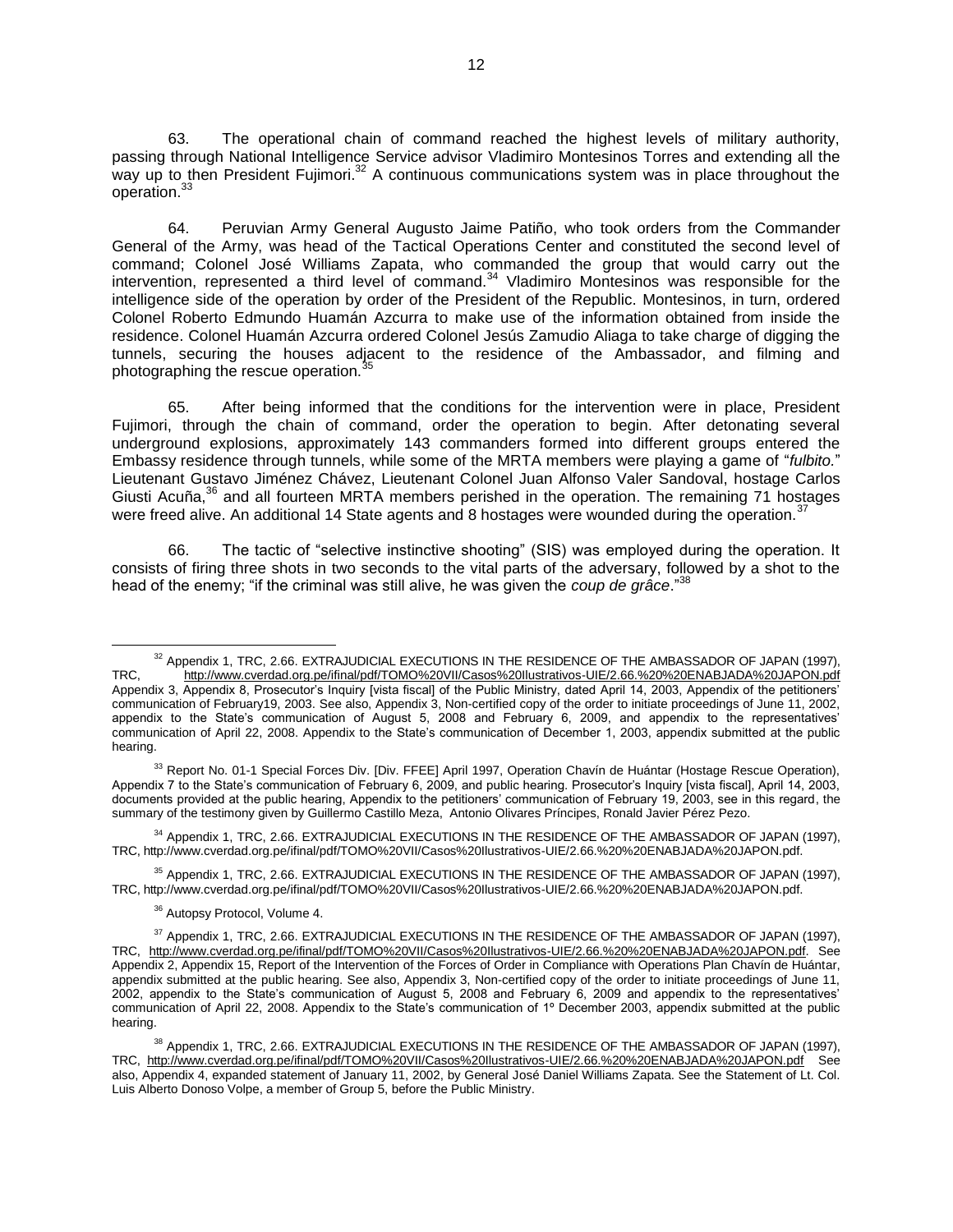63. The operational chain of command reached the highest levels of military authority, passing through National Intelligence Service advisor Vladimiro Montesinos Torres and extending all the way up to then President Fujimori.[32] A continuous communications system was in place throughout the operation.[33]

64. Peruvian Army General Augusto Jaime Patiño, who took orders from the Commander General of the Army, was head of the Tactical Operations Center and constituted the second level of command; Colonel José Williams Zapata, who commanded the group that would carry out the intervention, represented a third level of command.[34] Vladimiro Montesinos was responsible for the intelligence side of the operation by order of the President of the Republic. Montesinos, in turn, ordered Colonel Roberto Edmundo Huamán Azcurra to make use of the information obtained from inside the residence. Colonel Huamán Azcurra ordered Colonel Jesús Zamudio Aliaga to take charge of digging the tunnels, securing the houses adjacent to the residence of the Ambassador, and filming and photographing the rescue operation.[35]

65. After being informed that the conditions for the intervention were in place, President Fujimori, through the chain of command, order the operation to begin. After detonating several underground explosions, approximately 143 commanders formed into different groups entered the Embassy residence through tunnels, while some of the MRTA members were playing a game of "*fulbito.*" Lieutenant Gustavo Jiménez Chávez, Lieutenant Colonel Juan Alfonso Valer Sandoval, hostage Carlos Giusti Acuña,[36] and all fourteen MRTA members perished in the operation. The remaining 71 hostages were freed alive. An additional 14 State agents and 8 hostages were wounded during the operation.[37]

66. The tactic of "selective instinctive shooting" (SIS) was employed during the operation. It consists of firing three shots in two seconds to the vital parts of the adversary, followed by a shot to the head of the enemy; "if the criminal was still alive, he was given the *coup de grâce*."[38]

---

[32] Appendix 1, TRC, 2.66. EXTRAJUDICIAL EXECUTIONS IN THE RESIDENCE OF THE AMBASSADOR OF JAPAN (1997), TRC, http://www.cverdad.org.pe/ifinal/pdf/TOMO%20VII/Casos%20Ilustrativos-UIE/2.66.%20%20ENABJADA%20JAPON.pdf Appendix 3, Appendix 8, Prosecutor's Inquiry [vista fiscal] of the Public Ministry, dated April 14, 2003, Appendix of the petitioners' communication of February19, 2003. See also, Appendix 3, Non-certified copy of the order to initiate proceedings of June 11, 2002, appendix to the State's communication of August 5, 2008 and February 6, 2009, and appendix to the representatives' communication of April 22, 2008. Appendix to the State's communication of December 1, 2003, appendix submitted at the public hearing.

[33] Report No. 01-1 Special Forces Div. [Div. FFEE] April 1997, Operation Chavín de Huántar (Hostage Rescue Operation), Appendix 7 to the State's communication of February 6, 2009, and public hearing. Prosecutor's Inquiry [vista fiscal], April 14, 2003, documents provided at the public hearing, Appendix to the petitioners' communication of February 19, 2003, see in this regard, the summary of the testimony given by Guillermo Castillo Meza, Antonio Olivares Príncipes, Ronald Javier Pérez Pezo.

[34] Appendix 1, TRC, 2.66. EXTRAJUDICIAL EXECUTIONS IN THE RESIDENCE OF THE AMBASSADOR OF JAPAN (1997), TRC, http://www.cverdad.org.pe/ifinal/pdf/TOMO%20VII/Casos%20Ilustrativos-UIE/2.66.%20%20ENABJADA%20JAPON.pdf.

[35] Appendix 1, TRC, 2.66. EXTRAJUDICIAL EXECUTIONS IN THE RESIDENCE OF THE AMBASSADOR OF JAPAN (1997), TRC, http://www.cverdad.org.pe/ifinal/pdf/TOMO%20VII/Casos%20Ilustrativos-UIE/2.66.%20%20ENABJADA%20JAPON.pdf.

[36] Autopsy Protocol, Volume 4.

[37] Appendix 1, TRC, 2.66. EXTRAJUDICIAL EXECUTIONS IN THE RESIDENCE OF THE AMBASSADOR OF JAPAN (1997), TRC, http://www.cverdad.org.pe/ifinal/pdf/TOMO%20VII/Casos%20Ilustrativos-UIE/2.66.%20%20ENABJADA%20JAPON.pdf. See Appendix 2, Appendix 15, Report of the Intervention of the Forces of Order in Compliance with Operations Plan Chavín de Huántar, appendix submitted at the public hearing. See also, Appendix 3, Non-certified copy of the order to initiate proceedings of June 11, 2002, appendix to the State's communication of August 5, 2008 and February 6, 2009 and appendix to the representatives' communication of April 22, 2008. Appendix to the State's communication of 1º December 2003, appendix submitted at the public hearing.

[38] Appendix 1, TRC, 2.66. EXTRAJUDICIAL EXECUTIONS IN THE RESIDENCE OF THE AMBASSADOR OF JAPAN (1997), TRC, http://www.cverdad.org.pe/ifinal/pdf/TOMO%20VII/Casos%20Ilustrativos-UIE/2.66.%20%20ENABJADA%20JAPON.pdf See also, Appendix 4, expanded statement of January 11, 2002, by General José Daniel Williams Zapata. See the Statement of Lt. Col. Luis Alberto Donoso Volpe, a member of Group 5, before the Public Ministry.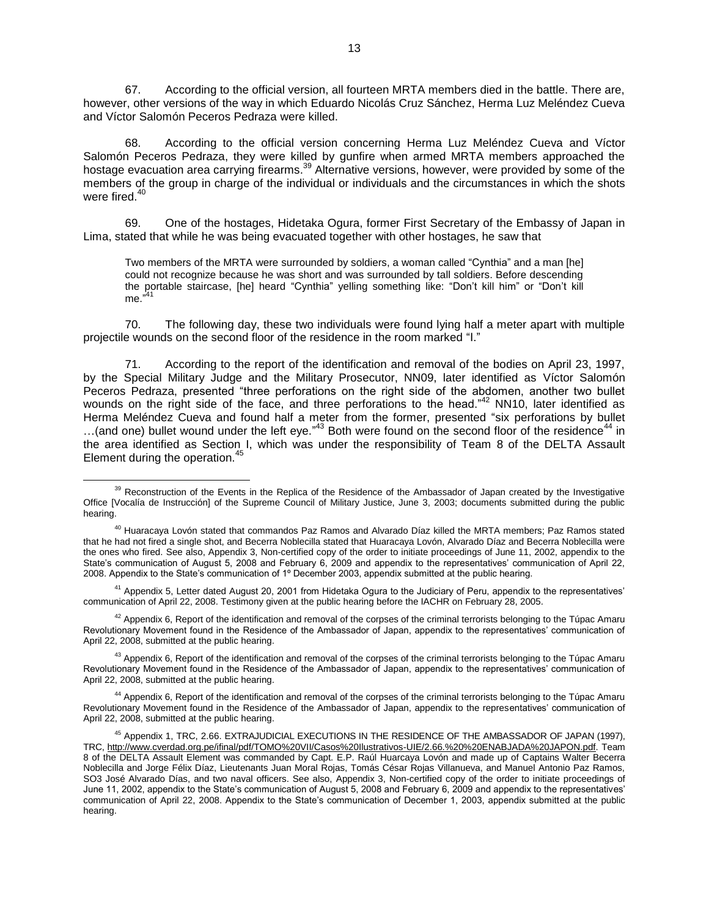67. According to the official version, all fourteen MRTA members died in the battle. There are, however, other versions of the way in which Eduardo Nicolás Cruz Sánchez, Herma Luz Meléndez Cueva and Víctor Salomón Peceros Pedraza were killed.

68. According to the official version concerning Herma Luz Meléndez Cueva and Víctor Salomón Peceros Pedraza, they were killed by gunfire when armed MRTA members approached the hostage evacuation area carrying firearms.[39] Alternative versions, however, were provided by some of the members of the group in charge of the individual or individuals and the circumstances in which the shots were fired.[40]

69. One of the hostages, Hidetaka Ogura, former First Secretary of the Embassy of Japan in Lima, stated that while he was being evacuated together with other hostages, he saw that

> Two members of the MRTA were surrounded by soldiers, a woman called "Cynthia" and a man [he] could not recognize because he was short and was surrounded by tall soldiers. Before descending the portable staircase, [he] heard "Cynthia" yelling something like: "Don't kill him" or "Don't kill me."[41]

70. The following day, these two individuals were found lying half a meter apart with multiple projectile wounds on the second floor of the residence in the room marked "I."

71. According to the report of the identification and removal of the bodies on April 23, 1997, by the Special Military Judge and the Military Prosecutor, NN09, later identified as Víctor Salomón Peceros Pedraza, presented "three perforations on the right side of the abdomen, another two bullet wounds on the right side of the face, and three perforations to the head."[42] NN10, later identified as Herma Meléndez Cueva and found half a meter from the former, presented "six perforations by bullet …(and one) bullet wound under the left eye."[43] Both were found on the second floor of the residence[44] in the area identified as Section I, which was under the responsibility of Team 8 of the DELTA Assault Element during the operation.[45]

---

[39] Reconstruction of the Events in the Replica of the Residence of the Ambassador of Japan created by the Investigative Office [Vocalía de Instrucción] of the Supreme Council of Military Justice, June 3, 2003; documents submitted during the public hearing.

[40] Huaracaya Lovón stated that commandos Paz Ramos and Alvarado Díaz killed the MRTA members; Paz Ramos stated that he had not fired a single shot, and Becerra Noblecilla stated that Huaracaya Lovón, Alvarado Díaz and Becerra Noblecilla were the ones who fired. See also, Appendix 3, Non-certified copy of the order to initiate proceedings of June 11, 2002, appendix to the State's communication of August 5, 2008 and February 6, 2009 and appendix to the representatives' communication of April 22, 2008. Appendix to the State's communication of 1º December 2003, appendix submitted at the public hearing.

[41] Appendix 5, Letter dated August 20, 2001 from Hidetaka Ogura to the Judiciary of Peru, appendix to the representatives' communication of April 22, 2008. Testimony given at the public hearing before the IACHR on February 28, 2005.

[42] Appendix 6, Report of the identification and removal of the corpses of the criminal terrorists belonging to the Túpac Amaru Revolutionary Movement found in the Residence of the Ambassador of Japan, appendix to the representatives' communication of April 22, 2008, submitted at the public hearing.

[43] Appendix 6, Report of the identification and removal of the corpses of the criminal terrorists belonging to the Túpac Amaru Revolutionary Movement found in the Residence of the Ambassador of Japan, appendix to the representatives' communication of April 22, 2008, submitted at the public hearing.

[44] Appendix 6, Report of the identification and removal of the corpses of the criminal terrorists belonging to the Túpac Amaru Revolutionary Movement found in the Residence of the Ambassador of Japan, appendix to the representatives' communication of April 22, 2008, submitted at the public hearing.

[45] Appendix 1, TRC, 2.66. EXTRAJUDICIAL EXECUTIONS IN THE RESIDENCE OF THE AMBASSADOR OF JAPAN (1997), TRC, http://www.cverdad.org.pe/ifinal/pdf/TOMO%20VII/Casos%20Ilustrativos-UIE/2.66.%20%20ENABJADA%20JAPON.pdf. Team 8 of the DELTA Assault Element was commanded by Capt. E.P. Raúl Huarcaya Lovón and made up of Captains Walter Becerra Noblecilla and Jorge Félix Díaz, Lieutenants Juan Moral Rojas, Tomás César Rojas Villanueva, and Manuel Antonio Paz Ramos, SO3 José Alvarado Días, and two naval officers. See also, Appendix 3, Non-certified copy of the order to initiate proceedings of June 11, 2002, appendix to the State's communication of August 5, 2008 and February 6, 2009 and appendix to the representatives' communication of April 22, 2008. Appendix to the State's communication of December 1, 2003, appendix submitted at the public hearing.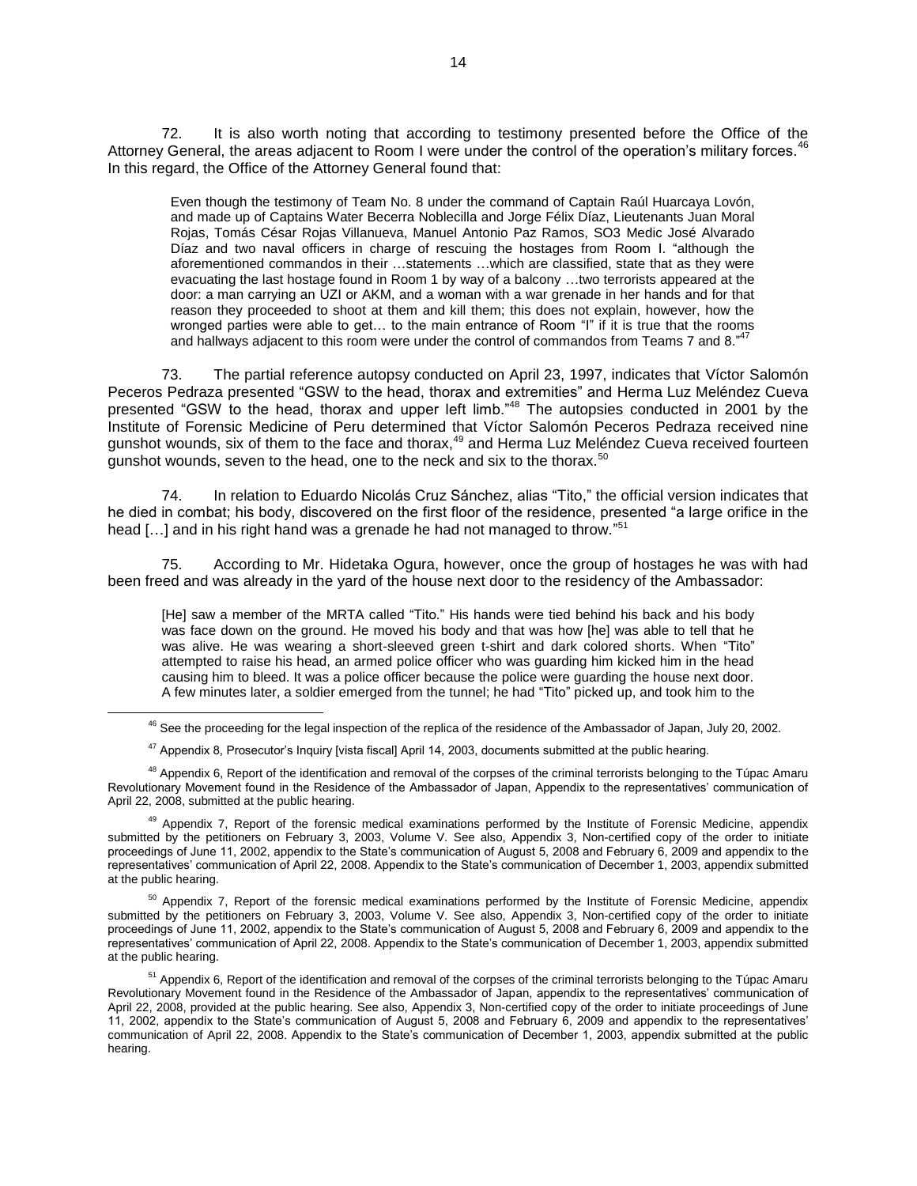72. It is also worth noting that according to testimony presented before the Office of the Attorney General, the areas adjacent to Room I were under the control of the operation's military forces.[46] In this regard, the Office of the Attorney General found that:

> Even though the testimony of Team No. 8 under the command of Captain Raúl Huarcaya Lovón, and made up of Captains Water Becerra Noblecilla and Jorge Félix Díaz, Lieutenants Juan Moral Rojas, Tomás César Rojas Villanueva, Manuel Antonio Paz Ramos, SO3 Medic José Alvarado Díaz and two naval officers in charge of rescuing the hostages from Room I. "although the aforementioned commandos in their …statements …which are classified, state that as they were evacuating the last hostage found in Room 1 by way of a balcony …two terrorists appeared at the door: a man carrying an UZI or AKM, and a woman with a war grenade in her hands and for that reason they proceeded to shoot at them and kill them; this does not explain, however, how the wronged parties were able to get… to the main entrance of Room "I" if it is true that the rooms and hallways adjacent to this room were under the control of commandos from Teams 7 and 8."[47]

73. The partial reference autopsy conducted on April 23, 1997, indicates that Víctor Salomón Peceros Pedraza presented "GSW to the head, thorax and extremities" and Herma Luz Meléndez Cueva presented "GSW to the head, thorax and upper left limb."[48] The autopsies conducted in 2001 by the Institute of Forensic Medicine of Peru determined that Víctor Salomón Peceros Pedraza received nine gunshot wounds, six of them to the face and thorax,[49] and Herma Luz Meléndez Cueva received fourteen gunshot wounds, seven to the head, one to the neck and six to the thorax.[50]

74. In relation to Eduardo Nicolás Cruz Sánchez, alias "Tito," the official version indicates that he died in combat; his body, discovered on the first floor of the residence, presented "a large orifice in the head […] and in his right hand was a grenade he had not managed to throw."[51]

75. According to Mr. Hidetaka Ogura, however, once the group of hostages he was with had been freed and was already in the yard of the house next door to the residency of the Ambassador:

> [He] saw a member of the MRTA called "Tito." His hands were tied behind his back and his body was face down on the ground. He moved his body and that was how [he] was able to tell that he was alive. He was wearing a short-sleeved green t-shirt and dark colored shorts. When "Tito" attempted to raise his head, an armed police officer who was guarding him kicked him in the head causing him to bleed. It was a police officer because the police were guarding the house next door. A few minutes later, a soldier emerged from the tunnel; he had "Tito" picked up, and took him to the

---

[46] See the proceeding for the legal inspection of the replica of the residence of the Ambassador of Japan, July 20, 2002.

[47] Appendix 8, Prosecutor's Inquiry [vista fiscal] April 14, 2003, documents submitted at the public hearing.

[48] Appendix 6, Report of the identification and removal of the corpses of the criminal terrorists belonging to the Túpac Amaru Revolutionary Movement found in the Residence of the Ambassador of Japan, Appendix to the representatives' communication of April 22, 2008, submitted at the public hearing.

[49] Appendix 7, Report of the forensic medical examinations performed by the Institute of Forensic Medicine, appendix submitted by the petitioners on February 3, 2003, Volume V. See also, Appendix 3, Non-certified copy of the order to initiate proceedings of June 11, 2002, appendix to the State's communication of August 5, 2008 and February 6, 2009 and appendix to the representatives' communication of April 22, 2008. Appendix to the State's communication of December 1, 2003, appendix submitted at the public hearing.

[50] Appendix 7, Report of the forensic medical examinations performed by the Institute of Forensic Medicine, appendix submitted by the petitioners on February 3, 2003, Volume V. See also, Appendix 3, Non-certified copy of the order to initiate proceedings of June 11, 2002, appendix to the State's communication of August 5, 2008 and February 6, 2009 and appendix to the representatives' communication of April 22, 2008. Appendix to the State's communication of December 1, 2003, appendix submitted at the public hearing.

[51] Appendix 6, Report of the identification and removal of the corpses of the criminal terrorists belonging to the Túpac Amaru Revolutionary Movement found in the Residence of the Ambassador of Japan, appendix to the representatives' communication of April 22, 2008, provided at the public hearing. See also, Appendix 3, Non-certified copy of the order to initiate proceedings of June 11, 2002, appendix to the State's communication of August 5, 2008 and February 6, 2009 and appendix to the representatives' communication of April 22, 2008. Appendix to the State's communication of December 1, 2003, appendix submitted at the public hearing.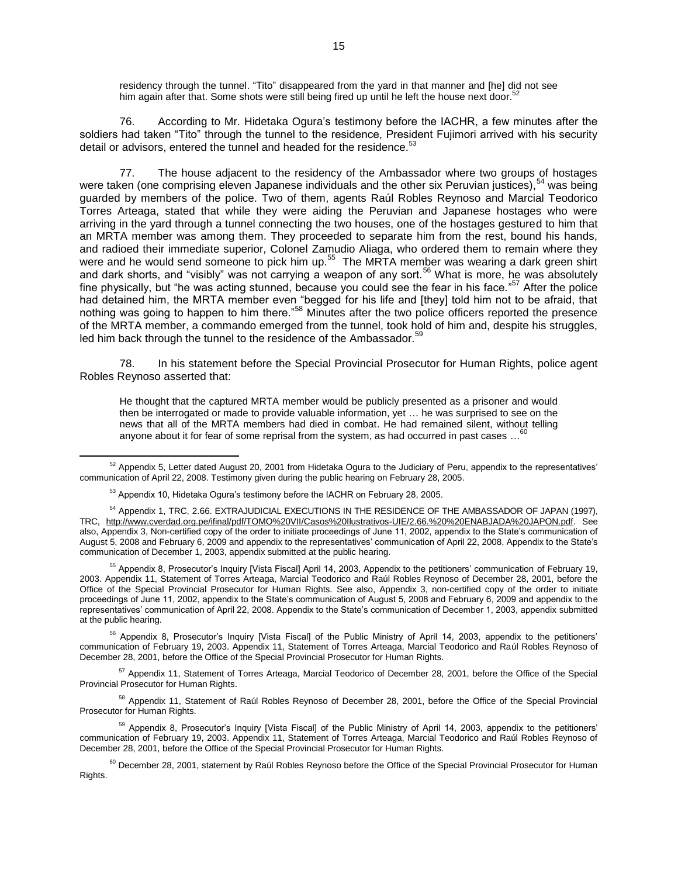> residency through the tunnel. "Tito" disappeared from the yard in that manner and [he] did not see him again after that. Some shots were still being fired up until he left the house next door.[52]

76. According to Mr. Hidetaka Ogura's testimony before the IACHR, a few minutes after the soldiers had taken "Tito" through the tunnel to the residence, President Fujimori arrived with his security detail or advisors, entered the tunnel and headed for the residence.[53]

77. The house adjacent to the residency of the Ambassador where two groups of hostages were taken (one comprising eleven Japanese individuals and the other six Peruvian justices),[54] was being guarded by members of the police. Two of them, agents Raúl Robles Reynoso and Marcial Teodorico Torres Arteaga, stated that while they were aiding the Peruvian and Japanese hostages who were arriving in the yard through a tunnel connecting the two houses, one of the hostages gestured to him that an MRTA member was among them. They proceeded to separate him from the rest, bound his hands, and radioed their immediate superior, Colonel Zamudio Aliaga, who ordered them to remain where they were and he would send someone to pick him up.[55] The MRTA member was wearing a dark green shirt and dark shorts, and "visibly" was not carrying a weapon of any sort.[56] What is more, he was absolutely fine physically, but "he was acting stunned, because you could see the fear in his face."[57] After the police had detained him, the MRTA member even "begged for his life and [they] told him not to be afraid, that nothing was going to happen to him there."[58] Minutes after the two police officers reported the presence of the MRTA member, a commando emerged from the tunnel, took hold of him and, despite his struggles, led him back through the tunnel to the residence of the Ambassador.[59]

78. In his statement before the Special Provincial Prosecutor for Human Rights, police agent Robles Reynoso asserted that:

> He thought that the captured MRTA member would be publicly presented as a prisoner and would then be interrogated or made to provide valuable information, yet … he was surprised to see on the news that all of the MRTA members had died in combat. He had remained silent, without telling anyone about it for fear of some reprisal from the system, as had occurred in past cases …[60]

---

[52] Appendix 5, Letter dated August 20, 2001 from Hidetaka Ogura to the Judiciary of Peru, appendix to the representatives' communication of April 22, 2008. Testimony given during the public hearing on February 28, 2005.

[53] Appendix 10, Hidetaka Ogura's testimony before the IACHR on February 28, 2005.

[54] Appendix 1, TRC, 2.66. EXTRAJUDICIAL EXECUTIONS IN THE RESIDENCE OF THE AMBASSADOR OF JAPAN (1997), TRC, http://www.cverdad.org.pe/ifinal/pdf/TOMO%20VII/Casos%20Ilustrativos-UIE/2.66.%20%20ENABJADA%20JAPON.pdf. See also, Appendix 3, Non-certified copy of the order to initiate proceedings of June 11, 2002, appendix to the State's communication of August 5, 2008 and February 6, 2009 and appendix to the representatives' communication of April 22, 2008. Appendix to the State's communication of December 1, 2003, appendix submitted at the public hearing.

[55] Appendix 8, Prosecutor's Inquiry [Vista Fiscal] April 14, 2003, Appendix to the petitioners' communication of February 19, 2003. Appendix 11, Statement of Torres Arteaga, Marcial Teodorico and Raúl Robles Reynoso of December 28, 2001, before the Office of the Special Provincial Prosecutor for Human Rights. See also, Appendix 3, non-certified copy of the order to initiate proceedings of June 11, 2002, appendix to the State's communication of August 5, 2008 and February 6, 2009 and appendix to the representatives' communication of April 22, 2008. Appendix to the State's communication of December 1, 2003, appendix submitted at the public hearing.

[56] Appendix 8, Prosecutor's Inquiry [Vista Fiscal] of the Public Ministry of April 14, 2003, appendix to the petitioners' communication of February 19, 2003. Appendix 11, Statement of Torres Arteaga, Marcial Teodorico and Raúl Robles Reynoso of December 28, 2001, before the Office of the Special Provincial Prosecutor for Human Rights.

[57] Appendix 11, Statement of Torres Arteaga, Marcial Teodorico of December 28, 2001, before the Office of the Special Provincial Prosecutor for Human Rights.

[58] Appendix 11, Statement of Raúl Robles Reynoso of December 28, 2001, before the Office of the Special Provincial Prosecutor for Human Rights.

[59] Appendix 8, Prosecutor's Inquiry [Vista Fiscal] of the Public Ministry of April 14, 2003, appendix to the petitioners' communication of February 19, 2003. Appendix 11, Statement of Torres Arteaga, Marcial Teodorico and Raúl Robles Reynoso of December 28, 2001, before the Office of the Special Provincial Prosecutor for Human Rights.

[60] December 28, 2001, statement by Raúl Robles Reynoso before the Office of the Special Provincial Prosecutor for Human Rights.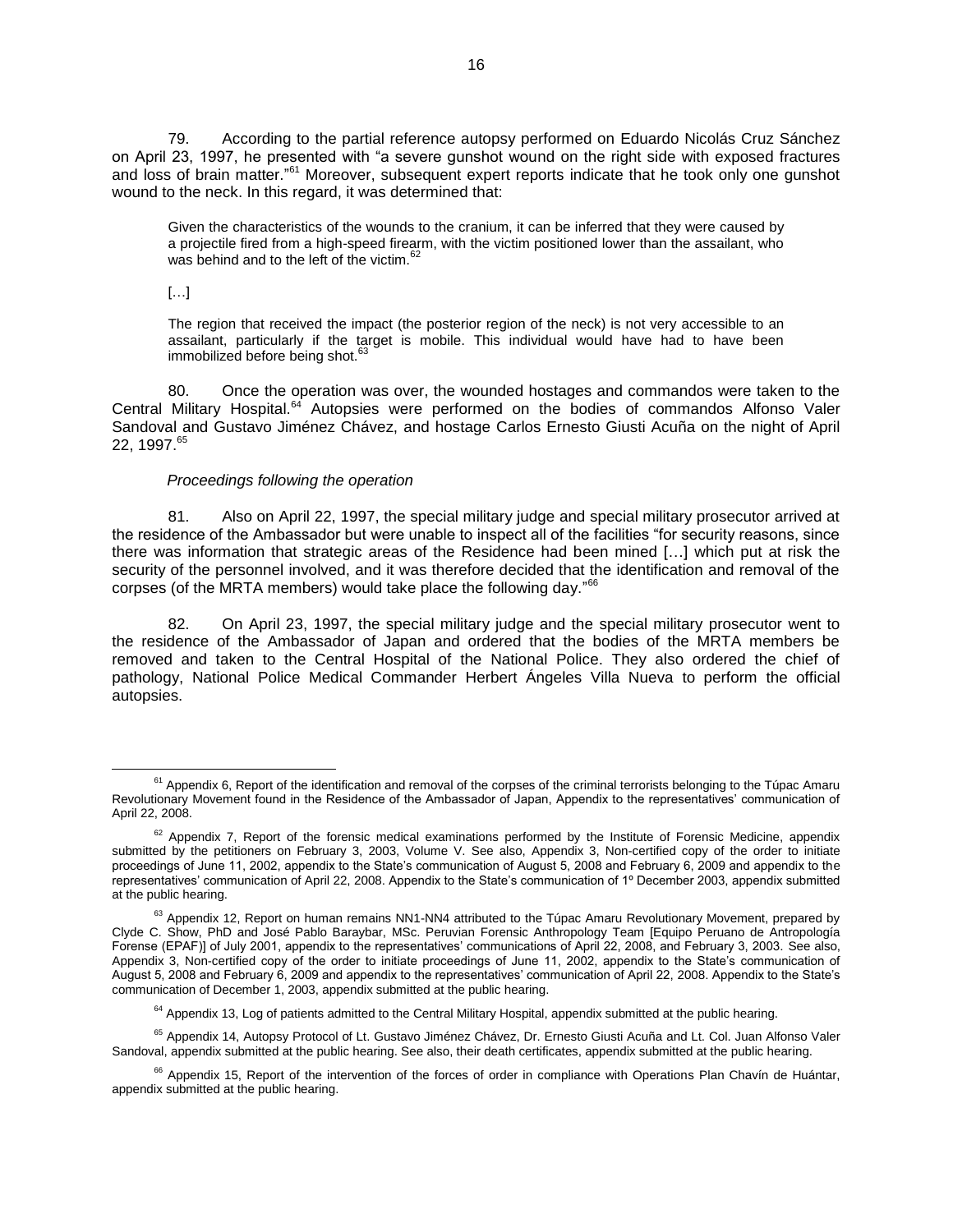79. According to the partial reference autopsy performed on Eduardo Nicolás Cruz Sánchez on April 23, 1997, he presented with "a severe gunshot wound on the right side with exposed fractures and loss of brain matter."[61] Moreover, subsequent expert reports indicate that he took only one gunshot wound to the neck. In this regard, it was determined that:

> Given the characteristics of the wounds to the cranium, it can be inferred that they were caused by a projectile fired from a high-speed firearm, with the victim positioned lower than the assailant, who was behind and to the left of the victim.[62]
>
> […]
>
> The region that received the impact (the posterior region of the neck) is not very accessible to an assailant, particularly if the target is mobile. This individual would have had to have been immobilized before being shot.[63]

80. Once the operation was over, the wounded hostages and commandos were taken to the Central Military Hospital.[64] Autopsies were performed on the bodies of commandos Alfonso Valer Sandoval and Gustavo Jiménez Chávez, and hostage Carlos Ernesto Giusti Acuña on the night of April 22, 1997.[65]

*Proceedings following the operation*

81. Also on April 22, 1997, the special military judge and special military prosecutor arrived at the residence of the Ambassador but were unable to inspect all of the facilities "for security reasons, since there was information that strategic areas of the Residence had been mined […] which put at risk the security of the personnel involved, and it was therefore decided that the identification and removal of the corpses (of the MRTA members) would take place the following day."[66]

82. On April 23, 1997, the special military judge and the special military prosecutor went to the residence of the Ambassador of Japan and ordered that the bodies of the MRTA members be removed and taken to the Central Hospital of the National Police. They also ordered the chief of pathology, National Police Medical Commander Herbert Ángeles Villa Nueva to perform the official autopsies.

---

[61] Appendix 6, Report of the identification and removal of the corpses of the criminal terrorists belonging to the Túpac Amaru Revolutionary Movement found in the Residence of the Ambassador of Japan, Appendix to the representatives' communication of April 22, 2008.

[62] Appendix 7, Report of the forensic medical examinations performed by the Institute of Forensic Medicine, appendix submitted by the petitioners on February 3, 2003, Volume V. See also, Appendix 3, Non-certified copy of the order to initiate proceedings of June 11, 2002, appendix to the State's communication of August 5, 2008 and February 6, 2009 and appendix to the representatives' communication of April 22, 2008. Appendix to the State's communication of 1º December 2003, appendix submitted at the public hearing.

[63] Appendix 12, Report on human remains NN1-NN4 attributed to the Túpac Amaru Revolutionary Movement, prepared by Clyde C. Show, PhD and José Pablo Baraybar, MSc. Peruvian Forensic Anthropology Team [Equipo Peruano de Antropología Forense (EPAF)] of July 2001, appendix to the representatives' communications of April 22, 2008, and February 3, 2003. See also, Appendix 3, Non-certified copy of the order to initiate proceedings of June 11, 2002, appendix to the State's communication of August 5, 2008 and February 6, 2009 and appendix to the representatives' communication of April 22, 2008. Appendix to the State's communication of December 1, 2003, appendix submitted at the public hearing.

[64] Appendix 13, Log of patients admitted to the Central Military Hospital, appendix submitted at the public hearing.

[65] Appendix 14, Autopsy Protocol of Lt. Gustavo Jiménez Chávez, Dr. Ernesto Giusti Acuña and Lt. Col. Juan Alfonso Valer Sandoval, appendix submitted at the public hearing. See also, their death certificates, appendix submitted at the public hearing.

[66] Appendix 15, Report of the intervention of the forces of order in compliance with Operations Plan Chavín de Huántar, appendix submitted at the public hearing.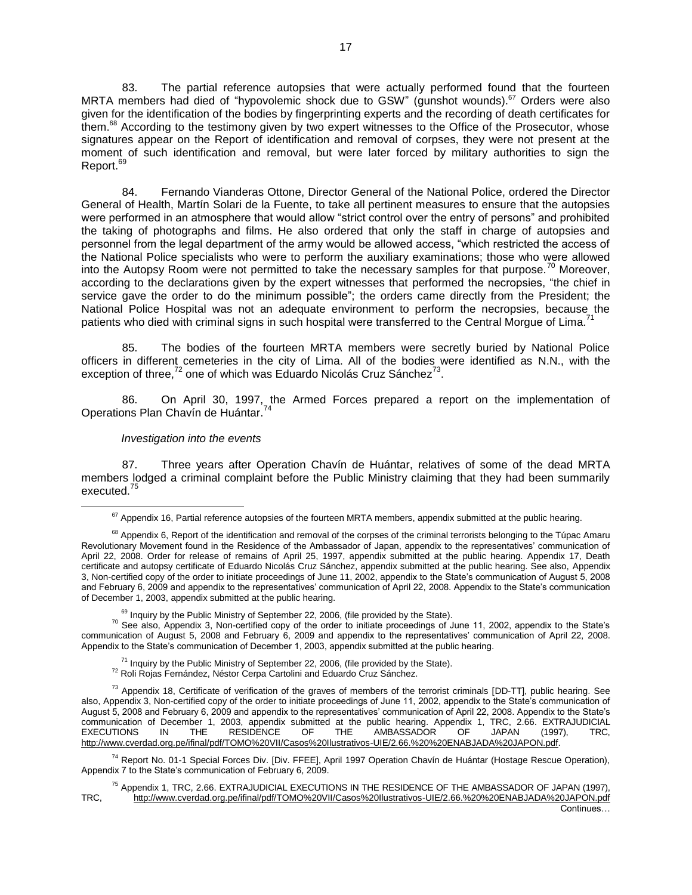83. The partial reference autopsies that were actually performed found that the fourteen MRTA members had died of "hypovolemic shock due to GSW" (gunshot wounds).[67] Orders were also given for the identification of the bodies by fingerprinting experts and the recording of death certificates for them.[68] According to the testimony given by two expert witnesses to the Office of the Prosecutor, whose signatures appear on the Report of identification and removal of corpses, they were not present at the moment of such identification and removal, but were later forced by military authorities to sign the Report.[69]

84. Fernando Vianderas Ottone, Director General of the National Police, ordered the Director General of Health, Martín Solari de la Fuente, to take all pertinent measures to ensure that the autopsies were performed in an atmosphere that would allow "strict control over the entry of persons" and prohibited the taking of photographs and films. He also ordered that only the staff in charge of autopsies and personnel from the legal department of the army would be allowed access, "which restricted the access of the National Police specialists who were to perform the auxiliary examinations; those who were allowed into the Autopsy Room were not permitted to take the necessary samples for that purpose.[70] Moreover, according to the declarations given by the expert witnesses that performed the necropsies, "the chief in service gave the order to do the minimum possible"; the orders came directly from the President; the National Police Hospital was not an adequate environment to perform the necropsies, because the patients who died with criminal signs in such hospital were transferred to the Central Morgue of Lima.[71]

85. The bodies of the fourteen MRTA members were secretly buried by National Police officers in different cemeteries in the city of Lima. All of the bodies were identified as N.N., with the exception of three,[72] one of which was Eduardo Nicolás Cruz Sánchez[73].

86. On April 30, 1997, the Armed Forces prepared a report on the implementation of Operations Plan Chavín de Huántar.[74]

*Investigation into the events*

87. Three years after Operation Chavín de Huántar, relatives of some of the dead MRTA members lodged a criminal complaint before the Public Ministry claiming that they had been summarily executed.[75]

---

[67] Appendix 16, Partial reference autopsies of the fourteen MRTA members, appendix submitted at the public hearing.

[68] Appendix 6, Report of the identification and removal of the corpses of the criminal terrorists belonging to the Túpac Amaru Revolutionary Movement found in the Residence of the Ambassador of Japan, appendix to the representatives' communication of April 22, 2008. Order for release of remains of April 25, 1997, appendix submitted at the public hearing. Appendix 17, Death certificate and autopsy certificate of Eduardo Nicolás Cruz Sánchez, appendix submitted at the public hearing. See also, Appendix 3, Non-certified copy of the order to initiate proceedings of June 11, 2002, appendix to the State's communication of August 5, 2008 and February 6, 2009 and appendix to the representatives' communication of April 22, 2008. Appendix to the State's communication of December 1, 2003, appendix submitted at the public hearing.

[69] Inquiry by the Public Ministry of September 22, 2006, (file provided by the State).

[70] See also, Appendix 3, Non-certified copy of the order to initiate proceedings of June 11, 2002, appendix to the State's communication of August 5, 2008 and February 6, 2009 and appendix to the representatives' communication of April 22, 2008. Appendix to the State's communication of December 1, 2003, appendix submitted at the public hearing.

[71] Inquiry by the Public Ministry of September 22, 2006, (file provided by the State).

[72] Roli Rojas Fernández, Néstor Cerpa Cartolini and Eduardo Cruz Sánchez.

[73] Appendix 18, Certificate of verification of the graves of members of the terrorist criminals [DD-TT], public hearing. See also, Appendix 3, Non-certified copy of the order to initiate proceedings of June 11, 2002, appendix to the State's communication of August 5, 2008 and February 6, 2009 and appendix to the representatives' communication of April 22, 2008. Appendix to the State's communication of December 1, 2003, appendix submitted at the public hearing. Appendix 1, TRC, 2.66. EXTRAJUDICIAL EXECUTIONS IN THE RESIDENCE OF THE AMBASSADOR OF JAPAN (1997), TRC, http://www.cverdad.org.pe/ifinal/pdf/TOMO%20VII/Casos%20Ilustrativos-UIE/2.66.%20%20ENABJADA%20JAPON.pdf.

[74] Report No. 01-1 Special Forces Div. [Div. FFEE], April 1997 Operation Chavín de Huántar (Hostage Rescue Operation), Appendix 7 to the State's communication of February 6, 2009.

[75] Appendix 1, TRC, 2.66. EXTRAJUDICIAL EXECUTIONS IN THE RESIDENCE OF THE AMBASSADOR OF JAPAN (1997), TRC, http://www.cverdad.org.pe/ifinal/pdf/TOMO%20VII/Casos%20Ilustrativos-UIE/2.66.%20%20ENABJADA%20JAPON.pdf

Continues…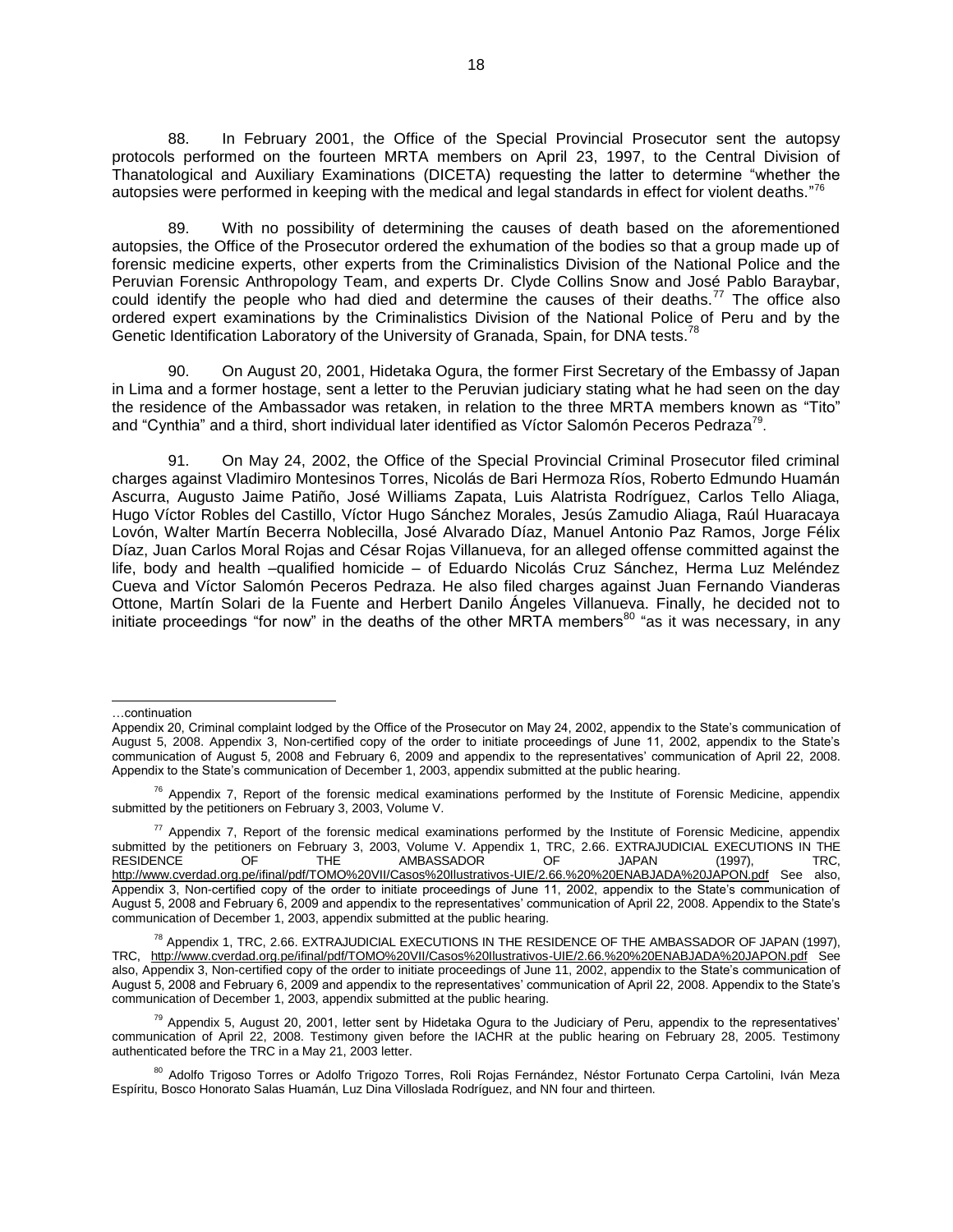88. In February 2001, the Office of the Special Provincial Prosecutor sent the autopsy protocols performed on the fourteen MRTA members on April 23, 1997, to the Central Division of Thanatological and Auxiliary Examinations (DICETA) requesting the latter to determine "whether the autopsies were performed in keeping with the medical and legal standards in effect for violent deaths."[76]

89. With no possibility of determining the causes of death based on the aforementioned autopsies, the Office of the Prosecutor ordered the exhumation of the bodies so that a group made up of forensic medicine experts, other experts from the Criminalistics Division of the National Police and the Peruvian Forensic Anthropology Team, and experts Dr. Clyde Collins Snow and José Pablo Baraybar, could identify the people who had died and determine the causes of their deaths.[77] The office also ordered expert examinations by the Criminalistics Division of the National Police of Peru and by the Genetic Identification Laboratory of the University of Granada, Spain, for DNA tests.[78]

90. On August 20, 2001, Hidetaka Ogura, the former First Secretary of the Embassy of Japan in Lima and a former hostage, sent a letter to the Peruvian judiciary stating what he had seen on the day the residence of the Ambassador was retaken, in relation to the three MRTA members known as "Tito" and "Cynthia" and a third, short individual later identified as Víctor Salomón Peceros Pedraza[79].

91. On May 24, 2002, the Office of the Special Provincial Criminal Prosecutor filed criminal charges against Vladimiro Montesinos Torres, Nicolás de Bari Hermoza Ríos, Roberto Edmundo Huamán Ascurra, Augusto Jaime Patiño, José Williams Zapata, Luis Alatrista Rodríguez, Carlos Tello Aliaga, Hugo Víctor Robles del Castillo, Víctor Hugo Sánchez Morales, Jesús Zamudio Aliaga, Raúl Huaracaya Lovón, Walter Martín Becerra Noblecilla, José Alvarado Díaz, Manuel Antonio Paz Ramos, Jorge Félix Díaz, Juan Carlos Moral Rojas and César Rojas Villanueva, for an alleged offense committed against the life, body and health –qualified homicide – of Eduardo Nicolás Cruz Sánchez, Herma Luz Meléndez Cueva and Víctor Salomón Peceros Pedraza. He also filed charges against Juan Fernando Vianderas Ottone, Martín Solari de la Fuente and Herbert Danilo Ángeles Villanueva. Finally, he decided not to initiate proceedings "for now" in the deaths of the other MRTA members[80] "as it was necessary, in any

---

…continuation

Appendix 20, Criminal complaint lodged by the Office of the Prosecutor on May 24, 2002, appendix to the State's communication of August 5, 2008. Appendix 3, Non-certified copy of the order to initiate proceedings of June 11, 2002, appendix to the State's communication of August 5, 2008 and February 6, 2009 and appendix to the representatives' communication of April 22, 2008. Appendix to the State's communication of December 1, 2003, appendix submitted at the public hearing.

[76] Appendix 7, Report of the forensic medical examinations performed by the Institute of Forensic Medicine, appendix submitted by the petitioners on February 3, 2003, Volume V.

[77] Appendix 7, Report of the forensic medical examinations performed by the Institute of Forensic Medicine, appendix submitted by the petitioners on February 3, 2003, Volume V. Appendix 1, TRC, 2.66. EXTRAJUDICIAL EXECUTIONS IN THE RESIDENCE OF THE AMBASSADOR OF JAPAN (1997), TRC, http://www.cverdad.org.pe/ifinal/pdf/TOMO%20VII/Casos%20Ilustrativos-UIE/2.66.%20%20ENABJADA%20JAPON.pdf See also, Appendix 3, Non-certified copy of the order to initiate proceedings of June 11, 2002, appendix to the State's communication of August 5, 2008 and February 6, 2009 and appendix to the representatives' communication of April 22, 2008. Appendix to the State's communication of December 1, 2003, appendix submitted at the public hearing.

[78] Appendix 1, TRC, 2.66. EXTRAJUDICIAL EXECUTIONS IN THE RESIDENCE OF THE AMBASSADOR OF JAPAN (1997), TRC, http://www.cverdad.org.pe/ifinal/pdf/TOMO%20VII/Casos%20Ilustrativos-UIE/2.66.%20%20ENABJADA%20JAPON.pdf See also, Appendix 3, Non-certified copy of the order to initiate proceedings of June 11, 2002, appendix to the State's communication of August 5, 2008 and February 6, 2009 and appendix to the representatives' communication of April 22, 2008. Appendix to the State's communication of December 1, 2003, appendix submitted at the public hearing.

[79] Appendix 5, August 20, 2001, letter sent by Hidetaka Ogura to the Judiciary of Peru, appendix to the representatives' communication of April 22, 2008. Testimony given before the IACHR at the public hearing on February 28, 2005. Testimony authenticated before the TRC in a May 21, 2003 letter.

[80] Adolfo Trigoso Torres or Adolfo Trigozo Torres, Roli Rojas Fernández, Néstor Fortunato Cerpa Cartolini, Iván Meza Espíritu, Bosco Honorato Salas Huamán, Luz Dina Villoslada Rodríguez, and NN four and thirteen.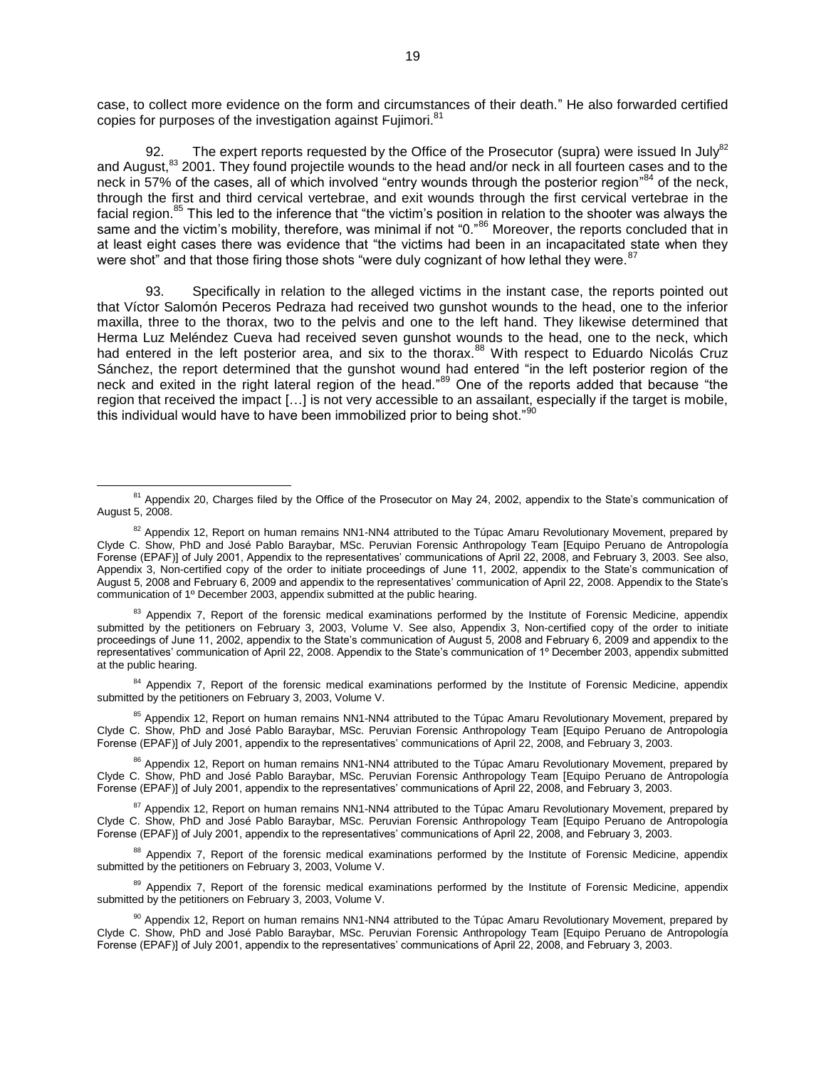case, to collect more evidence on the form and circumstances of their death." He also forwarded certified copies for purposes of the investigation against Fujimori.[81]

92. The expert reports requested by the Office of the Prosecutor (supra) were issued In July[82] and August,[83] 2001. They found projectile wounds to the head and/or neck in all fourteen cases and to the neck in 57% of the cases, all of which involved "entry wounds through the posterior region"[84] of the neck, through the first and third cervical vertebrae, and exit wounds through the first cervical vertebrae in the facial region.[85] This led to the inference that "the victim's position in relation to the shooter was always the same and the victim's mobility, therefore, was minimal if not "0."[86] Moreover, the reports concluded that in at least eight cases there was evidence that "the victims had been in an incapacitated state when they were shot" and that those firing those shots "were duly cognizant of how lethal they were.[87]

93. Specifically in relation to the alleged victims in the instant case, the reports pointed out that Víctor Salomón Peceros Pedraza had received two gunshot wounds to the head, one to the inferior maxilla, three to the thorax, two to the pelvis and one to the left hand. They likewise determined that Herma Luz Meléndez Cueva had received seven gunshot wounds to the head, one to the neck, which had entered in the left posterior area, and six to the thorax.[88] With respect to Eduardo Nicolás Cruz Sánchez, the report determined that the gunshot wound had entered "in the left posterior region of the neck and exited in the right lateral region of the head."[89] One of the reports added that because "the region that received the impact […] is not very accessible to an assailant, especially if the target is mobile, this individual would have to have been immobilized prior to being shot."[90]

---

[81] Appendix 20, Charges filed by the Office of the Prosecutor on May 24, 2002, appendix to the State's communication of August 5, 2008.

[82] Appendix 12, Report on human remains NN1-NN4 attributed to the Túpac Amaru Revolutionary Movement, prepared by Clyde C. Show, PhD and José Pablo Baraybar, MSc. Peruvian Forensic Anthropology Team [Equipo Peruano de Antropología Forense (EPAF)] of July 2001, Appendix to the representatives' communications of April 22, 2008, and February 3, 2003. See also, Appendix 3, Non-certified copy of the order to initiate proceedings of June 11, 2002, appendix to the State's communication of August 5, 2008 and February 6, 2009 and appendix to the representatives' communication of April 22, 2008. Appendix to the State's communication of 1º December 2003, appendix submitted at the public hearing.

[83] Appendix 7, Report of the forensic medical examinations performed by the Institute of Forensic Medicine, appendix submitted by the petitioners on February 3, 2003, Volume V. See also, Appendix 3, Non-certified copy of the order to initiate proceedings of June 11, 2002, appendix to the State's communication of August 5, 2008 and February 6, 2009 and appendix to the representatives' communication of April 22, 2008. Appendix to the State's communication of 1º December 2003, appendix submitted at the public hearing.

[84] Appendix 7, Report of the forensic medical examinations performed by the Institute of Forensic Medicine, appendix submitted by the petitioners on February 3, 2003, Volume V.

[85] Appendix 12, Report on human remains NN1-NN4 attributed to the Túpac Amaru Revolutionary Movement, prepared by Clyde C. Show, PhD and José Pablo Baraybar, MSc. Peruvian Forensic Anthropology Team [Equipo Peruano de Antropología Forense (EPAF)] of July 2001, appendix to the representatives' communications of April 22, 2008, and February 3, 2003.

[86] Appendix 12, Report on human remains NN1-NN4 attributed to the Túpac Amaru Revolutionary Movement, prepared by Clyde C. Show, PhD and José Pablo Baraybar, MSc. Peruvian Forensic Anthropology Team [Equipo Peruano de Antropología Forense (EPAF)] of July 2001, appendix to the representatives' communications of April 22, 2008, and February 3, 2003.

[87] Appendix 12, Report on human remains NN1-NN4 attributed to the Túpac Amaru Revolutionary Movement, prepared by Clyde C. Show, PhD and José Pablo Baraybar, MSc. Peruvian Forensic Anthropology Team [Equipo Peruano de Antropología Forense (EPAF)] of July 2001, appendix to the representatives' communications of April 22, 2008, and February 3, 2003.

[88] Appendix 7, Report of the forensic medical examinations performed by the Institute of Forensic Medicine, appendix submitted by the petitioners on February 3, 2003, Volume V.

[89] Appendix 7, Report of the forensic medical examinations performed by the Institute of Forensic Medicine, appendix submitted by the petitioners on February 3, 2003, Volume V.

[90] Appendix 12, Report on human remains NN1-NN4 attributed to the Túpac Amaru Revolutionary Movement, prepared by Clyde C. Show, PhD and José Pablo Baraybar, MSc. Peruvian Forensic Anthropology Team [Equipo Peruano de Antropología Forense (EPAF)] of July 2001, appendix to the representatives' communications of April 22, 2008, and February 3, 2003.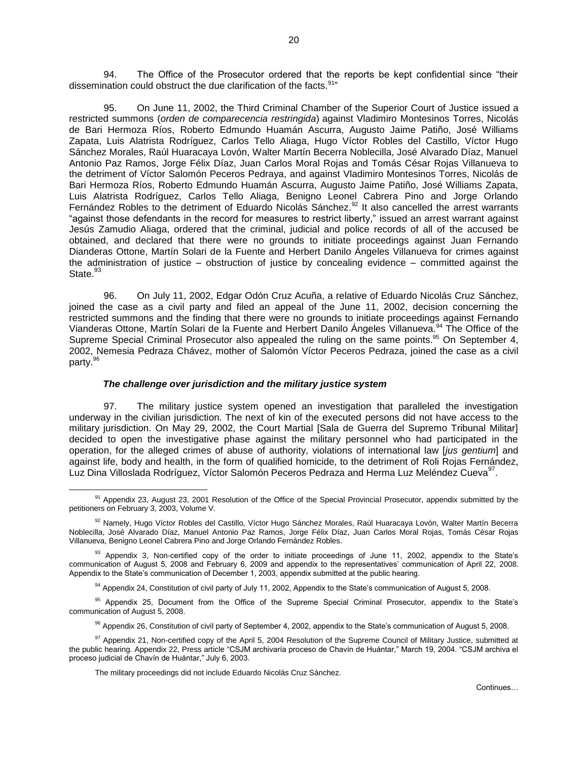94. The Office of the Prosecutor ordered that the reports be kept confidential since "their dissemination could obstruct the due clarification of the facts.[91]"

95. On June 11, 2002, the Third Criminal Chamber of the Superior Court of Justice issued a restricted summons (*orden de comparecencia restringida*) against Vladimiro Montesinos Torres, Nicolás de Bari Hermoza Ríos, Roberto Edmundo Huamán Ascurra, Augusto Jaime Patiño, José Williams Zapata, Luis Alatrista Rodríguez, Carlos Tello Aliaga, Hugo Víctor Robles del Castillo, Víctor Hugo Sánchez Morales, Raúl Huaracaya Lovón, Walter Martín Becerra Noblecilla, José Alvarado Díaz, Manuel Antonio Paz Ramos, Jorge Félix Díaz, Juan Carlos Moral Rojas and Tomás César Rojas Villanueva to the detriment of Víctor Salomón Peceros Pedraya, and against Vladimiro Montesinos Torres, Nicolás de Bari Hermoza Ríos, Roberto Edmundo Huamán Ascurra, Augusto Jaime Patiño, José Williams Zapata, Luis Alatrista Rodríguez, Carlos Tello Aliaga, Benigno Leonel Cabrera Pino and Jorge Orlando Fernández Robles to the detriment of Eduardo Nicolás Sánchez.[92] It also cancelled the arrest warrants "against those defendants in the record for measures to restrict liberty," issued an arrest warrant against Jesús Zamudio Aliaga, ordered that the criminal, judicial and police records of all of the accused be obtained, and declared that there were no grounds to initiate proceedings against Juan Fernando Dianderas Ottone, Martín Solari de la Fuente and Herbert Danilo Ángeles Villanueva for crimes against the administration of justice – obstruction of justice by concealing evidence – committed against the State.[93]

96. On July 11, 2002, Edgar Odón Cruz Acuña, a relative of Eduardo Nicolás Cruz Sánchez, joined the case as a civil party and filed an appeal of the June 11, 2002, decision concerning the restricted summons and the finding that there were no grounds to initiate proceedings against Fernando Vianderas Ottone, Martín Solari de la Fuente and Herbert Danilo Ángeles Villanueva.[94] The Office of the Supreme Special Criminal Prosecutor also appealed the ruling on the same points.[95] On September 4, 2002, Nemesia Pedraza Chávez, mother of Salomón Víctor Peceros Pedraza, joined the case as a civil party.[96]

***The challenge over jurisdiction and the military justice system***

97. The military justice system opened an investigation that paralleled the investigation underway in the civilian jurisdiction. The next of kin of the executed persons did not have access to the military jurisdiction. On May 29, 2002, the Court Martial [Sala de Guerra del Supremo Tribunal Militar] decided to open the investigative phase against the military personnel who had participated in the operation, for the alleged crimes of abuse of authority, violations of international law [*jus gentium*] and against life, body and health, in the form of qualified homicide, to the detriment of Roli Rojas Fernández, Luz Dina Villoslada Rodríguez, Víctor Salomón Peceros Pedraza and Herma Luz Meléndez Cueva[97].

---

[91] Appendix 23, August 23, 2001 Resolution of the Office of the Special Provincial Prosecutor, appendix submitted by the petitioners on February 3, 2003, Volume V.

[92] Namely, Hugo Víctor Robles del Castillo, Víctor Hugo Sánchez Morales, Raúl Huaracaya Lovón, Walter Martín Becerra Noblecilla, José Alvarado Díaz, Manuel Antonio Paz Ramos, Jorge Félix Díaz, Juan Carlos Moral Rojas, Tomás César Rojas Villanueva, Benigno Leonel Cabrera Pino and Jorge Orlando Fernández Robles.

[93] Appendix 3, Non-certified copy of the order to initiate proceedings of June 11, 2002, appendix to the State's communication of August 5, 2008 and February 6, 2009 and appendix to the representatives' communication of April 22, 2008. Appendix to the State's communication of December 1, 2003, appendix submitted at the public hearing.

[94] Appendix 24, Constitution of civil party of July 11, 2002, Appendix to the State's communication of August 5, 2008.

[95] Appendix 25, Document from the Office of the Supreme Special Criminal Prosecutor, appendix to the State's communication of August 5, 2008.

[96] Appendix 26, Constitution of civil party of September 4, 2002, appendix to the State's communication of August 5, 2008.

[97] Appendix 21, Non-certified copy of the April 5, 2004 Resolution of the Supreme Council of Military Justice, submitted at the public hearing. Appendix 22, Press article "CSJM archivaría proceso de Chavín de Huántar," March 19, 2004. "CSJM archiva el proceso judicial de Chavín de Huántar," July 6, 2003.

The military proceedings did not include Eduardo Nicolás Cruz Sánchez.

Continues…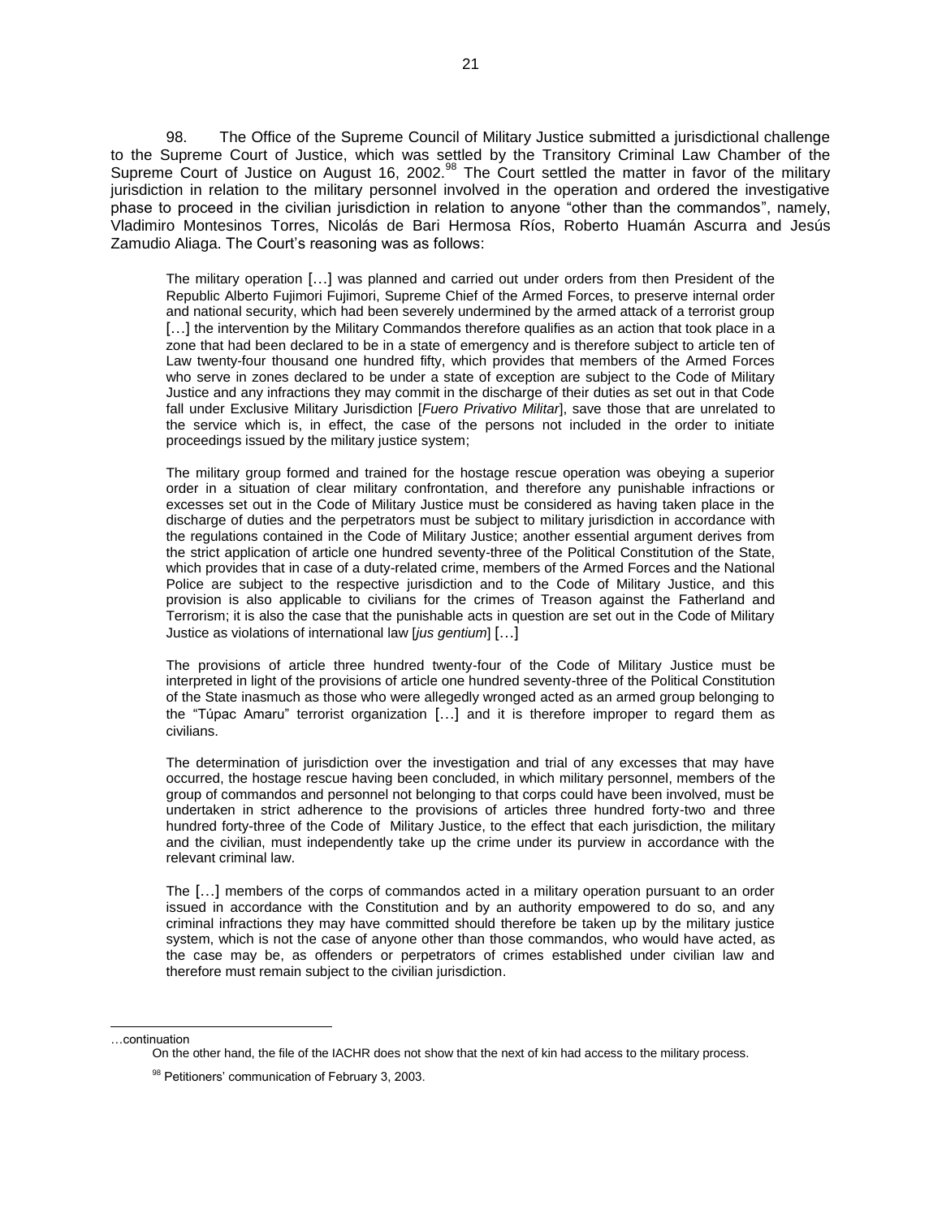98. The Office of the Supreme Council of Military Justice submitted a jurisdictional challenge to the Supreme Court of Justice, which was settled by the Transitory Criminal Law Chamber of the Supreme Court of Justice on August 16, 2002.[98] The Court settled the matter in favor of the military jurisdiction in relation to the military personnel involved in the operation and ordered the investigative phase to proceed in the civilian jurisdiction in relation to anyone "other than the commandos", namely, Vladimiro Montesinos Torres, Nicolás de Bari Hermosa Ríos, Roberto Huamán Ascurra and Jesús Zamudio Aliaga. The Court's reasoning was as follows:

> The military operation […] was planned and carried out under orders from then President of the Republic Alberto Fujimori Fujimori, Supreme Chief of the Armed Forces, to preserve internal order and national security, which had been severely undermined by the armed attack of a terrorist group […] the intervention by the Military Commandos therefore qualifies as an action that took place in a zone that had been declared to be in a state of emergency and is therefore subject to article ten of Law twenty-four thousand one hundred fifty, which provides that members of the Armed Forces who serve in zones declared to be under a state of exception are subject to the Code of Military Justice and any infractions they may commit in the discharge of their duties as set out in that Code fall under Exclusive Military Jurisdiction [*Fuero Privativo Militar*], save those that are unrelated to the service which is, in effect, the case of the persons not included in the order to initiate proceedings issued by the military justice system;
>
> The military group formed and trained for the hostage rescue operation was obeying a superior order in a situation of clear military confrontation, and therefore any punishable infractions or excesses set out in the Code of Military Justice must be considered as having taken place in the discharge of duties and the perpetrators must be subject to military jurisdiction in accordance with the regulations contained in the Code of Military Justice; another essential argument derives from the strict application of article one hundred seventy-three of the Political Constitution of the State, which provides that in case of a duty-related crime, members of the Armed Forces and the National Police are subject to the respective jurisdiction and to the Code of Military Justice, and this provision is also applicable to civilians for the crimes of Treason against the Fatherland and Terrorism; it is also the case that the punishable acts in question are set out in the Code of Military Justice as violations of international law [*jus gentium*] […]
>
> The provisions of article three hundred twenty-four of the Code of Military Justice must be interpreted in light of the provisions of article one hundred seventy-three of the Political Constitution of the State inasmuch as those who were allegedly wronged acted as an armed group belonging to the "Túpac Amaru" terrorist organization […] and it is therefore improper to regard them as civilians.
>
> The determination of jurisdiction over the investigation and trial of any excesses that may have occurred, the hostage rescue having been concluded, in which military personnel, members of the group of commandos and personnel not belonging to that corps could have been involved, must be undertaken in strict adherence to the provisions of articles three hundred forty-two and three hundred forty-three of the Code of Military Justice, to the effect that each jurisdiction, the military and the civilian, must independently take up the crime under its purview in accordance with the relevant criminal law.
>
> The […] members of the corps of commandos acted in a military operation pursuant to an order issued in accordance with the Constitution and by an authority empowered to do so, and any criminal infractions they may have committed should therefore be taken up by the military justice system, which is not the case of anyone other than those commandos, who would have acted, as the case may be, as offenders or perpetrators of crimes established under civilian law and therefore must remain subject to the civilian jurisdiction.

---

…continuation

On the other hand, the file of the IACHR does not show that the next of kin had access to the military process.

[98] Petitioners' communication of February 3, 2003.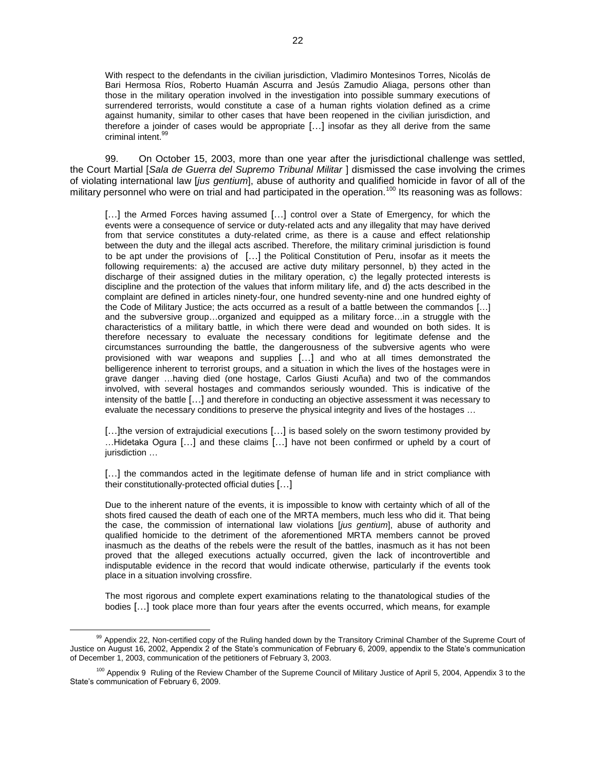> With respect to the defendants in the civilian jurisdiction, Vladimiro Montesinos Torres, Nicolás de Bari Hermosa Ríos, Roberto Huamán Ascurra and Jesús Zamudio Aliaga, persons other than those in the military operation involved in the investigation into possible summary executions of surrendered terrorists, would constitute a case of a human rights violation defined as a crime against humanity, similar to other cases that have been reopened in the civilian jurisdiction, and therefore a joinder of cases would be appropriate […] insofar as they all derive from the same criminal intent.[99]

99. On October 15, 2003, more than one year after the jurisdictional challenge was settled, the Court Martial [*Sala de Guerra del Supremo Tribunal Militar* ] dismissed the case involving the crimes of violating international law [*jus gentium*], abuse of authority and qualified homicide in favor of all of the military personnel who were on trial and had participated in the operation.[100] Its reasoning was as follows:

> […] the Armed Forces having assumed […] control over a State of Emergency, for which the events were a consequence of service or duty-related acts and any illegality that may have derived from that service constitutes a duty-related crime, as there is a cause and effect relationship between the duty and the illegal acts ascribed. Therefore, the military criminal jurisdiction is found to be apt under the provisions of […] the Political Constitution of Peru, insofar as it meets the following requirements: a) the accused are active duty military personnel, b) they acted in the discharge of their assigned duties in the military operation, c) the legally protected interests is discipline and the protection of the values that inform military life, and d) the acts described in the complaint are defined in articles ninety-four, one hundred seventy-nine and one hundred eighty of the Code of Military Justice; the acts occurred as a result of a battle between the commandos […] and the subversive group…organized and equipped as a military force…in a struggle with the characteristics of a military battle, in which there were dead and wounded on both sides. It is therefore necessary to evaluate the necessary conditions for legitimate defense and the circumstances surrounding the battle, the dangerousness of the subversive agents who were provisioned with war weapons and supplies […] and who at all times demonstrated the belligerence inherent to terrorist groups, and a situation in which the lives of the hostages were in grave danger …having died (one hostage, Carlos Giusti Acuña) and two of the commandos involved, with several hostages and commandos seriously wounded. This is indicative of the intensity of the battle […] and therefore in conducting an objective assessment it was necessary to evaluate the necessary conditions to preserve the physical integrity and lives of the hostages …
>
> […]the version of extrajudicial executions […] is based solely on the sworn testimony provided by …Hidetaka Ogura […] and these claims […] have not been confirmed or upheld by a court of jurisdiction …
>
> […] the commandos acted in the legitimate defense of human life and in strict compliance with their constitutionally-protected official duties […]
>
> Due to the inherent nature of the events, it is impossible to know with certainty which of all of the shots fired caused the death of each one of the MRTA members, much less who did it. That being the case, the commission of international law violations [*jus gentium*], abuse of authority and qualified homicide to the detriment of the aforementioned MRTA members cannot be proved inasmuch as the deaths of the rebels were the result of the battles, inasmuch as it has not been proved that the alleged executions actually occurred, given the lack of incontrovertible and indisputable evidence in the record that would indicate otherwise, particularly if the events took place in a situation involving crossfire.
>
> The most rigorous and complete expert examinations relating to the thanatological studies of the bodies […] took place more than four years after the events occurred, which means, for example

[99] Appendix 22, Non-certified copy of the Ruling handed down by the Transitory Criminal Chamber of the Supreme Court of Justice on August 16, 2002, Appendix 2 of the State's communication of February 6, 2009, appendix to the State's communication of December 1, 2003, communication of the petitioners of February 3, 2003.

[100] Appendix 9 Ruling of the Review Chamber of the Supreme Council of Military Justice of April 5, 2004, Appendix 3 to the State's communication of February 6, 2009.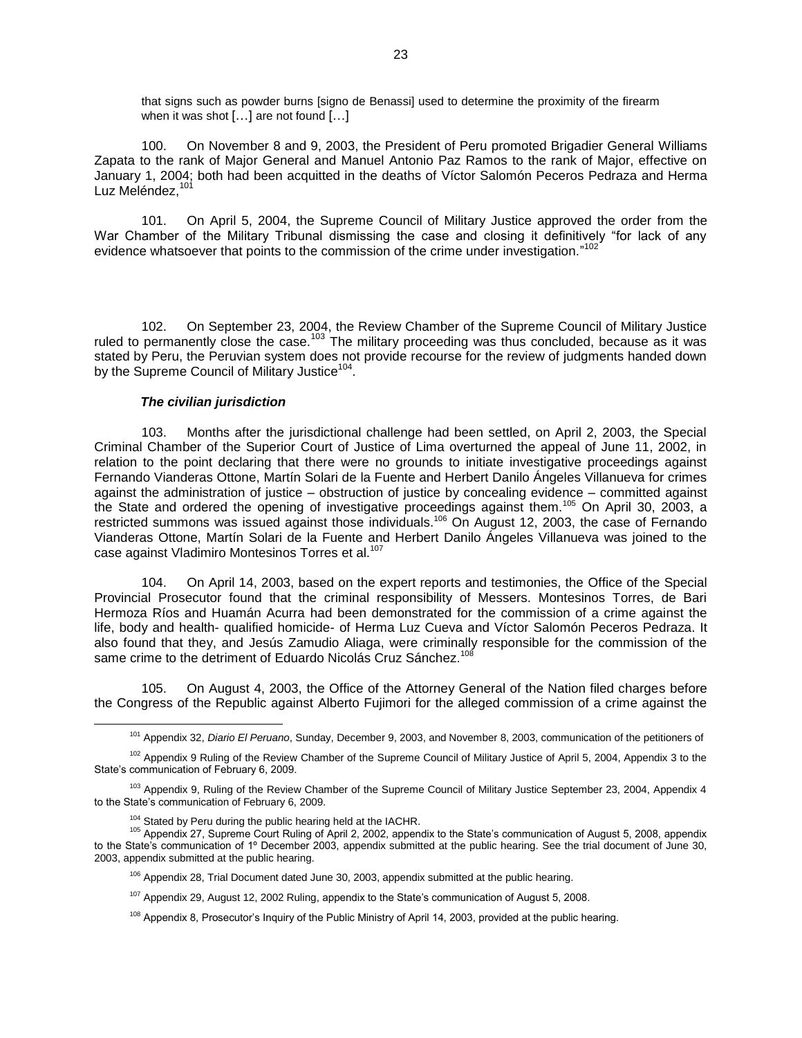that signs such as powder burns [signo de Benassi] used to determine the proximity of the firearm when it was shot […] are not found […]

100. On November 8 and 9, 2003, the President of Peru promoted Brigadier General Williams Zapata to the rank of Major General and Manuel Antonio Paz Ramos to the rank of Major, effective on January 1, 2004; both had been acquitted in the deaths of Víctor Salomón Peceros Pedraza and Herma Luz Meléndez,[101]

101. On April 5, 2004, the Supreme Council of Military Justice approved the order from the War Chamber of the Military Tribunal dismissing the case and closing it definitively "for lack of any evidence whatsoever that points to the commission of the crime under investigation."[102]

102. On September 23, 2004, the Review Chamber of the Supreme Council of Military Justice ruled to permanently close the case.[103] The military proceeding was thus concluded, because as it was stated by Peru, the Peruvian system does not provide recourse for the review of judgments handed down by the Supreme Council of Military Justice[104].

***The civilian jurisdiction***

103. Months after the jurisdictional challenge had been settled, on April 2, 2003, the Special Criminal Chamber of the Superior Court of Justice of Lima overturned the appeal of June 11, 2002, in relation to the point declaring that there were no grounds to initiate investigative proceedings against Fernando Vianderas Ottone, Martín Solari de la Fuente and Herbert Danilo Ángeles Villanueva for crimes against the administration of justice – obstruction of justice by concealing evidence – committed against the State and ordered the opening of investigative proceedings against them.[105] On April 30, 2003, a restricted summons was issued against those individuals.[106] On August 12, 2003, the case of Fernando Vianderas Ottone, Martín Solari de la Fuente and Herbert Danilo Ángeles Villanueva was joined to the case against Vladimiro Montesinos Torres et al.[107]

104. On April 14, 2003, based on the expert reports and testimonies, the Office of the Special Provincial Prosecutor found that the criminal responsibility of Messers. Montesinos Torres, de Bari Hermoza Ríos and Huamán Acurra had been demonstrated for the commission of a crime against the life, body and health- qualified homicide- of Herma Luz Cueva and Víctor Salomón Peceros Pedraza. It also found that they, and Jesús Zamudio Aliaga, were criminally responsible for the commission of the same crime to the detriment of Eduardo Nicolás Cruz Sánchez.[108]

105. On August 4, 2003, the Office of the Attorney General of the Nation filed charges before the Congress of the Republic against Alberto Fujimori for the alleged commission of a crime against the

---

[101] Appendix 32, *Diario El Peruano*, Sunday, December 9, 2003, and November 8, 2003, communication of the petitioners of

[102] Appendix 9 Ruling of the Review Chamber of the Supreme Council of Military Justice of April 5, 2004, Appendix 3 to the State's communication of February 6, 2009.

[103] Appendix 9, Ruling of the Review Chamber of the Supreme Council of Military Justice September 23, 2004, Appendix 4 to the State's communication of February 6, 2009.

[104] Stated by Peru during the public hearing held at the IACHR.

[105] Appendix 27, Supreme Court Ruling of April 2, 2002, appendix to the State's communication of August 5, 2008, appendix to the State's communication of 1º December 2003, appendix submitted at the public hearing. See the trial document of June 30, 2003, appendix submitted at the public hearing.

[106] Appendix 28, Trial Document dated June 30, 2003, appendix submitted at the public hearing.

[107] Appendix 29, August 12, 2002 Ruling, appendix to the State's communication of August 5, 2008.

[108] Appendix 8, Prosecutor's Inquiry of the Public Ministry of April 14, 2003, provided at the public hearing.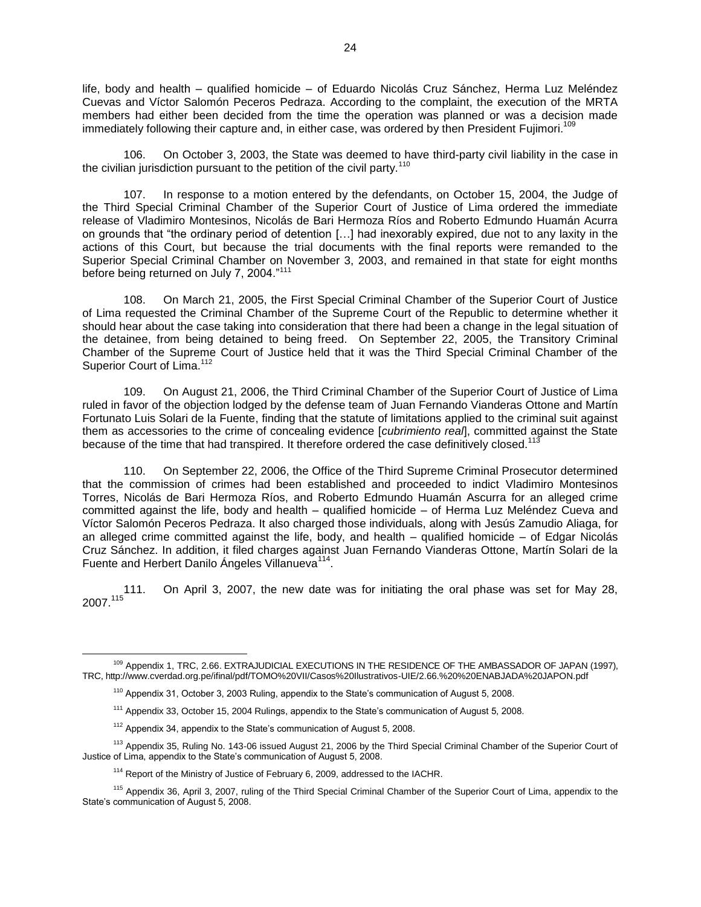life, body and health – qualified homicide – of Eduardo Nicolás Cruz Sánchez, Herma Luz Meléndez Cuevas and Víctor Salomón Peceros Pedraza. According to the complaint, the execution of the MRTA members had either been decided from the time the operation was planned or was a decision made immediately following their capture and, in either case, was ordered by then President Fujimori.[109]

106. On October 3, 2003, the State was deemed to have third-party civil liability in the case in the civilian jurisdiction pursuant to the petition of the civil party.[110]

107. In response to a motion entered by the defendants, on October 15, 2004, the Judge of the Third Special Criminal Chamber of the Superior Court of Justice of Lima ordered the immediate release of Vladimiro Montesinos, Nicolás de Bari Hermoza Ríos and Roberto Edmundo Huamán Acurra on grounds that "the ordinary period of detention […] had inexorably expired, due not to any laxity in the actions of this Court, but because the trial documents with the final reports were remanded to the Superior Special Criminal Chamber on November 3, 2003, and remained in that state for eight months before being returned on July 7, 2004."[111]

108. On March 21, 2005, the First Special Criminal Chamber of the Superior Court of Justice of Lima requested the Criminal Chamber of the Supreme Court of the Republic to determine whether it should hear about the case taking into consideration that there had been a change in the legal situation of the detainee, from being detained to being freed. On September 22, 2005, the Transitory Criminal Chamber of the Supreme Court of Justice held that it was the Third Special Criminal Chamber of the Superior Court of Lima.[112]

109. On August 21, 2006, the Third Criminal Chamber of the Superior Court of Justice of Lima ruled in favor of the objection lodged by the defense team of Juan Fernando Vianderas Ottone and Martín Fortunato Luis Solari de la Fuente, finding that the statute of limitations applied to the criminal suit against them as accessories to the crime of concealing evidence [*cubrimiento real*], committed against the State because of the time that had transpired. It therefore ordered the case definitively closed.[113]

110. On September 22, 2006, the Office of the Third Supreme Criminal Prosecutor determined that the commission of crimes had been established and proceeded to indict Vladimiro Montesinos Torres, Nicolás de Bari Hermoza Ríos, and Roberto Edmundo Huamán Ascurra for an alleged crime committed against the life, body and health – qualified homicide – of Herma Luz Meléndez Cueva and Víctor Salomón Peceros Pedraza. It also charged those individuals, along with Jesús Zamudio Aliaga, for an alleged crime committed against the life, body, and health – qualified homicide – of Edgar Nicolás Cruz Sánchez. In addition, it filed charges against Juan Fernando Vianderas Ottone, Martín Solari de la Fuente and Herbert Danilo Ángeles Villanueva[114].

111. On April 3, 2007, the new date was for initiating the oral phase was set for May 28, 2007.[115]

---

[109] Appendix 1, TRC, 2.66. EXTRAJUDICIAL EXECUTIONS IN THE RESIDENCE OF THE AMBASSADOR OF JAPAN (1997), TRC, http://www.cverdad.org.pe/ifinal/pdf/TOMO%20VII/Casos%20Ilustrativos-UIE/2.66.%20%20ENABJADA%20JAPON.pdf

[110] Appendix 31, October 3, 2003 Ruling, appendix to the State's communication of August 5, 2008.

[111] Appendix 33, October 15, 2004 Rulings, appendix to the State's communication of August 5, 2008.

[112] Appendix 34, appendix to the State's communication of August 5, 2008.

[113] Appendix 35, Ruling No. 143-06 issued August 21, 2006 by the Third Special Criminal Chamber of the Superior Court of Justice of Lima, appendix to the State's communication of August 5, 2008.

[114] Report of the Ministry of Justice of February 6, 2009, addressed to the IACHR.

[115] Appendix 36, April 3, 2007, ruling of the Third Special Criminal Chamber of the Superior Court of Lima, appendix to the State's communication of August 5, 2008.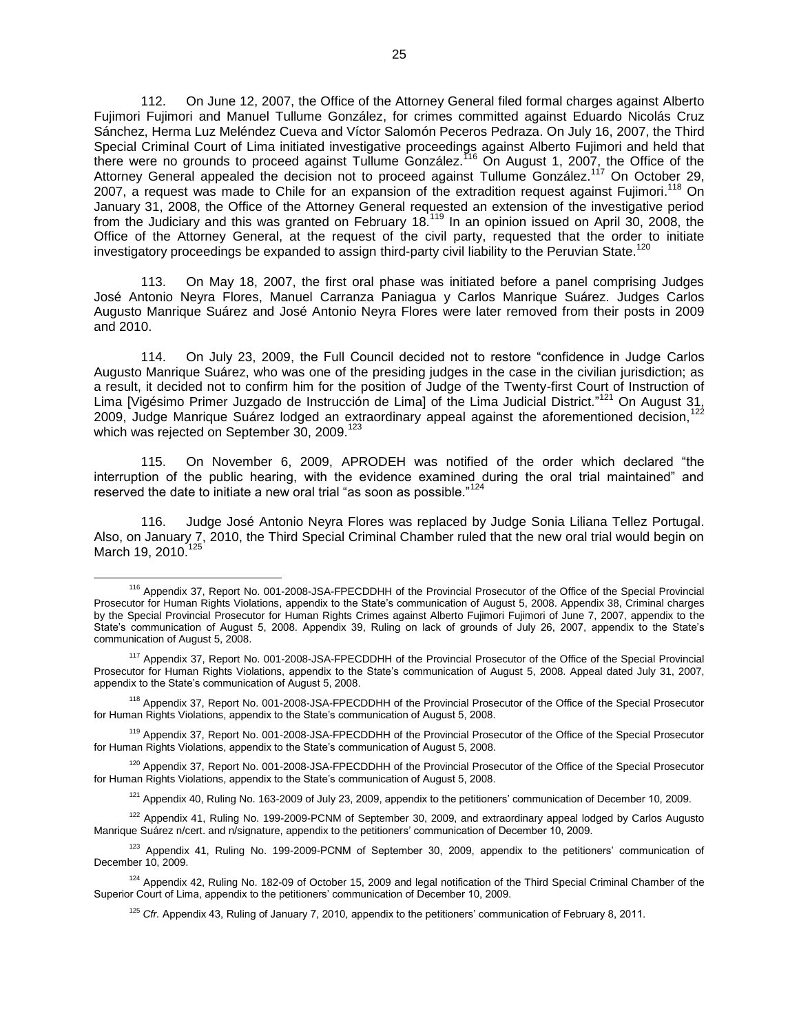112. On June 12, 2007, the Office of the Attorney General filed formal charges against Alberto Fujimori Fujimori and Manuel Tullume González, for crimes committed against Eduardo Nicolás Cruz Sánchez, Herma Luz Meléndez Cueva and Víctor Salomón Peceros Pedraza. On July 16, 2007, the Third Special Criminal Court of Lima initiated investigative proceedings against Alberto Fujimori and held that there were no grounds to proceed against Tullume González.[116] On August 1, 2007, the Office of the Attorney General appealed the decision not to proceed against Tullume González.[117] On October 29, 2007, a request was made to Chile for an expansion of the extradition request against Fujimori.[118] On January 31, 2008, the Office of the Attorney General requested an extension of the investigative period from the Judiciary and this was granted on February 18.[119] In an opinion issued on April 30, 2008, the Office of the Attorney General, at the request of the civil party, requested that the order to initiate investigatory proceedings be expanded to assign third-party civil liability to the Peruvian State.[120]

113. On May 18, 2007, the first oral phase was initiated before a panel comprising Judges José Antonio Neyra Flores, Manuel Carranza Paniagua y Carlos Manrique Suárez. Judges Carlos Augusto Manrique Suárez and José Antonio Neyra Flores were later removed from their posts in 2009 and 2010.

114. On July 23, 2009, the Full Council decided not to restore "confidence in Judge Carlos Augusto Manrique Suárez, who was one of the presiding judges in the case in the civilian jurisdiction; as a result, it decided not to confirm him for the position of Judge of the Twenty-first Court of Instruction of Lima [Vigésimo Primer Juzgado de Instrucción de Lima] of the Lima Judicial District."[121] On August 31, 2009, Judge Manrique Suárez lodged an extraordinary appeal against the aforementioned decision,[122] which was rejected on September 30, 2009.[123]

115. On November 6, 2009, APRODEH was notified of the order which declared "the interruption of the public hearing, with the evidence examined during the oral trial maintained" and reserved the date to initiate a new oral trial "as soon as possible."[124]

116. Judge José Antonio Neyra Flores was replaced by Judge Sonia Liliana Tellez Portugal. Also, on January 7, 2010, the Third Special Criminal Chamber ruled that the new oral trial would begin on March 19, 2010.[125]

---

[116] Appendix 37, Report No. 001-2008-JSA-FPECDDHH of the Provincial Prosecutor of the Office of the Special Provincial Prosecutor for Human Rights Violations, appendix to the State's communication of August 5, 2008. Appendix 38, Criminal charges by the Special Provincial Prosecutor for Human Rights Crimes against Alberto Fujimori Fujimori of June 7, 2007, appendix to the State's communication of August 5, 2008. Appendix 39, Ruling on lack of grounds of July 26, 2007, appendix to the State's communication of August 5, 2008.

[117] Appendix 37, Report No. 001-2008-JSA-FPECDDHH of the Provincial Prosecutor of the Office of the Special Provincial Prosecutor for Human Rights Violations, appendix to the State's communication of August 5, 2008. Appeal dated July 31, 2007, appendix to the State's communication of August 5, 2008.

[118] Appendix 37, Report No. 001-2008-JSA-FPECDDHH of the Provincial Prosecutor of the Office of the Special Prosecutor for Human Rights Violations, appendix to the State's communication of August 5, 2008.

[119] Appendix 37, Report No. 001-2008-JSA-FPECDDHH of the Provincial Prosecutor of the Office of the Special Prosecutor for Human Rights Violations, appendix to the State's communication of August 5, 2008.

[120] Appendix 37, Report No. 001-2008-JSA-FPECDDHH of the Provincial Prosecutor of the Office of the Special Prosecutor for Human Rights Violations, appendix to the State's communication of August 5, 2008.

[121] Appendix 40, Ruling No. 163-2009 of July 23, 2009, appendix to the petitioners' communication of December 10, 2009.

[122] Appendix 41, Ruling No. 199-2009-PCNM of September 30, 2009, and extraordinary appeal lodged by Carlos Augusto Manrique Suárez n/cert. and n/signature, appendix to the petitioners' communication of December 10, 2009.

[123] Appendix 41, Ruling No. 199-2009-PCNM of September 30, 2009, appendix to the petitioners' communication of December 10, 2009.

[124] Appendix 42, Ruling No. 182-09 of October 15, 2009 and legal notification of the Third Special Criminal Chamber of the Superior Court of Lima, appendix to the petitioners' communication of December 10, 2009.

[125] *Cfr.* Appendix 43, Ruling of January 7, 2010, appendix to the petitioners' communication of February 8, 2011.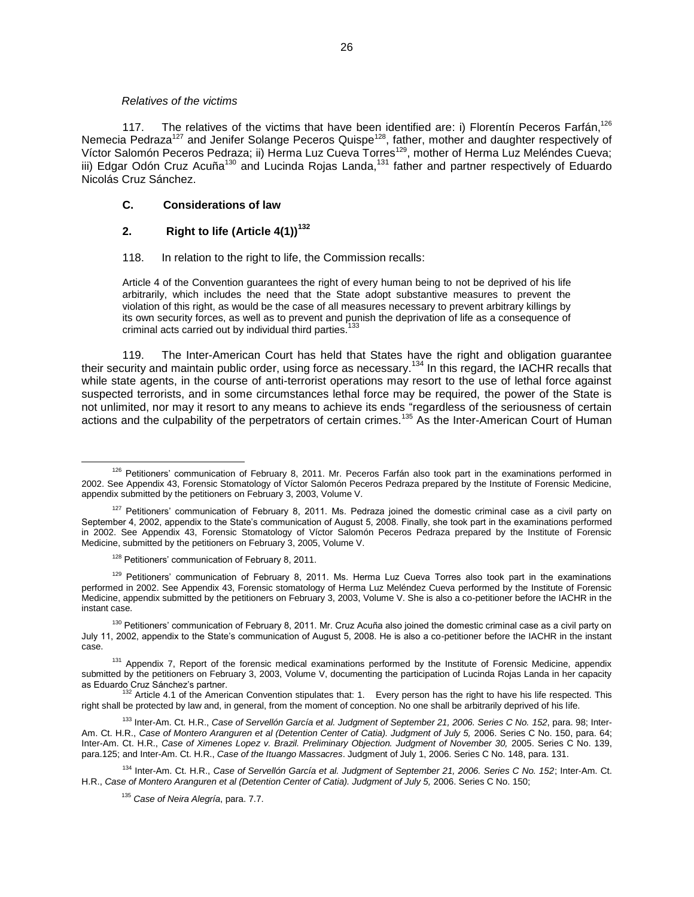*Relatives of the victims*

117. The relatives of the victims that have been identified are: i) Florentín Peceros Farfán,[126] Nemecia Pedraza[127] and Jenifer Solange Peceros Quispe[128], father, mother and daughter respectively of Víctor Salomón Peceros Pedraza; ii) Herma Luz Cueva Torres[129], mother of Herma Luz Meléndes Cueva; iii) Edgar Odón Cruz Acuña[130] and Lucinda Rojas Landa,[131] father and partner respectively of Eduardo Nicolás Cruz Sánchez.

## C. Considerations of law

## 2. Right to life (Article 4(1))[132]

118. In relation to the right to life, the Commission recalls:

> Article 4 of the Convention guarantees the right of every human being to not be deprived of his life arbitrarily, which includes the need that the State adopt substantive measures to prevent the violation of this right, as would be the case of all measures necessary to prevent arbitrary killings by its own security forces, as well as to prevent and punish the deprivation of life as a consequence of criminal acts carried out by individual third parties.[133]

119. The Inter-American Court has held that States have the right and obligation guarantee their security and maintain public order, using force as necessary.[134] In this regard, the IACHR recalls that while state agents, in the course of anti-terrorist operations may resort to the use of lethal force against suspected terrorists, and in some circumstances lethal force may be required, the power of the State is not unlimited, nor may it resort to any means to achieve its ends "regardless of the seriousness of certain actions and the culpability of the perpetrators of certain crimes.[135] As the Inter-American Court of Human

---

[126] Petitioners' communication of February 8, 2011. Mr. Peceros Farfán also took part in the examinations performed in 2002. See Appendix 43, Forensic Stomatology of Víctor Salomón Peceros Pedraza prepared by the Institute of Forensic Medicine, appendix submitted by the petitioners on February 3, 2003, Volume V.

[127] Petitioners' communication of February 8, 2011. Ms. Pedraza joined the domestic criminal case as a civil party on September 4, 2002, appendix to the State's communication of August 5, 2008. Finally, she took part in the examinations performed in 2002. See Appendix 43, Forensic Stomatology of Víctor Salomón Peceros Pedraza prepared by the Institute of Forensic Medicine, submitted by the petitioners on February 3, 2005, Volume V.

[128] Petitioners' communication of February 8, 2011.

[129] Petitioners' communication of February 8, 2011. Ms. Herma Luz Cueva Torres also took part in the examinations performed in 2002. See Appendix 43, Forensic stomatology of Herma Luz Meléndez Cueva performed by the Institute of Forensic Medicine, appendix submitted by the petitioners on February 3, 2003, Volume V. She is also a co-petitioner before the IACHR in the instant case.

[130] Petitioners' communication of February 8, 2011. Mr. Cruz Acuña also joined the domestic criminal case as a civil party on July 11, 2002, appendix to the State's communication of August 5, 2008. He is also a co-petitioner before the IACHR in the instant case.

[131] Appendix 7, Report of the forensic medical examinations performed by the Institute of Forensic Medicine, appendix submitted by the petitioners on February 3, 2003, Volume V, documenting the participation of Lucinda Rojas Landa in her capacity as Eduardo Cruz Sánchez's partner.

[132] Article 4.1 of the American Convention stipulates that: 1. Every person has the right to have his life respected. This right shall be protected by law and, in general, from the moment of conception. No one shall be arbitrarily deprived of his life.

[133] Inter-Am. Ct. H.R., *Case of Servellón García et al. Judgment of September 21, 2006. Series C No. 152*, para. 98; Inter-Am. Ct. H.R., *Case of Montero Aranguren et al (Detention Center of Catia). Judgment of July 5,* 2006. Series C No. 150, para. 64; Inter-Am. Ct. H.R., *Case of Ximenes Lopez v. Brazil. Preliminary Objection. Judgment of November 30,* 2005. Series C No. 139, para.125; and Inter-Am. Ct. H.R., *Case of the Ituango Massacres*. Judgment of July 1, 2006. Series C No. 148, para. 131.

[134] Inter-Am. Ct. H.R., *Case of Servellón García et al. Judgment of September 21, 2006. Series C No. 152*; Inter-Am. Ct. H.R., *Case of Montero Aranguren et al (Detention Center of Catia). Judgment of July 5,* 2006. Series C No. 150;

[135] *Case of Neira Alegría*, para. 7.7.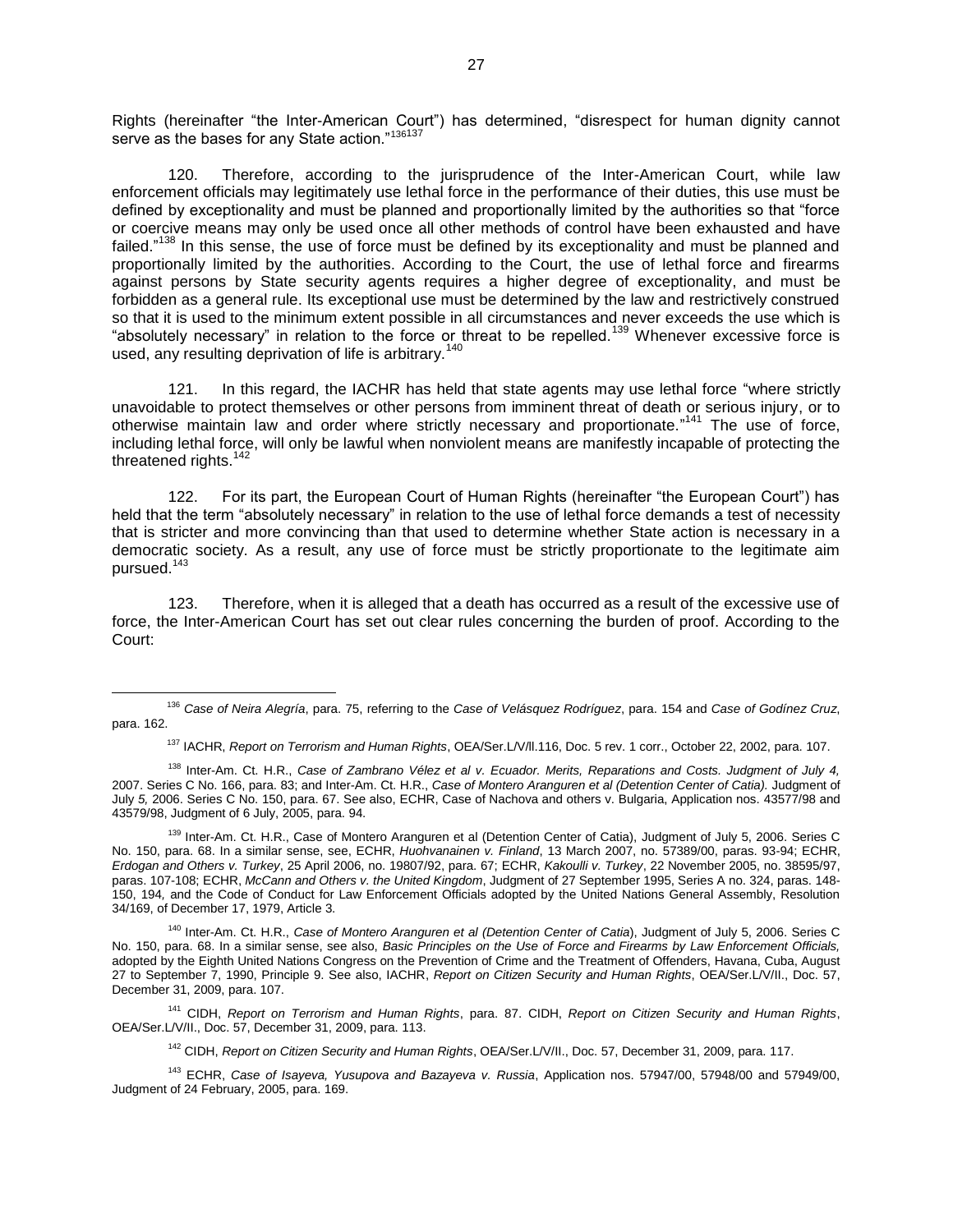Rights (hereinafter "the Inter-American Court") has determined, "disrespect for human dignity cannot serve as the bases for any State action."[136][137]

120. Therefore, according to the jurisprudence of the Inter-American Court, while law enforcement officials may legitimately use lethal force in the performance of their duties, this use must be defined by exceptionality and must be planned and proportionally limited by the authorities so that "force or coercive means may only be used once all other methods of control have been exhausted and have failed."[138] In this sense, the use of force must be defined by its exceptionality and must be planned and proportionally limited by the authorities. According to the Court, the use of lethal force and firearms against persons by State security agents requires a higher degree of exceptionality, and must be forbidden as a general rule. Its exceptional use must be determined by the law and restrictively construed so that it is used to the minimum extent possible in all circumstances and never exceeds the use which is "absolutely necessary" in relation to the force or threat to be repelled.[139] Whenever excessive force is used, any resulting deprivation of life is arbitrary.[140]

121. In this regard, the IACHR has held that state agents may use lethal force "where strictly unavoidable to protect themselves or other persons from imminent threat of death or serious injury, or to otherwise maintain law and order where strictly necessary and proportionate."[141] The use of force, including lethal force, will only be lawful when nonviolent means are manifestly incapable of protecting the threatened rights.[142]

122. For its part, the European Court of Human Rights (hereinafter "the European Court") has held that the term "absolutely necessary" in relation to the use of lethal force demands a test of necessity that is stricter and more convincing than that used to determine whether State action is necessary in a democratic society. As a result, any use of force must be strictly proportionate to the legitimate aim pursued.[143]

123. Therefore, when it is alleged that a death has occurred as a result of the excessive use of force, the Inter-American Court has set out clear rules concerning the burden of proof. According to the Court:

---

[136] *Case of Neira Alegría*, para. 75, referring to the *Case of Velásquez Rodríguez*, para. 154 and *Case of Godínez Cruz*, para. 162.

[137] IACHR, *Report on Terrorism and Human Rights*, OEA/Ser.L/V/ll.116, Doc. 5 rev. 1 corr., October 22, 2002, para. 107.

[138] Inter-Am. Ct. H.R., *Case of Zambrano Vélez et al v. Ecuador. Merits, Reparations and Costs. Judgment of July 4,* 2007. Series C No. 166, para. 83; and Inter-Am. Ct. H.R., *Case of Montero Aranguren et al (Detention Center of Catia).* Judgment of July *5,* 2006. Series C No. 150, para. 67. See also, ECHR, Case of Nachova and others v. Bulgaria, Application nos. 43577/98 and 43579/98, Judgment of 6 July, 2005, para. 94.

[139] Inter-Am. Ct. H.R., Case of Montero Aranguren et al (Detention Center of Catia), Judgment of July 5, 2006. Series C No. 150, para. 68. In a similar sense, see, ECHR, *Huohvanainen v. Finland*, 13 March 2007, no. 57389/00, paras. 93-94; ECHR, *Erdogan and Others v. Turkey*, 25 April 2006, no. 19807/92, para. 67; ECHR, *Kakoulli v. Turkey*, 22 November 2005, no. 38595/97, paras. 107-108; ECHR, *McCann and Others v. the United Kingdom*, Judgment of 27 September 1995, Series A no. 324, paras. 148-150, 194, and the Code of Conduct for Law Enforcement Officials adopted by the United Nations General Assembly, Resolution 34/169, of December 17, 1979, Article 3.

[140] Inter-Am. Ct. H.R., *Case of Montero Aranguren et al (Detention Center of Catia*), Judgment of July 5, 2006. Series C No. 150, para. 68. In a similar sense, see also, *Basic Principles on the Use of Force and Firearms by Law Enforcement Officials,* adopted by the Eighth United Nations Congress on the Prevention of Crime and the Treatment of Offenders, Havana, Cuba, August 27 to September 7, 1990, Principle 9. See also, IACHR, *Report on Citizen Security and Human Rights*, OEA/Ser.L/V/II., Doc. 57, December 31, 2009, para. 107.

[141] CIDH, *Report on Terrorism and Human Rights*, para. 87. CIDH, *Report on Citizen Security and Human Rights*, OEA/Ser.L/V/II., Doc. 57, December 31, 2009, para. 113.

[142] CIDH, *Report on Citizen Security and Human Rights*, OEA/Ser.L/V/II., Doc. 57, December 31, 2009, para. 117.

[143] ECHR, *Case of Isayeva, Yusupova and Bazayeva v. Russia*, Application nos. 57947/00, 57948/00 and 57949/00, Judgment of 24 February, 2005, para. 169.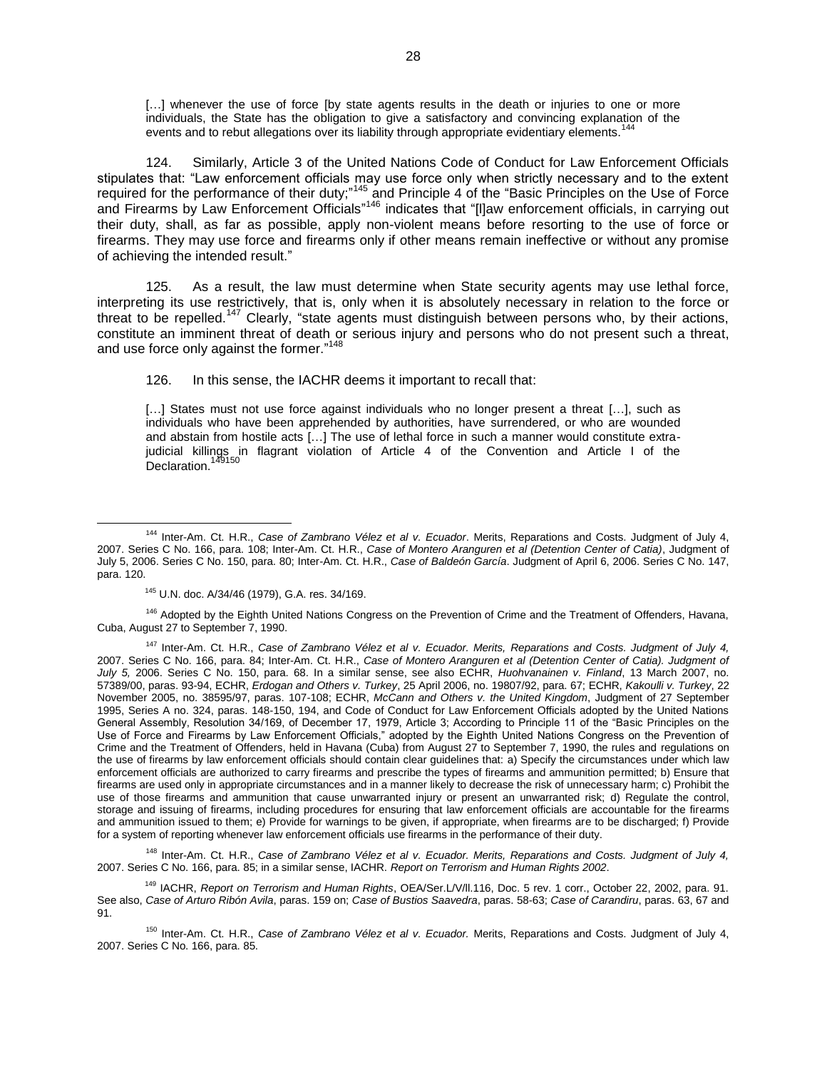> […] whenever the use of force [by state agents results in the death or injuries to one or more individuals, the State has the obligation to give a satisfactory and convincing explanation of the events and to rebut allegations over its liability through appropriate evidentiary elements.[144]

124. Similarly, Article 3 of the United Nations Code of Conduct for Law Enforcement Officials stipulates that: "Law enforcement officials may use force only when strictly necessary and to the extent required for the performance of their duty;"[145] and Principle 4 of the "Basic Principles on the Use of Force and Firearms by Law Enforcement Officials"[146] indicates that "[l]aw enforcement officials, in carrying out their duty, shall, as far as possible, apply non-violent means before resorting to the use of force or firearms. They may use force and firearms only if other means remain ineffective or without any promise of achieving the intended result."

125. As a result, the law must determine when State security agents may use lethal force, interpreting its use restrictively, that is, only when it is absolutely necessary in relation to the force or threat to be repelled.[147] Clearly, "state agents must distinguish between persons who, by their actions, constitute an imminent threat of death or serious injury and persons who do not present such a threat, and use force only against the former."[148]

126. In this sense, the IACHR deems it important to recall that:

> […] States must not use force against individuals who no longer present a threat […], such as individuals who have been apprehended by authorities, have surrendered, or who are wounded and abstain from hostile acts […] The use of lethal force in such a manner would constitute extra-judicial killings in flagrant violation of Article 4 of the Convention and Article I of the Declaration.[149][150]

---

[144] Inter-Am. Ct. H.R., *Case of Zambrano Vélez et al v. Ecuador*. Merits, Reparations and Costs. Judgment of July 4, 2007. Series C No. 166, para. 108; Inter-Am. Ct. H.R., *Case of Montero Aranguren et al (Detention Center of Catia)*, Judgment of July 5, 2006. Series C No. 150, para. 80; Inter-Am. Ct. H.R., *Case of Baldeón García*. Judgment of April 6, 2006. Series C No. 147, para. 120.

[145] U.N. doc. A/34/46 (1979), G.A. res. 34/169.

[146] Adopted by the Eighth United Nations Congress on the Prevention of Crime and the Treatment of Offenders, Havana, Cuba, August 27 to September 7, 1990.

[147] Inter-Am. Ct. H.R., *Case of Zambrano Vélez et al v. Ecuador. Merits, Reparations and Costs. Judgment of July 4,* 2007. Series C No. 166, para. 84; Inter-Am. Ct. H.R., *Case of Montero Aranguren et al (Detention Center of Catia). Judgment of July 5,* 2006. Series C No. 150, para. 68. In a similar sense, see also ECHR, *Huohvanainen v. Finland*, 13 March 2007, no. 57389/00, paras. 93-94, ECHR, *Erdogan and Others v. Turkey*, 25 April 2006, no. 19807/92, para. 67; ECHR, *Kakoulli v. Turkey*, 22 November 2005, no. 38595/97, paras. 107-108; ECHR, *McCann and Others v. the United Kingdom*, Judgment of 27 September 1995, Series A no. 324, paras. 148-150, 194, and Code of Conduct for Law Enforcement Officials adopted by the United Nations General Assembly, Resolution 34/169, of December 17, 1979, Article 3; According to Principle 11 of the "Basic Principles on the Use of Force and Firearms by Law Enforcement Officials," adopted by the Eighth United Nations Congress on the Prevention of Crime and the Treatment of Offenders, held in Havana (Cuba) from August 27 to September 7, 1990, the rules and regulations on the use of firearms by law enforcement officials should contain clear guidelines that: a) Specify the circumstances under which law enforcement officials are authorized to carry firearms and prescribe the types of firearms and ammunition permitted; b) Ensure that firearms are used only in appropriate circumstances and in a manner likely to decrease the risk of unnecessary harm; c) Prohibit the use of those firearms and ammunition that cause unwarranted injury or present an unwarranted risk; d) Regulate the control, storage and issuing of firearms, including procedures for ensuring that law enforcement officials are accountable for the firearms and ammunition issued to them; e) Provide for warnings to be given, if appropriate, when firearms are to be discharged; f) Provide for a system of reporting whenever law enforcement officials use firearms in the performance of their duty.

[148] Inter-Am. Ct. H.R., *Case of Zambrano Vélez et al v. Ecuador. Merits, Reparations and Costs. Judgment of July 4,* 2007. Series C No. 166, para. 85; in a similar sense, IACHR. *Report on Terrorism and Human Rights 2002*.

[149] IACHR, *Report on Terrorism and Human Rights*, OEA/Ser.L/V/ll.116, Doc. 5 rev. 1 corr., October 22, 2002, para. 91. See also, *Case of Arturo Ribón Avila*, paras. 159 on; *Case of Bustios Saavedra*, paras. 58-63; *Case of Carandiru*, paras. 63, 67 and 91.

[150] Inter-Am. Ct. H.R., *Case of Zambrano Vélez et al v. Ecuador.* Merits, Reparations and Costs. Judgment of July 4, 2007. Series C No. 166, para. 85.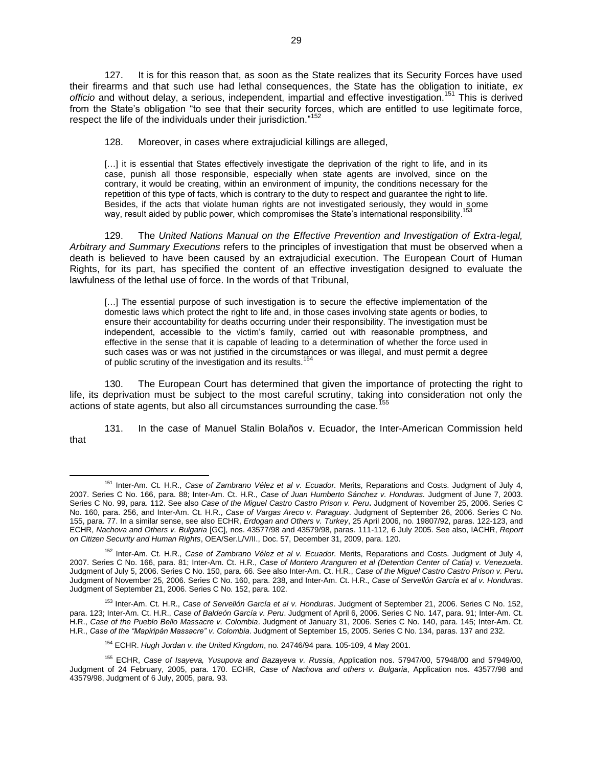127. It is for this reason that, as soon as the State realizes that its Security Forces have used their firearms and that such use had lethal consequences, the State has the obligation to initiate, *ex officio* and without delay, a serious, independent, impartial and effective investigation.[151] This is derived from the State's obligation "to see that their security forces, which are entitled to use legitimate force, respect the life of the individuals under their jurisdiction."[152]

128. Moreover, in cases where extrajudicial killings are alleged,

> […] it is essential that States effectively investigate the deprivation of the right to life, and in its case, punish all those responsible, especially when state agents are involved, since on the contrary, it would be creating, within an environment of impunity, the conditions necessary for the repetition of this type of facts, which is contrary to the duty to respect and guarantee the right to life. Besides, if the acts that violate human rights are not investigated seriously, they would in some way, result aided by public power, which compromises the State's international responsibility.[153]

129. The *United Nations Manual on the Effective Prevention and Investigation of Extra-legal, Arbitrary and Summary Executions* refers to the principles of investigation that must be observed when a death is believed to have been caused by an extrajudicial execution. The European Court of Human Rights, for its part, has specified the content of an effective investigation designed to evaluate the lawfulness of the lethal use of force. In the words of that Tribunal,

> […] The essential purpose of such investigation is to secure the effective implementation of the domestic laws which protect the right to life and, in those cases involving state agents or bodies, to ensure their accountability for deaths occurring under their responsibility. The investigation must be independent, accessible to the victim's family, carried out with reasonable promptness, and effective in the sense that it is capable of leading to a determination of whether the force used in such cases was or was not justified in the circumstances or was illegal, and must permit a degree of public scrutiny of the investigation and its results.[154]

130. The European Court has determined that given the importance of protecting the right to life, its deprivation must be subject to the most careful scrutiny, taking into consideration not only the actions of state agents, but also all circumstances surrounding the case.[155]

131. In the case of Manuel Stalin Bolaños v. Ecuador, the Inter-American Commission held that

---

[151] Inter-Am. Ct. H.R., *Case of Zambrano Vélez et al v. Ecuador.* Merits, Reparations and Costs. Judgment of July 4, 2007. Series C No. 166, para. 88; Inter-Am. Ct. H.R., *Case of Juan Humberto Sánchez v. Honduras.* Judgment of June 7, 2003. Series C No. 99, para. 112. See also *Case of the Miguel Castro Castro Prison v. Peru***.** Judgment of November 25, 2006. Series C No. 160, para. 256, and Inter-Am. Ct. H.R., *Case of Vargas Areco v. Paraguay*. Judgment of September 26, 2006. Series C No. 155, para. 77. In a similar sense, see also ECHR, *Erdogan and Others v. Turkey*, 25 April 2006, no. 19807/92, paras. 122-123, and ECHR, *Nachova and Others v. Bulgaria* [GC], nos. 43577/98 and 43579/98, paras. 111-112, 6 July 2005. See also, IACHR, *Report on Citizen Security and Human Rights*, OEA/Ser.L/V/II., Doc. 57, December 31, 2009, para. 120.

[152] Inter-Am. Ct. H.R., *Case of Zambrano Vélez et al v. Ecuador.* Merits, Reparations and Costs. Judgment of July 4, 2007. Series C No. 166, para. 81; Inter-Am. Ct. H.R., *Case of Montero Aranguren et al (Detention Center of Catia) v. Venezuela*. Judgment of July 5, 2006. Series C No. 150, para. 66. See also Inter-Am. Ct. H.R., *Case of the Miguel Castro Castro Prison v. Peru***.** Judgment of November 25, 2006. Series C No. 160, para. 238, and Inter-Am. Ct. H.R., *Case of Servellón García et al v. Honduras*. Judgment of September 21, 2006. Series C No. 152, para. 102.

[153] Inter-Am. Ct. H.R., *Case of Servellón García et al v. Honduras*. Judgment of September 21, 2006. Series C No. 152, para. 123; Inter-Am. Ct. H.R., *Case of Baldeón García v. Peru*. Judgment of April 6, 2006. Series C No. 147, para. 91; Inter-Am. Ct. H.R., *Case of the Pueblo Bello Massacre v. Colombia*. Judgment of January 31, 2006. Series C No. 140, para. 145; Inter-Am. Ct. H.R., *Case of the "Mapiripán Massacre" v. Colombia*. Judgment of September 15, 2005. Series C No. 134, paras. 137 and 232.

[154] ECHR. *Hugh Jordan v. the United Kingdom*, no. 24746/94 para. 105-109, 4 May 2001.

[155] ECHR, *Case of Isayeva, Yusupova and Bazayeva v. Russia*, Application nos. 57947/00, 57948/00 and 57949/00, Judgment of 24 February, 2005, para. 170. ECHR, *Case of Nachova and others v. Bulgaria*, Application nos. 43577/98 and 43579/98, Judgment of 6 July, 2005, para. 93.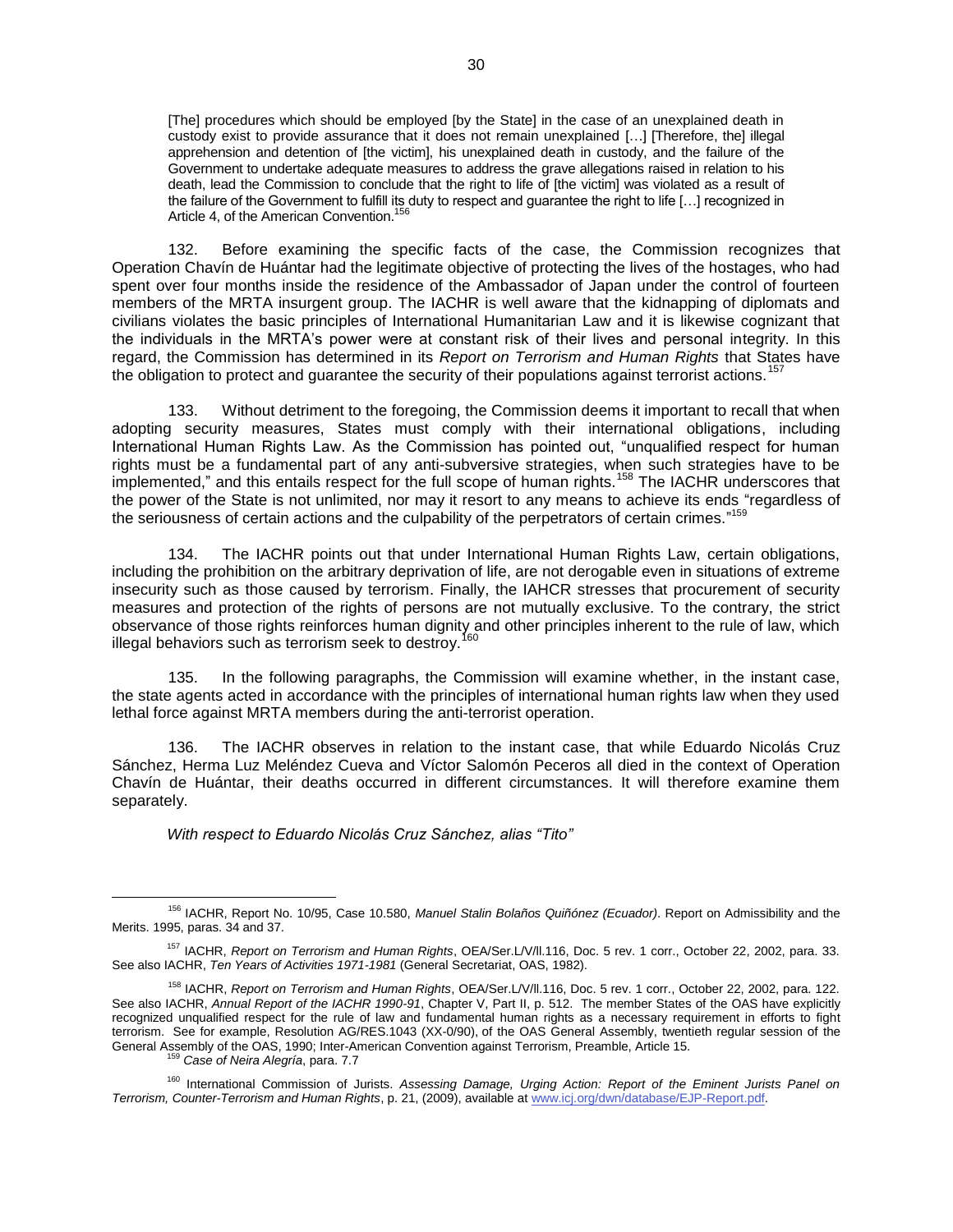> [The] procedures which should be employed [by the State] in the case of an unexplained death in custody exist to provide assurance that it does not remain unexplained […] [Therefore, the] illegal apprehension and detention of [the victim], his unexplained death in custody, and the failure of the Government to undertake adequate measures to address the grave allegations raised in relation to his death, lead the Commission to conclude that the right to life of [the victim] was violated as a result of the failure of the Government to fulfill its duty to respect and guarantee the right to life […] recognized in Article 4, of the American Convention.[156]

132. Before examining the specific facts of the case, the Commission recognizes that Operation Chavín de Huántar had the legitimate objective of protecting the lives of the hostages, who had spent over four months inside the residence of the Ambassador of Japan under the control of fourteen members of the MRTA insurgent group. The IACHR is well aware that the kidnapping of diplomats and civilians violates the basic principles of International Humanitarian Law and it is likewise cognizant that the individuals in the MRTA's power were at constant risk of their lives and personal integrity. In this regard, the Commission has determined in its *Report on Terrorism and Human Rights* that States have the obligation to protect and guarantee the security of their populations against terrorist actions.[157]

133. Without detriment to the foregoing, the Commission deems it important to recall that when adopting security measures, States must comply with their international obligations, including International Human Rights Law. As the Commission has pointed out, "unqualified respect for human rights must be a fundamental part of any anti-subversive strategies, when such strategies have to be implemented," and this entails respect for the full scope of human rights.[158] The IACHR underscores that the power of the State is not unlimited, nor may it resort to any means to achieve its ends "regardless of the seriousness of certain actions and the culpability of the perpetrators of certain crimes."[159]

134. The IACHR points out that under International Human Rights Law, certain obligations, including the prohibition on the arbitrary deprivation of life, are not derogable even in situations of extreme insecurity such as those caused by terrorism. Finally, the IAHCR stresses that procurement of security measures and protection of the rights of persons are not mutually exclusive. To the contrary, the strict observance of those rights reinforces human dignity and other principles inherent to the rule of law, which illegal behaviors such as terrorism seek to destroy.[160]

135. In the following paragraphs, the Commission will examine whether, in the instant case, the state agents acted in accordance with the principles of international human rights law when they used lethal force against MRTA members during the anti-terrorist operation.

136. The IACHR observes in relation to the instant case, that while Eduardo Nicolás Cruz Sánchez, Herma Luz Meléndez Cueva and Víctor Salomón Peceros all died in the context of Operation Chavín de Huántar, their deaths occurred in different circumstances. It will therefore examine them separately.

*With respect to Eduardo Nicolás Cruz Sánchez, alias "Tito"*

---

[156] IACHR, Report No. 10/95, Case 10.580, *Manuel Stalin Bolaños Quiñónez (Ecuador)*. Report on Admissibility and the Merits. 1995, paras. 34 and 37.

[157] IACHR, *Report on Terrorism and Human Rights*, OEA/Ser.L/V/ll.116, Doc. 5 rev. 1 corr., October 22, 2002, para. 33. See also IACHR, *Ten Years of Activities 1971-1981* (General Secretariat, OAS, 1982).

[158] IACHR, *Report on Terrorism and Human Rights*, OEA/Ser.L/V/ll.116, Doc. 5 rev. 1 corr., October 22, 2002, para. 122. See also IACHR, *Annual Report of the IACHR 1990-91*, Chapter V, Part II, p. 512. The member States of the OAS have explicitly recognized unqualified respect for the rule of law and fundamental human rights as a necessary requirement in efforts to fight terrorism. See for example, Resolution AG/RES.1043 (XX-0/90), of the OAS General Assembly, twentieth regular session of the General Assembly of the OAS, 1990; Inter-American Convention against Terrorism, Preamble, Article 15.

[159] *Case of Neira Alegría*, para. 7.7

[160] International Commission of Jurists. *Assessing Damage, Urging Action: Report of the Eminent Jurists Panel on Terrorism, Counter-Terrorism and Human Rights*, p. 21, (2009), available at www.icj.org/dwn/database/EJP-Report.pdf.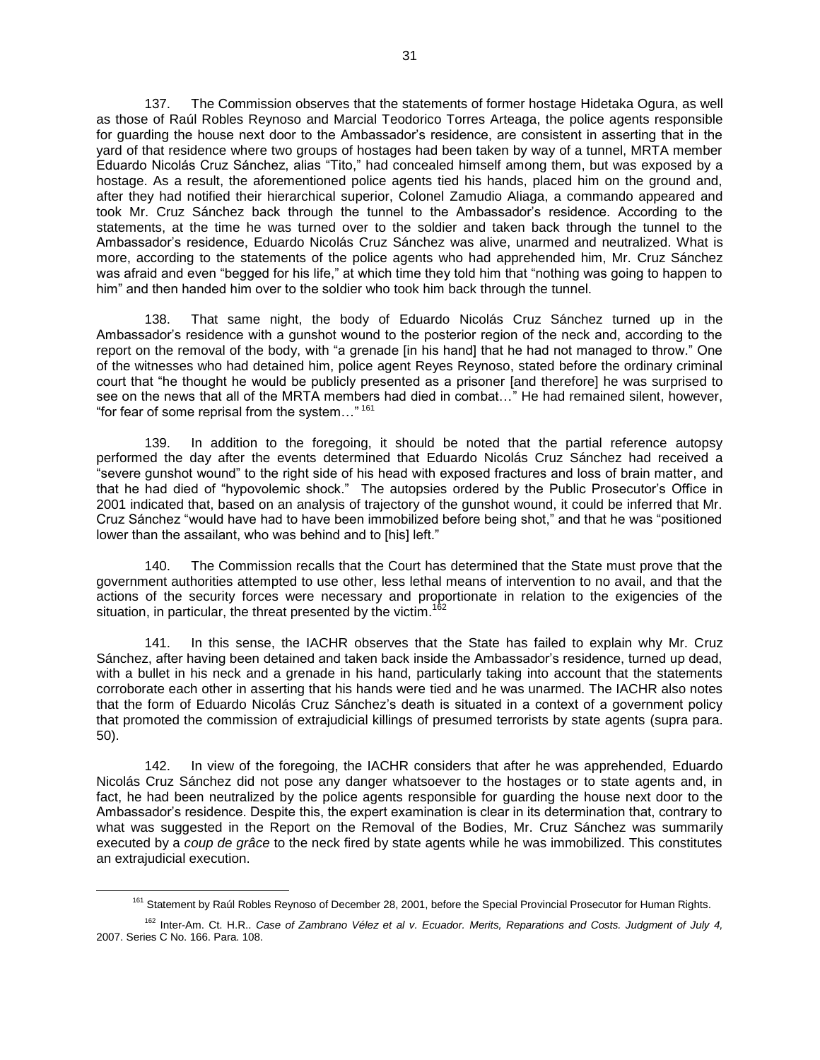137. The Commission observes that the statements of former hostage Hidetaka Ogura, as well as those of Raúl Robles Reynoso and Marcial Teodorico Torres Arteaga, the police agents responsible for guarding the house next door to the Ambassador's residence, are consistent in asserting that in the yard of that residence where two groups of hostages had been taken by way of a tunnel, MRTA member Eduardo Nicolás Cruz Sánchez, alias "Tito," had concealed himself among them, but was exposed by a hostage. As a result, the aforementioned police agents tied his hands, placed him on the ground and, after they had notified their hierarchical superior, Colonel Zamudio Aliaga, a commando appeared and took Mr. Cruz Sánchez back through the tunnel to the Ambassador's residence. According to the statements, at the time he was turned over to the soldier and taken back through the tunnel to the Ambassador's residence, Eduardo Nicolás Cruz Sánchez was alive, unarmed and neutralized. What is more, according to the statements of the police agents who had apprehended him, Mr. Cruz Sánchez was afraid and even "begged for his life," at which time they told him that "nothing was going to happen to him" and then handed him over to the soldier who took him back through the tunnel.

138. That same night, the body of Eduardo Nicolás Cruz Sánchez turned up in the Ambassador's residence with a gunshot wound to the posterior region of the neck and, according to the report on the removal of the body, with "a grenade [in his hand] that he had not managed to throw." One of the witnesses who had detained him, police agent Reyes Reynoso, stated before the ordinary criminal court that "he thought he would be publicly presented as a prisoner [and therefore] he was surprised to see on the news that all of the MRTA members had died in combat…" He had remained silent, however, "for fear of some reprisal from the system…" [161]

139. In addition to the foregoing, it should be noted that the partial reference autopsy performed the day after the events determined that Eduardo Nicolás Cruz Sánchez had received a "severe gunshot wound" to the right side of his head with exposed fractures and loss of brain matter, and that he had died of "hypovolemic shock." The autopsies ordered by the Public Prosecutor's Office in 2001 indicated that, based on an analysis of trajectory of the gunshot wound, it could be inferred that Mr. Cruz Sánchez "would have had to have been immobilized before being shot," and that he was "positioned lower than the assailant, who was behind and to [his] left."

140. The Commission recalls that the Court has determined that the State must prove that the government authorities attempted to use other, less lethal means of intervention to no avail, and that the actions of the security forces were necessary and proportionate in relation to the exigencies of the situation, in particular, the threat presented by the victim.[162]

141. In this sense, the IACHR observes that the State has failed to explain why Mr. Cruz Sánchez, after having been detained and taken back inside the Ambassador's residence, turned up dead, with a bullet in his neck and a grenade in his hand, particularly taking into account that the statements corroborate each other in asserting that his hands were tied and he was unarmed. The IACHR also notes that the form of Eduardo Nicolás Cruz Sánchez's death is situated in a context of a government policy that promoted the commission of extrajudicial killings of presumed terrorists by state agents (supra para. 50).

142. In view of the foregoing, the IACHR considers that after he was apprehended, Eduardo Nicolás Cruz Sánchez did not pose any danger whatsoever to the hostages or to state agents and, in fact, he had been neutralized by the police agents responsible for guarding the house next door to the Ambassador's residence. Despite this, the expert examination is clear in its determination that, contrary to what was suggested in the Report on the Removal of the Bodies, Mr. Cruz Sánchez was summarily executed by a *coup de grâce* to the neck fired by state agents while he was immobilized. This constitutes an extrajudicial execution.

---

[161] Statement by Raúl Robles Reynoso of December 28, 2001, before the Special Provincial Prosecutor for Human Rights.

[162] Inter-Am. Ct. H.R.. *Case of Zambrano Vélez et al v. Ecuador. Merits, Reparations and Costs. Judgment of July 4,* 2007. Series C No. 166. Para. 108.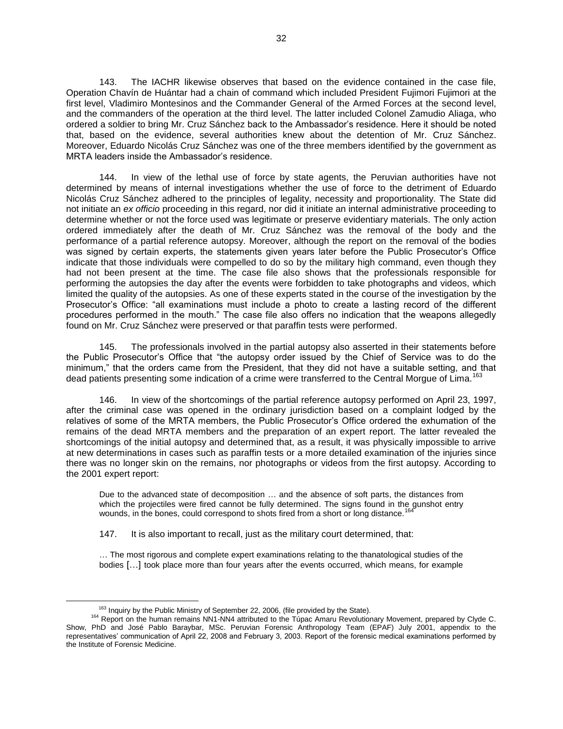143. The IACHR likewise observes that based on the evidence contained in the case file, Operation Chavín de Huántar had a chain of command which included President Fujimori Fujimori at the first level, Vladimiro Montesinos and the Commander General of the Armed Forces at the second level, and the commanders of the operation at the third level. The latter included Colonel Zamudio Aliaga, who ordered a soldier to bring Mr. Cruz Sánchez back to the Ambassador's residence. Here it should be noted that, based on the evidence, several authorities knew about the detention of Mr. Cruz Sánchez. Moreover, Eduardo Nicolás Cruz Sánchez was one of the three members identified by the government as MRTA leaders inside the Ambassador's residence.

144. In view of the lethal use of force by state agents, the Peruvian authorities have not determined by means of internal investigations whether the use of force to the detriment of Eduardo Nicolás Cruz Sánchez adhered to the principles of legality, necessity and proportionality. The State did not initiate an *ex officio* proceeding in this regard, nor did it initiate an internal administrative proceeding to determine whether or not the force used was legitimate or preserve evidentiary materials. The only action ordered immediately after the death of Mr. Cruz Sánchez was the removal of the body and the performance of a partial reference autopsy. Moreover, although the report on the removal of the bodies was signed by certain experts, the statements given years later before the Public Prosecutor's Office indicate that those individuals were compelled to do so by the military high command, even though they had not been present at the time. The case file also shows that the professionals responsible for performing the autopsies the day after the events were forbidden to take photographs and videos, which limited the quality of the autopsies. As one of these experts stated in the course of the investigation by the Prosecutor's Office: "all examinations must include a photo to create a lasting record of the different procedures performed in the mouth." The case file also offers no indication that the weapons allegedly found on Mr. Cruz Sánchez were preserved or that paraffin tests were performed.

145. The professionals involved in the partial autopsy also asserted in their statements before the Public Prosecutor's Office that "the autopsy order issued by the Chief of Service was to do the minimum," that the orders came from the President, that they did not have a suitable setting, and that dead patients presenting some indication of a crime were transferred to the Central Morgue of Lima.[163]

146. In view of the shortcomings of the partial reference autopsy performed on April 23, 1997, after the criminal case was opened in the ordinary jurisdiction based on a complaint lodged by the relatives of some of the MRTA members, the Public Prosecutor's Office ordered the exhumation of the remains of the dead MRTA members and the preparation of an expert report. The latter revealed the shortcomings of the initial autopsy and determined that, as a result, it was physically impossible to arrive at new determinations in cases such as paraffin tests or a more detailed examination of the injuries since there was no longer skin on the remains, nor photographs or videos from the first autopsy. According to the 2001 expert report:

> Due to the advanced state of decomposition … and the absence of soft parts, the distances from which the projectiles were fired cannot be fully determined. The signs found in the gunshot entry wounds, in the bones, could correspond to shots fired from a short or long distance.[164]

147. It is also important to recall, just as the military court determined, that:

> … The most rigorous and complete expert examinations relating to the thanatological studies of the bodies […] took place more than four years after the events occurred, which means, for example

---

[163] Inquiry by the Public Ministry of September 22, 2006, (file provided by the State).

[164] Report on the human remains NN1-NN4 attributed to the Túpac Amaru Revolutionary Movement, prepared by Clyde C. Show, PhD and José Pablo Baraybar, MSc. Peruvian Forensic Anthropology Team (EPAF) July 2001, appendix to the representatives' communication of April 22, 2008 and February 3, 2003. Report of the forensic medical examinations performed by the Institute of Forensic Medicine.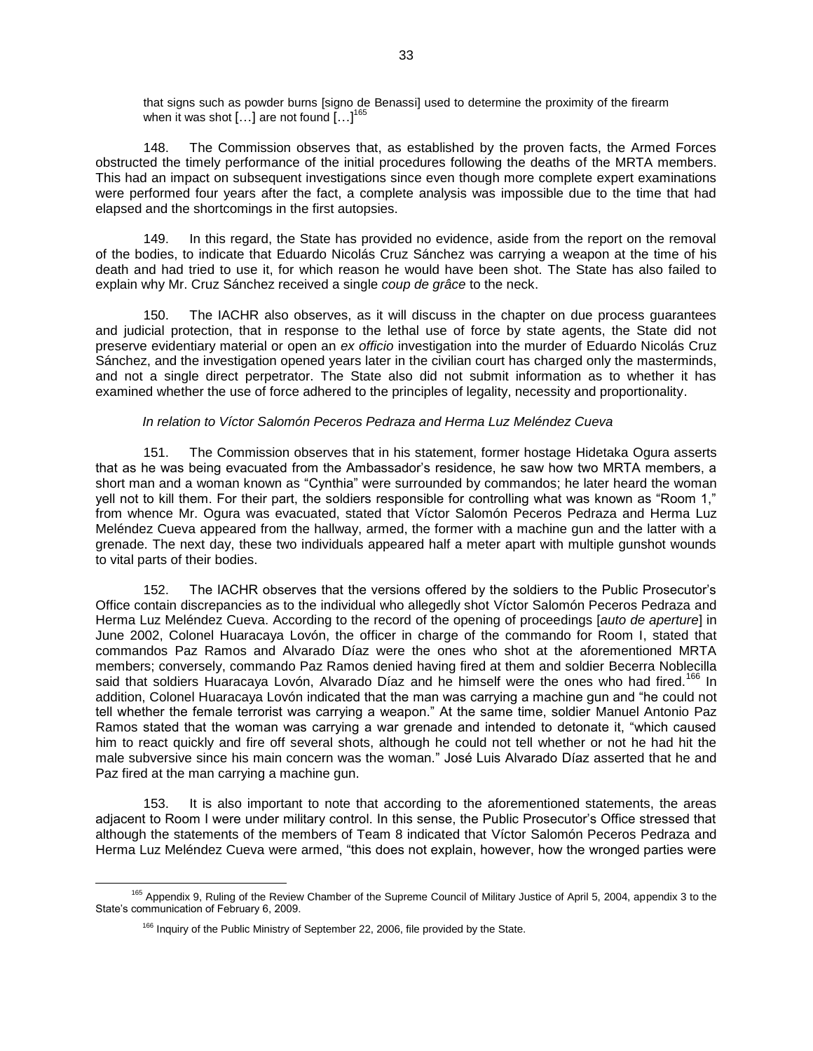that signs such as powder burns [signo de Benassi] used to determine the proximity of the firearm when it was shot […] are not found […][165]

148. The Commission observes that, as established by the proven facts, the Armed Forces obstructed the timely performance of the initial procedures following the deaths of the MRTA members. This had an impact on subsequent investigations since even though more complete expert examinations were performed four years after the fact, a complete analysis was impossible due to the time that had elapsed and the shortcomings in the first autopsies.

149. In this regard, the State has provided no evidence, aside from the report on the removal of the bodies, to indicate that Eduardo Nicolás Cruz Sánchez was carrying a weapon at the time of his death and had tried to use it, for which reason he would have been shot. The State has also failed to explain why Mr. Cruz Sánchez received a single *coup de grâce* to the neck.

150. The IACHR also observes, as it will discuss in the chapter on due process guarantees and judicial protection, that in response to the lethal use of force by state agents, the State did not preserve evidentiary material or open an *ex officio* investigation into the murder of Eduardo Nicolás Cruz Sánchez, and the investigation opened years later in the civilian court has charged only the masterminds, and not a single direct perpetrator. The State also did not submit information as to whether it has examined whether the use of force adhered to the principles of legality, necessity and proportionality.

*In relation to Víctor Salomón Peceros Pedraza and Herma Luz Meléndez Cueva*

151. The Commission observes that in his statement, former hostage Hidetaka Ogura asserts that as he was being evacuated from the Ambassador's residence, he saw how two MRTA members, a short man and a woman known as "Cynthia" were surrounded by commandos; he later heard the woman yell not to kill them. For their part, the soldiers responsible for controlling what was known as "Room 1," from whence Mr. Ogura was evacuated, stated that Víctor Salomón Peceros Pedraza and Herma Luz Meléndez Cueva appeared from the hallway, armed, the former with a machine gun and the latter with a grenade. The next day, these two individuals appeared half a meter apart with multiple gunshot wounds to vital parts of their bodies.

152. The IACHR observes that the versions offered by the soldiers to the Public Prosecutor's Office contain discrepancies as to the individual who allegedly shot Víctor Salomón Peceros Pedraza and Herma Luz Meléndez Cueva. According to the record of the opening of proceedings [*auto de aperture*] in June 2002, Colonel Huaracaya Lovón, the officer in charge of the commando for Room I, stated that commandos Paz Ramos and Alvarado Díaz were the ones who shot at the aforementioned MRTA members; conversely, commando Paz Ramos denied having fired at them and soldier Becerra Noblecilla said that soldiers Huaracaya Lovón, Alvarado Díaz and he himself were the ones who had fired.[166] In addition, Colonel Huaracaya Lovón indicated that the man was carrying a machine gun and "he could not tell whether the female terrorist was carrying a weapon." At the same time, soldier Manuel Antonio Paz Ramos stated that the woman was carrying a war grenade and intended to detonate it, "which caused him to react quickly and fire off several shots, although he could not tell whether or not he had hit the male subversive since his main concern was the woman." José Luis Alvarado Díaz asserted that he and Paz fired at the man carrying a machine gun.

153. It is also important to note that according to the aforementioned statements, the areas adjacent to Room I were under military control. In this sense, the Public Prosecutor's Office stressed that although the statements of the members of Team 8 indicated that Víctor Salomón Peceros Pedraza and Herma Luz Meléndez Cueva were armed, "this does not explain, however, how the wronged parties were

[165] Appendix 9, Ruling of the Review Chamber of the Supreme Council of Military Justice of April 5, 2004, appendix 3 to the State's communication of February 6, 2009.

[166] Inquiry of the Public Ministry of September 22, 2006, file provided by the State.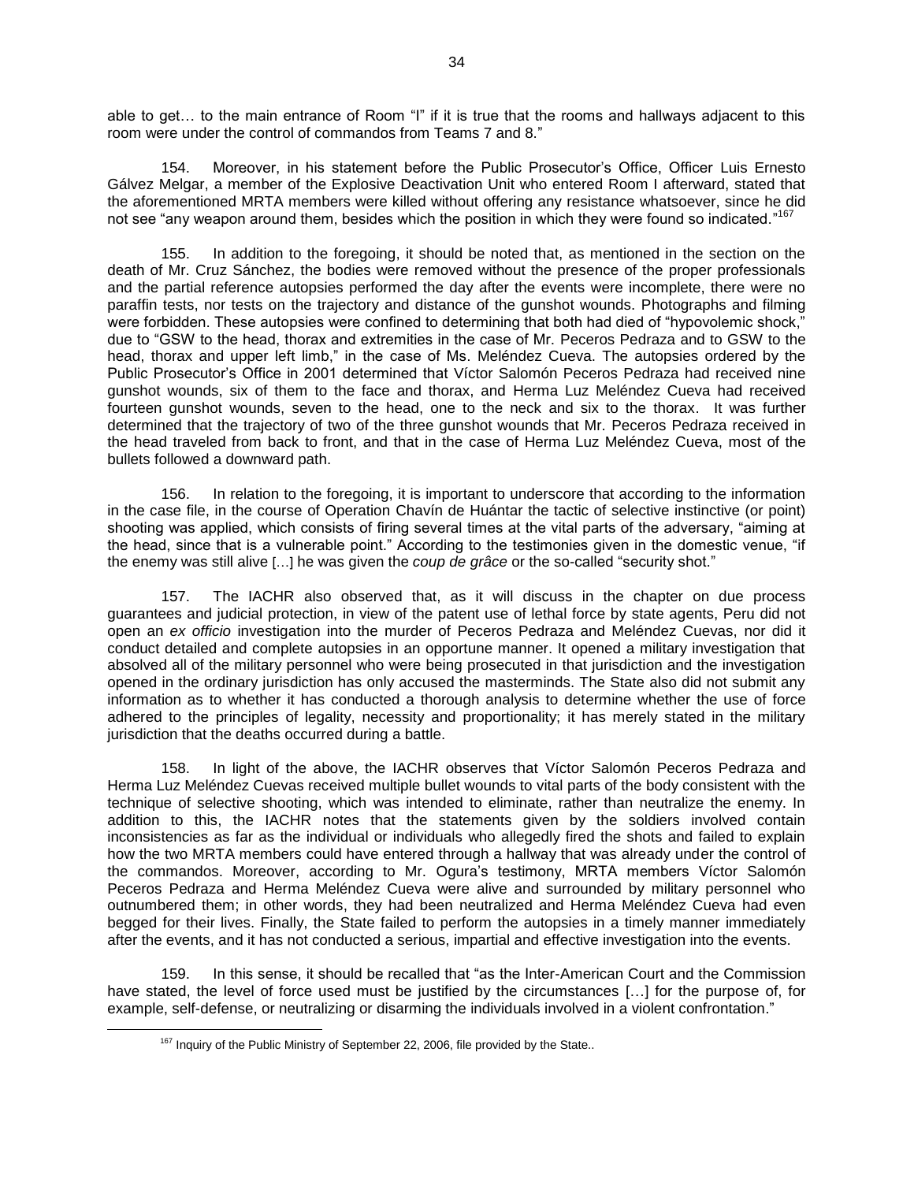able to get… to the main entrance of Room "I" if it is true that the rooms and hallways adjacent to this room were under the control of commandos from Teams 7 and 8."

154. Moreover, in his statement before the Public Prosecutor's Office, Officer Luis Ernesto Gálvez Melgar, a member of the Explosive Deactivation Unit who entered Room I afterward, stated that the aforementioned MRTA members were killed without offering any resistance whatsoever, since he did not see "any weapon around them, besides which the position in which they were found so indicated."[167]

155. In addition to the foregoing, it should be noted that, as mentioned in the section on the death of Mr. Cruz Sánchez, the bodies were removed without the presence of the proper professionals and the partial reference autopsies performed the day after the events were incomplete, there were no paraffin tests, nor tests on the trajectory and distance of the gunshot wounds. Photographs and filming were forbidden. These autopsies were confined to determining that both had died of "hypovolemic shock," due to "GSW to the head, thorax and extremities in the case of Mr. Peceros Pedraza and to GSW to the head, thorax and upper left limb," in the case of Ms. Meléndez Cueva. The autopsies ordered by the Public Prosecutor's Office in 2001 determined that Víctor Salomón Peceros Pedraza had received nine gunshot wounds, six of them to the face and thorax, and Herma Luz Meléndez Cueva had received fourteen gunshot wounds, seven to the head, one to the neck and six to the thorax. It was further determined that the trajectory of two of the three gunshot wounds that Mr. Peceros Pedraza received in the head traveled from back to front, and that in the case of Herma Luz Meléndez Cueva, most of the bullets followed a downward path.

156. In relation to the foregoing, it is important to underscore that according to the information in the case file, in the course of Operation Chavín de Huántar the tactic of selective instinctive (or point) shooting was applied, which consists of firing several times at the vital parts of the adversary, "aiming at the head, since that is a vulnerable point." According to the testimonies given in the domestic venue, "if the enemy was still alive [...] he was given the *coup de grâce* or the so-called "security shot."

157. The IACHR also observed that, as it will discuss in the chapter on due process guarantees and judicial protection, in view of the patent use of lethal force by state agents, Peru did not open an *ex officio* investigation into the murder of Peceros Pedraza and Meléndez Cuevas, nor did it conduct detailed and complete autopsies in an opportune manner. It opened a military investigation that absolved all of the military personnel who were being prosecuted in that jurisdiction and the investigation opened in the ordinary jurisdiction has only accused the masterminds. The State also did not submit any information as to whether it has conducted a thorough analysis to determine whether the use of force adhered to the principles of legality, necessity and proportionality; it has merely stated in the military jurisdiction that the deaths occurred during a battle.

158. In light of the above, the IACHR observes that Víctor Salomón Peceros Pedraza and Herma Luz Meléndez Cuevas received multiple bullet wounds to vital parts of the body consistent with the technique of selective shooting, which was intended to eliminate, rather than neutralize the enemy. In addition to this, the IACHR notes that the statements given by the soldiers involved contain inconsistencies as far as the individual or individuals who allegedly fired the shots and failed to explain how the two MRTA members could have entered through a hallway that was already under the control of the commandos. Moreover, according to Mr. Ogura's testimony, MRTA members Víctor Salomón Peceros Pedraza and Herma Meléndez Cueva were alive and surrounded by military personnel who outnumbered them; in other words, they had been neutralized and Herma Meléndez Cueva had even begged for their lives. Finally, the State failed to perform the autopsies in a timely manner immediately after the events, and it has not conducted a serious, impartial and effective investigation into the events.

159. In this sense, it should be recalled that "as the Inter-American Court and the Commission have stated, the level of force used must be justified by the circumstances [...] for the purpose of, for example, self-defense, or neutralizing or disarming the individuals involved in a violent confrontation."

[167] Inquiry of the Public Ministry of September 22, 2006, file provided by the State..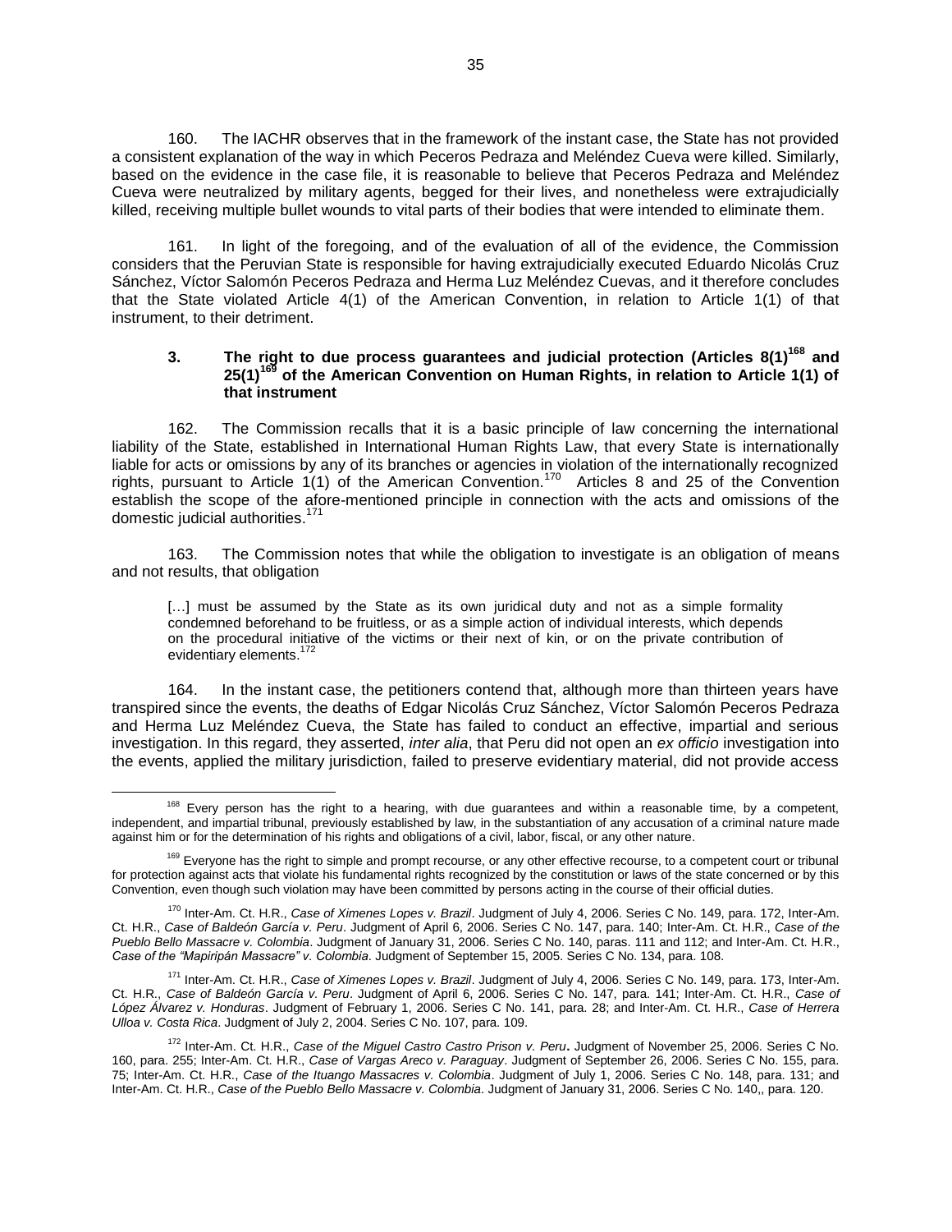160. The IACHR observes that in the framework of the instant case, the State has not provided a consistent explanation of the way in which Peceros Pedraza and Meléndez Cueva were killed. Similarly, based on the evidence in the case file, it is reasonable to believe that Peceros Pedraza and Meléndez Cueva were neutralized by military agents, begged for their lives, and nonetheless were extrajudicially killed, receiving multiple bullet wounds to vital parts of their bodies that were intended to eliminate them.

161. In light of the foregoing, and of the evaluation of all of the evidence, the Commission considers that the Peruvian State is responsible for having extrajudicially executed Eduardo Nicolás Cruz Sánchez, Víctor Salomón Peceros Pedraza and Herma Luz Meléndez Cuevas, and it therefore concludes that the State violated Article 4(1) of the American Convention, in relation to Article 1(1) of that instrument, to their detriment.

### 3. The right to due process guarantees and judicial protection (Articles 8(1)[168] and 25(1)[169] of the American Convention on Human Rights, in relation to Article 1(1) of that instrument

162. The Commission recalls that it is a basic principle of law concerning the international liability of the State, established in International Human Rights Law, that every State is internationally liable for acts or omissions by any of its branches or agencies in violation of the internationally recognized rights, pursuant to Article 1(1) of the American Convention.[170] Articles 8 and 25 of the Convention establish the scope of the afore-mentioned principle in connection with the acts and omissions of the domestic judicial authorities.[171]

163. The Commission notes that while the obligation to investigate is an obligation of means and not results, that obligation

> […] must be assumed by the State as its own juridical duty and not as a simple formality condemned beforehand to be fruitless, or as a simple action of individual interests, which depends on the procedural initiative of the victims or their next of kin, or on the private contribution of evidentiary elements.[172]

164. In the instant case, the petitioners contend that, although more than thirteen years have transpired since the events, the deaths of Edgar Nicolás Cruz Sánchez, Víctor Salomón Peceros Pedraza and Herma Luz Meléndez Cueva, the State has failed to conduct an effective, impartial and serious investigation. In this regard, they asserted, *inter alia*, that Peru did not open an *ex officio* investigation into the events, applied the military jurisdiction, failed to preserve evidentiary material, did not provide access

---

[168] Every person has the right to a hearing, with due guarantees and within a reasonable time, by a competent, independent, and impartial tribunal, previously established by law, in the substantiation of any accusation of a criminal nature made against him or for the determination of his rights and obligations of a civil, labor, fiscal, or any other nature.

[169] Everyone has the right to simple and prompt recourse, or any other effective recourse, to a competent court or tribunal for protection against acts that violate his fundamental rights recognized by the constitution or laws of the state concerned or by this Convention, even though such violation may have been committed by persons acting in the course of their official duties.

[170] Inter-Am. Ct. H.R., *Case of Ximenes Lopes v. Brazil*. Judgment of July 4, 2006. Series C No. 149, para. 172, Inter-Am. Ct. H.R., *Case of Baldeón García v. Peru*. Judgment of April 6, 2006. Series C No. 147, para. 140; Inter-Am. Ct. H.R., *Case of the Pueblo Bello Massacre v. Colombia*. Judgment of January 31, 2006. Series C No. 140, paras. 111 and 112; and Inter-Am. Ct. H.R., *Case of the "Mapiripán Massacre" v. Colombia*. Judgment of September 15, 2005. Series C No. 134, para. 108.

[171] Inter-Am. Ct. H.R., *Case of Ximenes Lopes v. Brazil*. Judgment of July 4, 2006. Series C No. 149, para. 173, Inter-Am. Ct. H.R., *Case of Baldeón García v. Peru*. Judgment of April 6, 2006. Series C No. 147, para. 141; Inter-Am. Ct. H.R., *Case of López Álvarez v. Honduras*. Judgment of February 1, 2006. Series C No. 141, para. 28; and Inter-Am. Ct. H.R., *Case of Herrera Ulloa v. Costa Rica*. Judgment of July 2, 2004. Series C No. 107, para. 109.

[172] Inter-Am. Ct. H.R., *Case of the Miguel Castro Castro Prison v. Peru*. Judgment of November 25, 2006. Series C No. 160, para. 255; Inter-Am. Ct. H.R., *Case of Vargas Areco v. Paraguay*. Judgment of September 26, 2006. Series C No. 155, para. 75; Inter-Am. Ct. H.R., *Case of the Ituango Massacres v. Colombia*. Judgment of July 1, 2006. Series C No. 148, para. 131; and Inter-Am. Ct. H.R., *Case of the Pueblo Bello Massacre v. Colombia*. Judgment of January 31, 2006. Series C No. 140,, para. 120.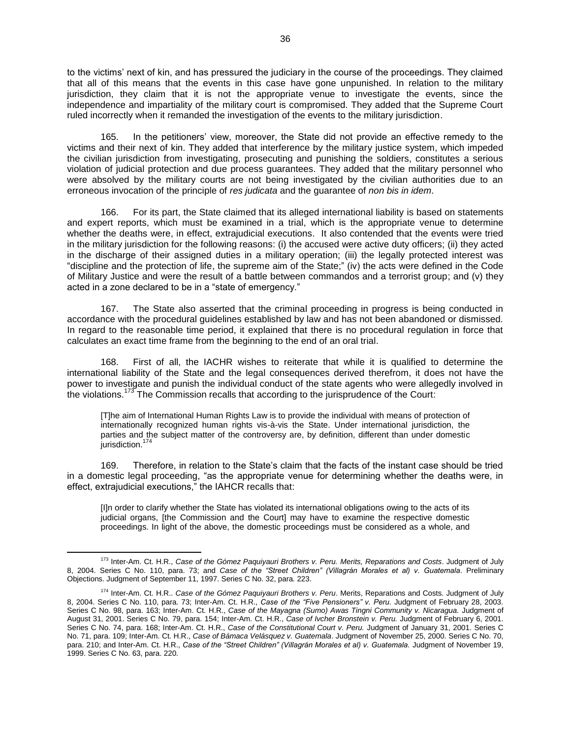to the victims' next of kin, and has pressured the judiciary in the course of the proceedings. They claimed that all of this means that the events in this case have gone unpunished. In relation to the military jurisdiction, they claim that it is not the appropriate venue to investigate the events, since the independence and impartiality of the military court is compromised. They added that the Supreme Court ruled incorrectly when it remanded the investigation of the events to the military jurisdiction.

165. In the petitioners' view, moreover, the State did not provide an effective remedy to the victims and their next of kin. They added that interference by the military justice system, which impeded the civilian jurisdiction from investigating, prosecuting and punishing the soldiers, constitutes a serious violation of judicial protection and due process guarantees. They added that the military personnel who were absolved by the military courts are not being investigated by the civilian authorities due to an erroneous invocation of the principle of *res judicata* and the guarantee of *non bis in idem*.

166. For its part, the State claimed that its alleged international liability is based on statements and expert reports, which must be examined in a trial, which is the appropriate venue to determine whether the deaths were, in effect, extrajudicial executions. It also contended that the events were tried in the military jurisdiction for the following reasons: (i) the accused were active duty officers; (ii) they acted in the discharge of their assigned duties in a military operation; (iii) the legally protected interest was "discipline and the protection of life, the supreme aim of the State;" (iv) the acts were defined in the Code of Military Justice and were the result of a battle between commandos and a terrorist group; and (v) they acted in a zone declared to be in a "state of emergency."

167. The State also asserted that the criminal proceeding in progress is being conducted in accordance with the procedural guidelines established by law and has not been abandoned or dismissed. In regard to the reasonable time period, it explained that there is no procedural regulation in force that calculates an exact time frame from the beginning to the end of an oral trial.

168. First of all, the IACHR wishes to reiterate that while it is qualified to determine the international liability of the State and the legal consequences derived therefrom, it does not have the power to investigate and punish the individual conduct of the state agents who were allegedly involved in the violations.[173] The Commission recalls that according to the jurisprudence of the Court:

> [T]he aim of International Human Rights Law is to provide the individual with means of protection of internationally recognized human rights vis-à-vis the State. Under international jurisdiction, the parties and the subject matter of the controversy are, by definition, different than under domestic jurisdiction.[174]

169. Therefore, in relation to the State's claim that the facts of the instant case should be tried in a domestic legal proceeding, "as the appropriate venue for determining whether the deaths were, in effect, extrajudicial executions," the IAHCR recalls that:

> [I]n order to clarify whether the State has violated its international obligations owing to the acts of its judicial organs, [the Commission and the Court] may have to examine the respective domestic proceedings. In light of the above, the domestic proceedings must be considered as a whole, and

---

[173] Inter-Am. Ct. H.R., *Case of the Gómez Paquiyauri Brothers v. Peru. Merits, Reparations and Costs*. Judgment of July 8, 2004. Series C No. 110, para. 73; and *Case of the "Street Children" (Villagrán Morales et al) v. Guatemala*. Preliminary Objections. Judgment of September 11, 1997. Series C No. 32, para. 223.

[174] Inter-Am. Ct. H.R.. *Case of the Gómez Paquiyauri Brothers v. Peru*. Merits, Reparations and Costs. Judgment of July 8, 2004. Series C No. 110, para. 73; Inter-Am. Ct. H.R., *Case of the "Five Pensioners" v. Peru.* Judgment of February 28, 2003. Series C No. 98, para. 163; Inter-Am. Ct. H.R., *Case of the Mayagna (Sumo) Awas Tingni Community v. Nicaragua.* Judgment of August 31, 2001. Series C No. 79, para. 154; Inter-Am. Ct. H.R., *Case of Ivcher Bronstein v. Peru.* Judgment of February 6, 2001. Series C No. 74, para. 168; Inter-Am. Ct. H.R., *Case of the Constitutional Court v. Peru.* Judgment of January 31, 2001. Series C No. 71, para. 109; Inter-Am. Ct. H.R., *Case of Bámaca Velásquez v. Guatemala*. Judgment of November 25, 2000. Series C No. 70, para. 210; and Inter-Am. Ct. H.R., *Case of the "Street Children" (Villagrán Morales et al) v. Guatemala.* Judgment of November 19, 1999. Series C No. 63, para. 220.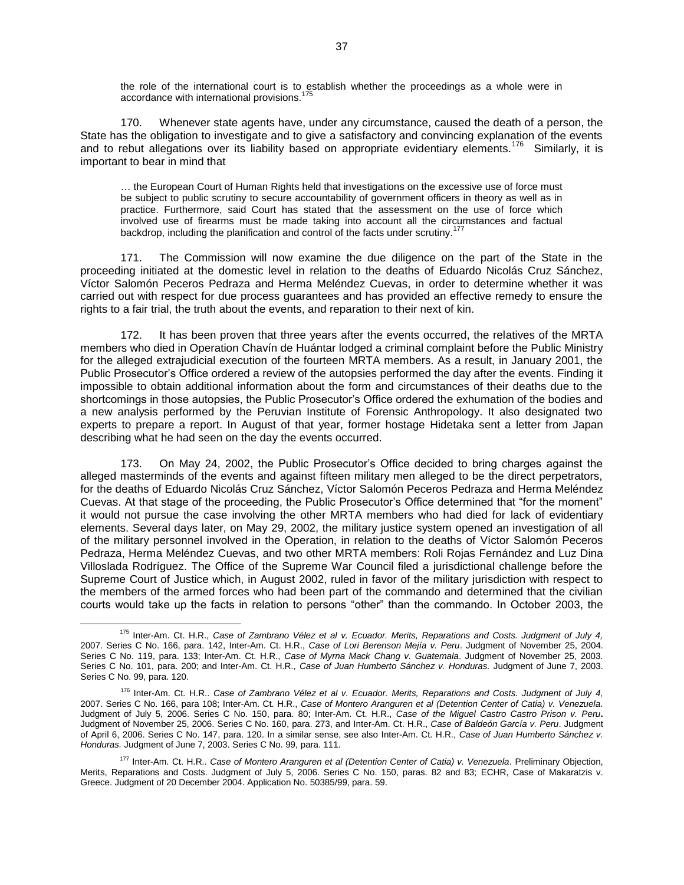the role of the international court is to establish whether the proceedings as a whole were in accordance with international provisions.[175]

170. Whenever state agents have, under any circumstance, caused the death of a person, the State has the obligation to investigate and to give a satisfactory and convincing explanation of the events and to rebut allegations over its liability based on appropriate evidentiary elements.[176] Similarly, it is important to bear in mind that

> … the European Court of Human Rights held that investigations on the excessive use of force must be subject to public scrutiny to secure accountability of government officers in theory as well as in practice. Furthermore, said Court has stated that the assessment on the use of force which involved use of firearms must be made taking into account all the circumstances and factual backdrop, including the planification and control of the facts under scrutiny.[177]

171. The Commission will now examine the due diligence on the part of the State in the proceeding initiated at the domestic level in relation to the deaths of Eduardo Nicolás Cruz Sánchez, Víctor Salomón Peceros Pedraza and Herma Meléndez Cuevas, in order to determine whether it was carried out with respect for due process guarantees and has provided an effective remedy to ensure the rights to a fair trial, the truth about the events, and reparation to their next of kin.

172. It has been proven that three years after the events occurred, the relatives of the MRTA members who died in Operation Chavín de Huántar lodged a criminal complaint before the Public Ministry for the alleged extrajudicial execution of the fourteen MRTA members. As a result, in January 2001, the Public Prosecutor's Office ordered a review of the autopsies performed the day after the events. Finding it impossible to obtain additional information about the form and circumstances of their deaths due to the shortcomings in those autopsies, the Public Prosecutor's Office ordered the exhumation of the bodies and a new analysis performed by the Peruvian Institute of Forensic Anthropology. It also designated two experts to prepare a report. In August of that year, former hostage Hidetaka sent a letter from Japan describing what he had seen on the day the events occurred.

173. On May 24, 2002, the Public Prosecutor's Office decided to bring charges against the alleged masterminds of the events and against fifteen military men alleged to be the direct perpetrators, for the deaths of Eduardo Nicolás Cruz Sánchez, Víctor Salomón Peceros Pedraza and Herma Meléndez Cuevas. At that stage of the proceeding, the Public Prosecutor's Office determined that "for the moment" it would not pursue the case involving the other MRTA members who had died for lack of evidentiary elements. Several days later, on May 29, 2002, the military justice system opened an investigation of all of the military personnel involved in the Operation, in relation to the deaths of Víctor Salomón Peceros Pedraza, Herma Meléndez Cuevas, and two other MRTA members: Roli Rojas Fernández and Luz Dina Villoslada Rodríguez. The Office of the Supreme War Council filed a jurisdictional challenge before the Supreme Court of Justice which, in August 2002, ruled in favor of the military jurisdiction with respect to the members of the armed forces who had been part of the commando and determined that the civilian courts would take up the facts in relation to persons "other" than the commando. In October 2003, the

---

[175] Inter-Am. Ct. H.R., *Case of Zambrano Vélez et al v. Ecuador. Merits, Reparations and Costs. Judgment of July 4,* 2007. Series C No. 166, para. 142, Inter-Am. Ct. H.R., *Case of Lori Berenson Mejía v. Peru*. Judgment of November 25, 2004. Series C No. 119, para. 133; Inter-Am. Ct. H.R., *Case of Myrna Mack Chang v. Guatemala*. Judgment of November 25, 2003. Series C No. 101, para. 200; and Inter-Am. Ct. H.R., *Case of Juan Humberto Sánchez v. Honduras.* Judgment of June 7, 2003. Series C No. 99, para. 120.

[176] Inter-Am. Ct. H.R.. *Case of Zambrano Vélez et al v. Ecuador. Merits, Reparations and Costs. Judgment of July 4,* 2007. Series C No. 166, para 108; Inter-Am. Ct. H.R., *Case of Montero Aranguren et al (Detention Center of Catia) v. Venezuela*. Judgment of July 5, 2006. Series C No. 150, para. 80; Inter-Am. Ct. H.R., *Case of the Miguel Castro Castro Prison v. Peru***.** Judgment of November 25, 2006. Series C No. 160, para. 273, and Inter-Am. Ct. H.R., *Case of Baldeón García v. Peru*. Judgment of April 6, 2006. Series C No. 147, para. 120. In a similar sense, see also Inter-Am. Ct. H.R., *Case of Juan Humberto Sánchez v. Honduras.* Judgment of June 7, 2003. Series C No. 99, para. 111.

[177] Inter-Am. Ct. H.R.. *Case of Montero Aranguren et al (Detention Center of Catia) v. Venezuela*. Preliminary Objection, Merits, Reparations and Costs. Judgment of July 5, 2006. Series C No. 150, paras. 82 and 83; ECHR, Case of Makaratzis v. Greece. Judgment of 20 December 2004. Application No. 50385/99, para. 59.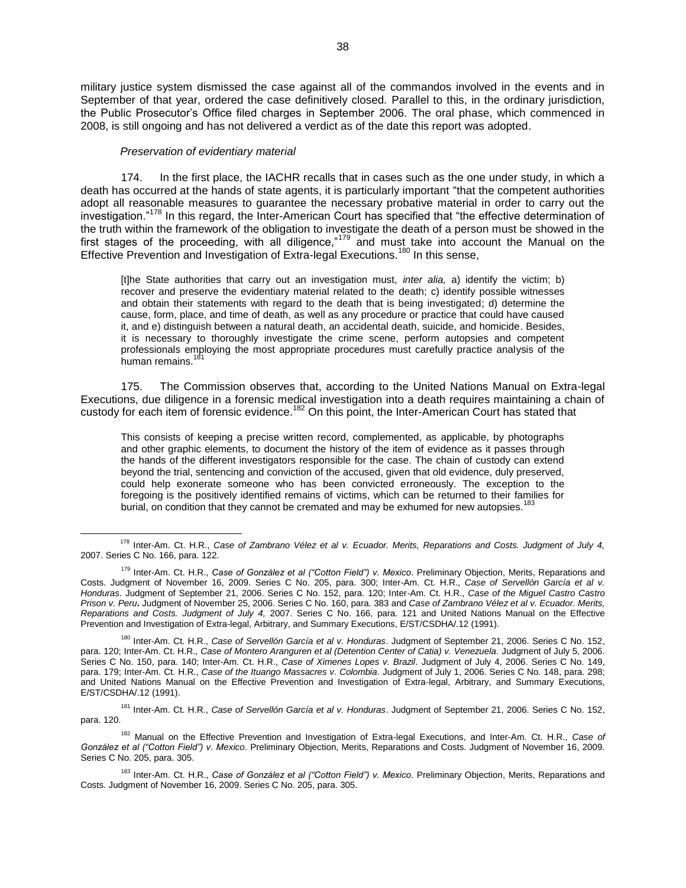military justice system dismissed the case against all of the commandos involved in the events and in September of that year, ordered the case definitively closed. Parallel to this, in the ordinary jurisdiction, the Public Prosecutor's Office filed charges in September 2006. The oral phase, which commenced in 2008, is still ongoing and has not delivered a verdict as of the date this report was adopted.

*Preservation of evidentiary material*

174. In the first place, the IACHR recalls that in cases such as the one under study, in which a death has occurred at the hands of state agents, it is particularly important "that the competent authorities adopt all reasonable measures to guarantee the necessary probative material in order to carry out the investigation."[178] In this regard, the Inter-American Court has specified that "the effective determination of the truth within the framework of the obligation to investigate the death of a person must be showed in the first stages of the proceeding, with all diligence,"[179] and must take into account the Manual on the Effective Prevention and Investigation of Extra-legal Executions.[180] In this sense,

> [t]he State authorities that carry out an investigation must, *inter alia,* a) identify the victim; b) recover and preserve the evidentiary material related to the death; c) identify possible witnesses and obtain their statements with regard to the death that is being investigated; d) determine the cause, form, place, and time of death, as well as any procedure or practice that could have caused it, and e) distinguish between a natural death, an accidental death, suicide, and homicide. Besides, it is necessary to thoroughly investigate the crime scene, perform autopsies and competent professionals employing the most appropriate procedures must carefully practice analysis of the human remains.[181]

175. The Commission observes that, according to the United Nations Manual on Extra-legal Executions, due diligence in a forensic medical investigation into a death requires maintaining a chain of custody for each item of forensic evidence.[182] On this point, the Inter-American Court has stated that

> This consists of keeping a precise written record, complemented, as applicable, by photographs and other graphic elements, to document the history of the item of evidence as it passes through the hands of the different investigators responsible for the case. The chain of custody can extend beyond the trial, sentencing and conviction of the accused, given that old evidence, duly preserved, could help exonerate someone who has been convicted erroneously. The exception to the foregoing is the positively identified remains of victims, which can be returned to their families for burial, on condition that they cannot be cremated and may be exhumed for new autopsies.[183]

---

[178] Inter-Am. Ct. H.R., *Case of Zambrano Vélez et al v. Ecuador. Merits, Reparations and Costs. Judgment of July 4,* 2007. Series C No. 166, para. 122.

[179] Inter-Am. Ct. H.R., *Case of González et al ("Cotton Field") v. Mexico*. Preliminary Objection, Merits, Reparations and Costs. Judgment of November 16, 2009. Series C No. 205, para. 300; Inter-Am. Ct. H.R., *Case of Servellón García et al v. Honduras*. Judgment of September 21, 2006. Series C No. 152, para. 120; Inter-Am. Ct. H.R., *Case of the Miguel Castro Castro Prison v. Peru***.** Judgment of November 25, 2006. Series C No. 160, para. 383 and *Case of Zambrano Vélez et al v. Ecuador. Merits, Reparations and Costs. Judgment of July 4,* 2007. Series C No. 166, para. 121 and United Nations Manual on the Effective Prevention and Investigation of Extra-legal, Arbitrary, and Summary Executions, E/ST/CSDHA/.12 (1991).

[180] Inter-Am. Ct. H.R., *Case of Servellón García et al v. Honduras*. Judgment of September 21, 2006. Series C No. 152, para. 120; Inter-Am. Ct. H.R., *Case of Montero Aranguren et al (Detention Center of Catia) v. Venezuela*. Judgment of July 5, 2006. Series C No. 150, para. 140; Inter-Am. Ct. H.R., *Case of Ximenes Lopes v. Brazil*. Judgment of July 4, 2006. Series C No. 149, para. 179; Inter-Am. Ct. H.R., *Case of the Ituango Massacres v. Colombia*. Judgment of July 1, 2006. Series C No. 148, para. 298; and United Nations Manual on the Effective Prevention and Investigation of Extra-legal, Arbitrary, and Summary Executions, E/ST/CSDHA/.12 (1991).

[181] Inter-Am. Ct. H.R., *Case of Servellón García et al v. Honduras*. Judgment of September 21, 2006. Series C No. 152, para. 120.

[182] Manual on the Effective Prevention and Investigation of Extra-legal Executions, and Inter-Am. Ct. H.R., *Case of González et al ("Cotton Field") v. Mexico*. Preliminary Objection, Merits, Reparations and Costs. Judgment of November 16, 2009. Series C No. 205, para. 305.

[183] Inter-Am. Ct. H.R., *Case of González et al ("Cotton Field") v. Mexico*. Preliminary Objection, Merits, Reparations and Costs. Judgment of November 16, 2009. Series C No. 205, para. 305.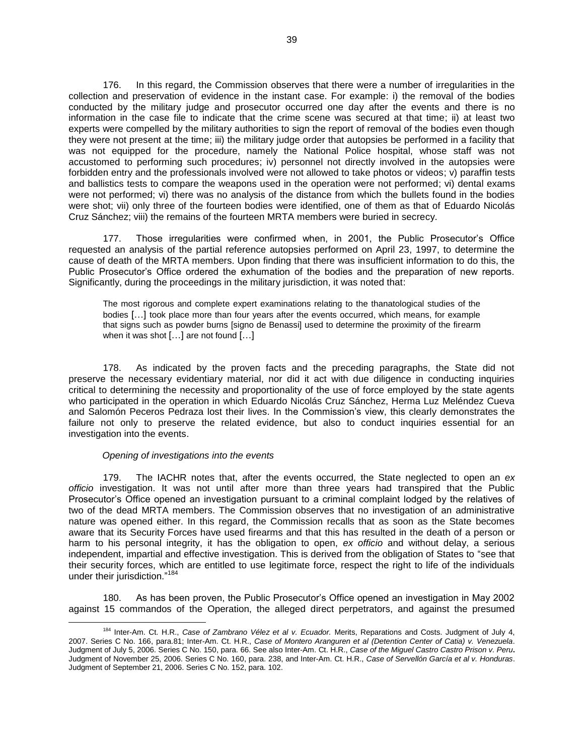176. In this regard, the Commission observes that there were a number of irregularities in the collection and preservation of evidence in the instant case. For example: i) the removal of the bodies conducted by the military judge and prosecutor occurred one day after the events and there is no information in the case file to indicate that the crime scene was secured at that time; ii) at least two experts were compelled by the military authorities to sign the report of removal of the bodies even though they were not present at the time; iii) the military judge order that autopsies be performed in a facility that was not equipped for the procedure, namely the National Police hospital, whose staff was not accustomed to performing such procedures; iv) personnel not directly involved in the autopsies were forbidden entry and the professionals involved were not allowed to take photos or videos; v) paraffin tests and ballistics tests to compare the weapons used in the operation were not performed; vi) dental exams were not performed; vi) there was no analysis of the distance from which the bullets found in the bodies were shot; vii) only three of the fourteen bodies were identified, one of them as that of Eduardo Nicolás Cruz Sánchez; viii) the remains of the fourteen MRTA members were buried in secrecy.

177. Those irregularities were confirmed when, in 2001, the Public Prosecutor's Office requested an analysis of the partial reference autopsies performed on April 23, 1997, to determine the cause of death of the MRTA members. Upon finding that there was insufficient information to do this, the Public Prosecutor's Office ordered the exhumation of the bodies and the preparation of new reports. Significantly, during the proceedings in the military jurisdiction, it was noted that:

> The most rigorous and complete expert examinations relating to the thanatological studies of the bodies [...] took place more than four years after the events occurred, which means, for example that signs such as powder burns [signo de Benassi] used to determine the proximity of the firearm when it was shot [...] are not found [...]

178. As indicated by the proven facts and the preceding paragraphs, the State did not preserve the necessary evidentiary material, nor did it act with due diligence in conducting inquiries critical to determining the necessity and proportionality of the use of force employed by the state agents who participated in the operation in which Eduardo Nicolás Cruz Sánchez, Herma Luz Meléndez Cueva and Salomón Peceros Pedraza lost their lives. In the Commission's view, this clearly demonstrates the failure not only to preserve the related evidence, but also to conduct inquiries essential for an investigation into the events.

*Opening of investigations into the events*

179. The IACHR notes that, after the events occurred, the State neglected to open an *ex officio* investigation. It was not until after more than three years had transpired that the Public Prosecutor's Office opened an investigation pursuant to a criminal complaint lodged by the relatives of two of the dead MRTA members. The Commission observes that no investigation of an administrative nature was opened either. In this regard, the Commission recalls that as soon as the State becomes aware that its Security Forces have used firearms and that this has resulted in the death of a person or harm to his personal integrity, it has the obligation to open, *ex officio* and without delay, a serious independent, impartial and effective investigation. This is derived from the obligation of States to "see that their security forces, which are entitled to use legitimate force, respect the right to life of the individuals under their jurisdiction."[184]

180. As has been proven, the Public Prosecutor's Office opened an investigation in May 2002 against 15 commandos of the Operation, the alleged direct perpetrators, and against the presumed

---

[184] Inter-Am. Ct. H.R., *Case of Zambrano Vélez et al v. Ecuador.* Merits, Reparations and Costs. Judgment of July 4, 2007. Series C No. 166, para.81; Inter-Am. Ct. H.R., *Case of Montero Aranguren et al (Detention Center of Catia) v. Venezuela*. Judgment of July 5, 2006. Series C No. 150, para. 66. See also Inter-Am. Ct. H.R., *Case of the Miguel Castro Castro Prison v. Peru***.** Judgment of November 25, 2006. Series C No. 160, para. 238, and Inter-Am. Ct. H.R., *Case of Servellón García et al v. Honduras*. Judgment of September 21, 2006. Series C No. 152, para. 102.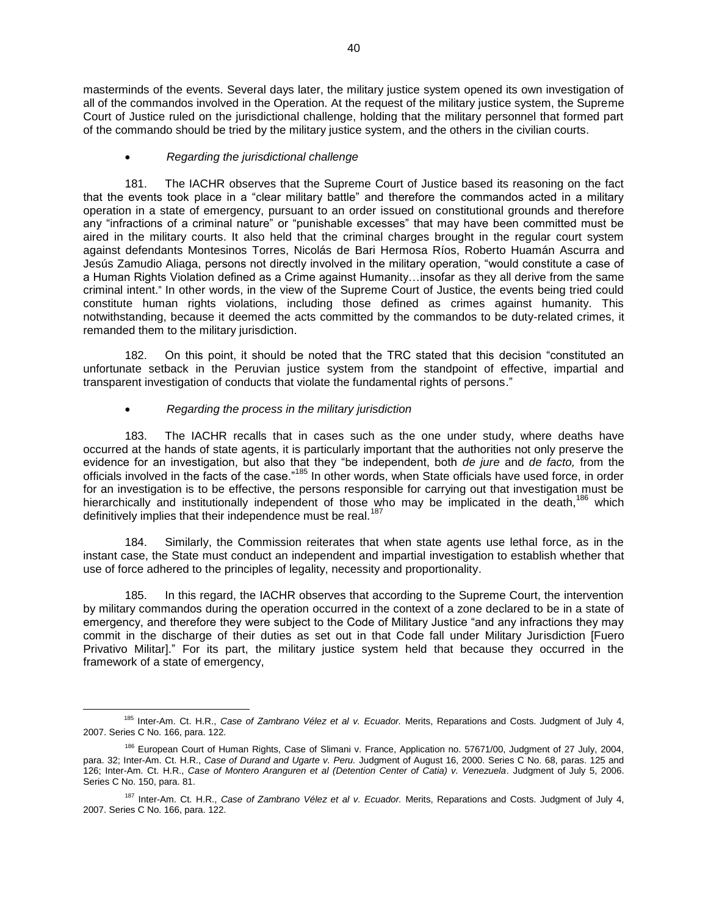masterminds of the events. Several days later, the military justice system opened its own investigation of all of the commandos involved in the Operation. At the request of the military justice system, the Supreme Court of Justice ruled on the jurisdictional challenge, holding that the military personnel that formed part of the commando should be tried by the military justice system, and the others in the civilian courts.

- *Regarding the jurisdictional challenge*

181. The IACHR observes that the Supreme Court of Justice based its reasoning on the fact that the events took place in a "clear military battle" and therefore the commandos acted in a military operation in a state of emergency, pursuant to an order issued on constitutional grounds and therefore any "infractions of a criminal nature" or "punishable excesses" that may have been committed must be aired in the military courts. It also held that the criminal charges brought in the regular court system against defendants Montesinos Torres, Nicolás de Bari Hermosa Ríos, Roberto Huamán Ascurra and Jesús Zamudio Aliaga, persons not directly involved in the military operation, "would constitute a case of a Human Rights Violation defined as a Crime against Humanity…insofar as they all derive from the same criminal intent." In other words, in the view of the Supreme Court of Justice, the events being tried could constitute human rights violations, including those defined as crimes against humanity. This notwithstanding, because it deemed the acts committed by the commandos to be duty-related crimes, it remanded them to the military jurisdiction.

182. On this point, it should be noted that the TRC stated that this decision "constituted an unfortunate setback in the Peruvian justice system from the standpoint of effective, impartial and transparent investigation of conducts that violate the fundamental rights of persons."

- *Regarding the process in the military jurisdiction*

183. The IACHR recalls that in cases such as the one under study, where deaths have occurred at the hands of state agents, it is particularly important that the authorities not only preserve the evidence for an investigation, but also that they "be independent, both *de jure* and *de facto,* from the officials involved in the facts of the case."[185] In other words, when State officials have used force, in order for an investigation is to be effective, the persons responsible for carrying out that investigation must be hierarchically and institutionally independent of those who may be implicated in the death,[186] which definitively implies that their independence must be real.[187]

184. Similarly, the Commission reiterates that when state agents use lethal force, as in the instant case, the State must conduct an independent and impartial investigation to establish whether that use of force adhered to the principles of legality, necessity and proportionality.

185. In this regard, the IACHR observes that according to the Supreme Court, the intervention by military commandos during the operation occurred in the context of a zone declared to be in a state of emergency, and therefore they were subject to the Code of Military Justice "and any infractions they may commit in the discharge of their duties as set out in that Code fall under Military Jurisdiction [Fuero Privativo Militar]." For its part, the military justice system held that because they occurred in the framework of a state of emergency,

---

[185] Inter-Am. Ct. H.R., *Case of Zambrano Vélez et al v. Ecuador.* Merits, Reparations and Costs. Judgment of July 4, 2007. Series C No. 166, para. 122.

[186] European Court of Human Rights, Case of Slimani v. France, Application no. 57671/00, Judgment of 27 July, 2004, para. 32; Inter-Am. Ct. H.R., *Case of Durand and Ugarte v. Peru.* Judgment of August 16, 2000. Series C No. 68, paras. 125 and 126; Inter-Am. Ct. H.R., *Case of Montero Aranguren et al (Detention Center of Catia) v. Venezuela*. Judgment of July 5, 2006. Series C No. 150, para. 81.

[187] Inter-Am. Ct. H.R., *Case of Zambrano Vélez et al v. Ecuador.* Merits, Reparations and Costs. Judgment of July 4, 2007. Series C No. 166, para. 122.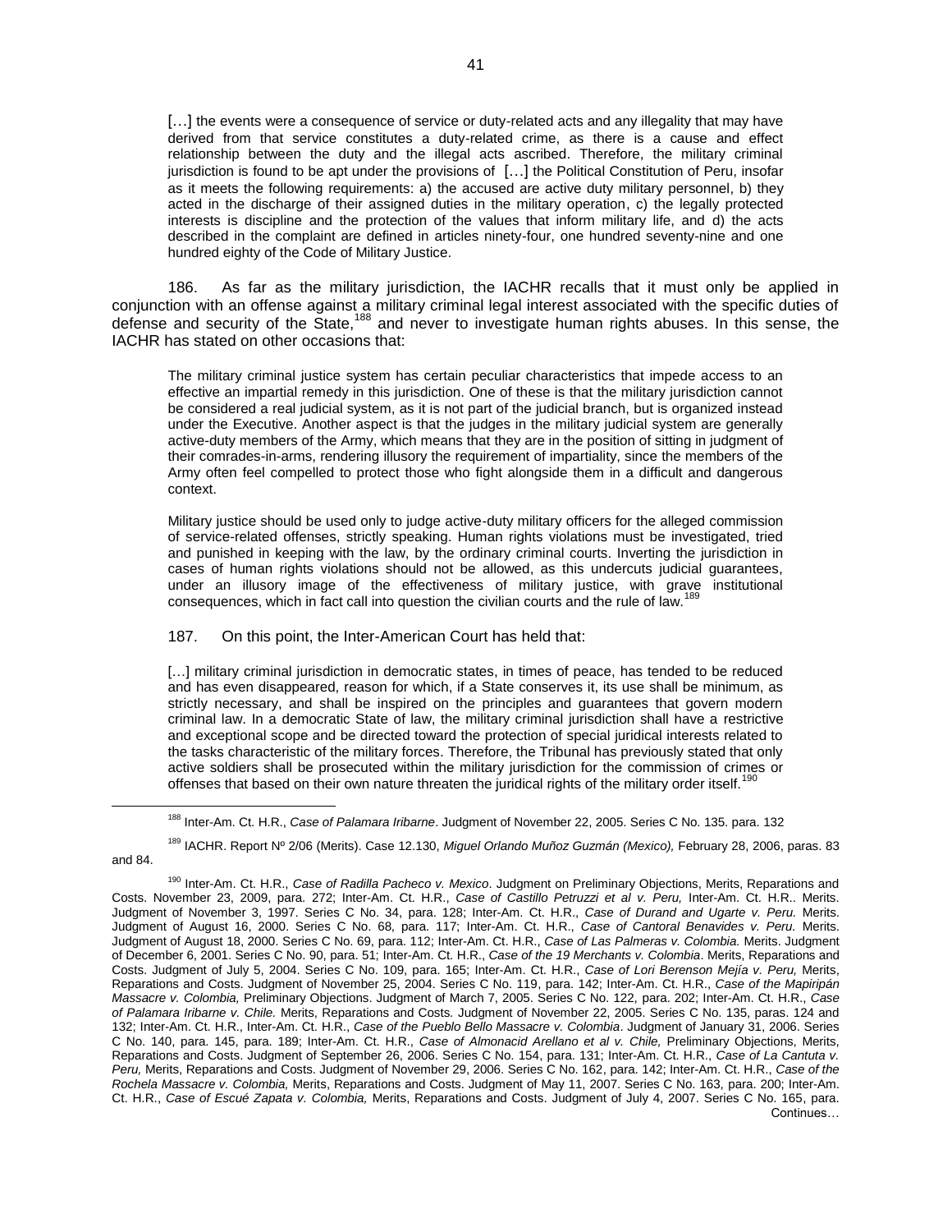> [...] the events were a consequence of service or duty-related acts and any illegality that may have derived from that service constitutes a duty-related crime, as there is a cause and effect relationship between the duty and the illegal acts ascribed. Therefore, the military criminal jurisdiction is found to be apt under the provisions of [...] the Political Constitution of Peru, insofar as it meets the following requirements: a) the accused are active duty military personnel, b) they acted in the discharge of their assigned duties in the military operation, c) the legally protected interests is discipline and the protection of the values that inform military life, and d) the acts described in the complaint are defined in articles ninety-four, one hundred seventy-nine and one hundred eighty of the Code of Military Justice.

186. As far as the military jurisdiction, the IACHR recalls that it must only be applied in conjunction with an offense against a military criminal legal interest associated with the specific duties of defense and security of the State,[188] and never to investigate human rights abuses. In this sense, the IACHR has stated on other occasions that:

> The military criminal justice system has certain peculiar characteristics that impede access to an effective an impartial remedy in this jurisdiction. One of these is that the military jurisdiction cannot be considered a real judicial system, as it is not part of the judicial branch, but is organized instead under the Executive. Another aspect is that the judges in the military judicial system are generally active-duty members of the Army, which means that they are in the position of sitting in judgment of their comrades-in-arms, rendering illusory the requirement of impartiality, since the members of the Army often feel compelled to protect those who fight alongside them in a difficult and dangerous context.
>
> Military justice should be used only to judge active-duty military officers for the alleged commission of service-related offenses, strictly speaking. Human rights violations must be investigated, tried and punished in keeping with the law, by the ordinary criminal courts. Inverting the jurisdiction in cases of human rights violations should not be allowed, as this undercuts judicial guarantees, under an illusory image of the effectiveness of military justice, with grave institutional consequences, which in fact call into question the civilian courts and the rule of law.[189]

187. On this point, the Inter-American Court has held that:

> [...] military criminal jurisdiction in democratic states, in times of peace, has tended to be reduced and has even disappeared, reason for which, if a State conserves it, its use shall be minimum, as strictly necessary, and shall be inspired on the principles and guarantees that govern modern criminal law. In a democratic State of law, the military criminal jurisdiction shall have a restrictive and exceptional scope and be directed toward the protection of special juridical interests related to the tasks characteristic of the military forces. Therefore, the Tribunal has previously stated that only active soldiers shall be prosecuted within the military jurisdiction for the commission of crimes or offenses that based on their own nature threaten the juridical rights of the military order itself.[190]

---

[188] Inter-Am. Ct. H.R., *Case of Palamara Iribarne*. Judgment of November 22, 2005. Series C No. 135. para. 132

[189] IACHR. Report Nº 2/06 (Merits). Case 12.130, *Miguel Orlando Muñoz Guzmán (Mexico),* February 28, 2006, paras. 83 and 84.

[190] Inter-Am. Ct. H.R., *Case of Radilla Pacheco v. Mexico*. Judgment on Preliminary Objections, Merits, Reparations and Costs. November 23, 2009, para. 272; Inter-Am. Ct. H.R., *Case of Castillo Petruzzi et al v. Peru,* Inter-Am. Ct. H.R.. Merits. Judgment of November 3, 1997. Series C No. 34, para. 128; Inter-Am. Ct. H.R., *Case of Durand and Ugarte v. Peru.* Merits. Judgment of August 16, 2000. Series C No. 68, para. 117; Inter-Am. Ct. H.R., *Case of Cantoral Benavides v. Peru.* Merits. Judgment of August 18, 2000. Series C No. 69, para. 112; Inter-Am. Ct. H.R., *Case of Las Palmeras v. Colombia.* Merits. Judgment of December 6, 2001. Series C No. 90, para. 51; Inter-Am. Ct. H.R., *Case of the 19 Merchants v. Colombia*. Merits, Reparations and Costs. Judgment of July 5, 2004. Series C No. 109, para. 165; Inter-Am. Ct. H.R., *Case of Lori Berenson Mejía v. Peru,* Merits, Reparations and Costs. Judgment of November 25, 2004. Series C No. 119, para. 142; Inter-Am. Ct. H.R., *Case of the Mapiripán Massacre v. Colombia,* Preliminary Objections. Judgment of March 7, 2005. Series C No. 122, para. 202; Inter-Am. Ct. H.R., *Case of Palamara Iribarne v. Chile.* Merits, Reparations and Costs. Judgment of November 22, 2005. Series C No. 135, paras. 124 and 132; Inter-Am. Ct. H.R., Inter-Am. Ct. H.R., *Case of the Pueblo Bello Massacre v. Colombia*. Judgment of January 31, 2006. Series C No. 140, para. 145, para. 189; Inter-Am. Ct. H.R., *Case of Almonacid Arellano et al v. Chile,* Preliminary Objections, Merits, Reparations and Costs. Judgment of September 26, 2006. Series C No. 154, para. 131; Inter-Am. Ct. H.R., *Case of La Cantuta v. Peru,* Merits, Reparations and Costs. Judgment of November 29, 2006. Series C No. 162, para. 142; Inter-Am. Ct. H.R., *Case of the Rochela Massacre v. Colombia,* Merits, Reparations and Costs. Judgment of May 11, 2007. Series C No. 163, para. 200; Inter-Am. Ct. H.R., *Case of Escué Zapata v. Colombia,* Merits, Reparations and Costs. Judgment of July 4, 2007. Series C No. 165, para. Continues…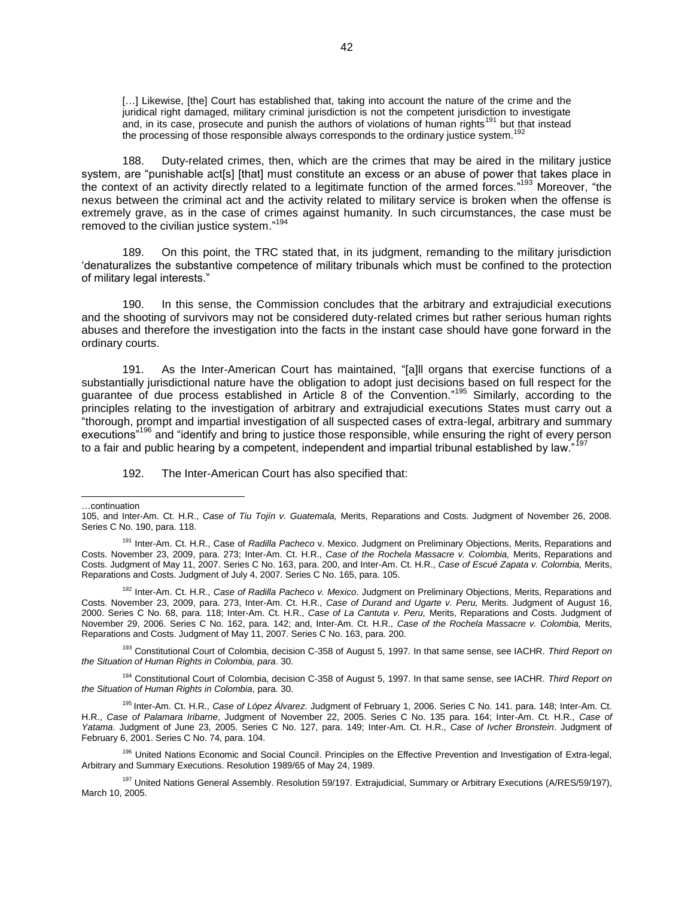[…] Likewise, [the] Court has established that, taking into account the nature of the crime and the juridical right damaged, military criminal jurisdiction is not the competent jurisdiction to investigate and, in its case, prosecute and punish the authors of violations of human rights[191] but that instead the processing of those responsible always corresponds to the ordinary justice system.[192]

188. Duty-related crimes, then, which are the crimes that may be aired in the military justice system, are "punishable act[s] [that] must constitute an excess or an abuse of power that takes place in the context of an activity directly related to a legitimate function of the armed forces."[193] Moreover, "the nexus between the criminal act and the activity related to military service is broken when the offense is extremely grave, as in the case of crimes against humanity. In such circumstances, the case must be removed to the civilian justice system."[194]

189. On this point, the TRC stated that, in its judgment, remanding to the military jurisdiction 'denaturalizes the substantive competence of military tribunals which must be confined to the protection of military legal interests."

190. In this sense, the Commission concludes that the arbitrary and extrajudicial executions and the shooting of survivors may not be considered duty-related crimes but rather serious human rights abuses and therefore the investigation into the facts in the instant case should have gone forward in the ordinary courts.

191. As the Inter-American Court has maintained, "[a]ll organs that exercise functions of a substantially jurisdictional nature have the obligation to adopt just decisions based on full respect for the guarantee of due process established in Article 8 of the Convention."[195] Similarly, according to the principles relating to the investigation of arbitrary and extrajudicial executions States must carry out a "thorough, prompt and impartial investigation of all suspected cases of extra-legal, arbitrary and summary executions"[196] and "identify and bring to justice those responsible, while ensuring the right of every person to a fair and public hearing by a competent, independent and impartial tribunal established by law."[197]

192. The Inter-American Court has also specified that:

---

…continuation

105, and Inter-Am. Ct. H.R., *Case of Tiu Tojín v. Guatemala,* Merits, Reparations and Costs. Judgment of November 26, 2008. Series C No. 190, para. 118.

[191] Inter-Am. Ct. H.R., Case of *Radilla Pacheco* v. Mexico. Judgment on Preliminary Objections, Merits, Reparations and Costs. November 23, 2009, para. 273; Inter-Am. Ct. H.R., *Case of the Rochela Massacre v. Colombia,* Merits, Reparations and Costs. Judgment of May 11, 2007. Series C No. 163, para. 200, and Inter-Am. Ct. H.R., *Case of Escué Zapata v. Colombia,* Merits, Reparations and Costs. Judgment of July 4, 2007. Series C No. 165, para. 105.

[192] Inter-Am. Ct. H.R., *Case of Radilla Pacheco v. Mexico*. Judgment on Preliminary Objections, Merits, Reparations and Costs. November 23, 2009, para. 273, Inter-Am. Ct. H.R., *Case of Durand and Ugarte v. Peru,* Merits. Judgment of August 16, 2000. Series C No. 68, para. 118; Inter-Am. Ct. H.R., *Case of La Cantuta v. Peru,* Merits, Reparations and Costs. Judgment of November 29, 2006. Series C No. 162, para. 142; and, Inter-Am. Ct. H.R., *Case of the Rochela Massacre v. Colombia,* Merits, Reparations and Costs. Judgment of May 11, 2007. Series C No. 163, para. 200.

[193] Constitutional Court of Colombia, decision C-358 of August 5, 1997. In that same sense, see IACHR. *Third Report on the Situation of Human Rights in Colombia, para*. 30.

[194] Constitutional Court of Colombia, decision C-358 of August 5, 1997. In that same sense, see IACHR. *Third Report on the Situation of Human Rights in Colombia*, para. 30.

[195] Inter-Am. Ct. H.R., *Case of López Álvarez*. Judgment of February 1, 2006. Series C No. 141. para. 148; Inter-Am. Ct. H.R., *Case of Palamara Iribarne*, Judgment of November 22, 2005. Series C No. 135 para. 164; Inter-Am. Ct. H.R., *Case of Yatama*. Judgment of June 23, 2005. Series C No. 127, para. 149; Inter-Am. Ct. H.R., *Case of Ivcher Bronstein*. Judgment of February 6, 2001. Series C No. 74, para. 104.

[196] United Nations Economic and Social Council. Principles on the Effective Prevention and Investigation of Extra-legal, Arbitrary and Summary Executions. Resolution 1989/65 of May 24, 1989.

[197] United Nations General Assembly. Resolution 59/197. Extrajudicial, Summary or Arbitrary Executions (A/RES/59/197), March 10, 2005.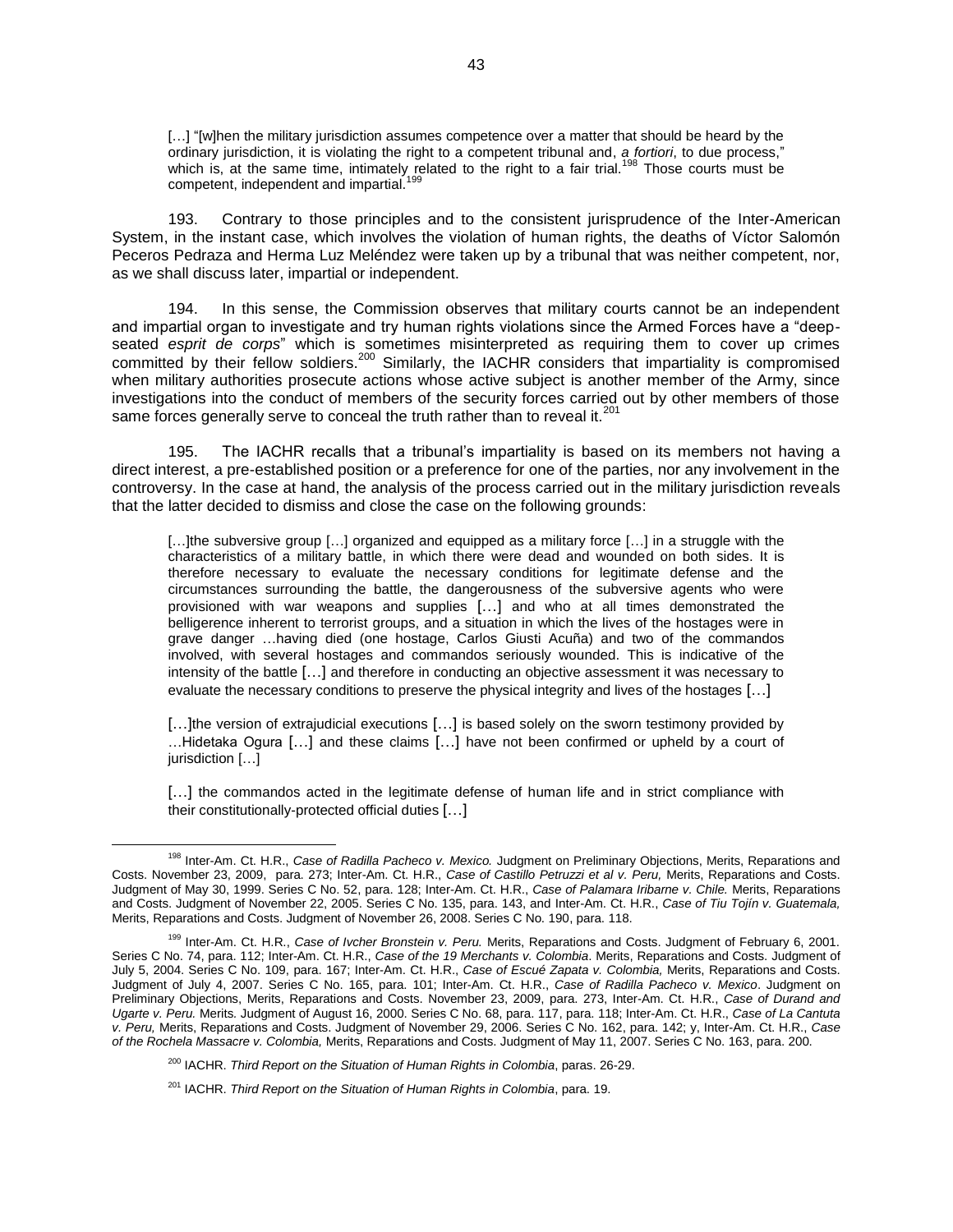> […] "[w]hen the military jurisdiction assumes competence over a matter that should be heard by the ordinary jurisdiction, it is violating the right to a competent tribunal and, *a fortiori*, to due process," which is, at the same time, intimately related to the right to a fair trial.[198] Those courts must be competent, independent and impartial.[199]

193. Contrary to those principles and to the consistent jurisprudence of the Inter-American System, in the instant case, which involves the violation of human rights, the deaths of Víctor Salomón Peceros Pedraza and Herma Luz Meléndez were taken up by a tribunal that was neither competent, nor, as we shall discuss later, impartial or independent.

194. In this sense, the Commission observes that military courts cannot be an independent and impartial organ to investigate and try human rights violations since the Armed Forces have a "deep-seated *esprit de corps*" which is sometimes misinterpreted as requiring them to cover up crimes committed by their fellow soldiers.[200] Similarly, the IACHR considers that impartiality is compromised when military authorities prosecute actions whose active subject is another member of the Army, since investigations into the conduct of members of the security forces carried out by other members of those same forces generally serve to conceal the truth rather than to reveal it.[201]

195. The IACHR recalls that a tribunal's impartiality is based on its members not having a direct interest, a pre-established position or a preference for one of the parties, nor any involvement in the controversy. In the case at hand, the analysis of the process carried out in the military jurisdiction reveals that the latter decided to dismiss and close the case on the following grounds:

> […]the subversive group […] organized and equipped as a military force […] in a struggle with the characteristics of a military battle, in which there were dead and wounded on both sides. It is therefore necessary to evaluate the necessary conditions for legitimate defense and the circumstances surrounding the battle, the dangerousness of the subversive agents who were provisioned with war weapons and supplies […] and who at all times demonstrated the belligerence inherent to terrorist groups, and a situation in which the lives of the hostages were in grave danger …having died (one hostage, Carlos Giusti Acuña) and two of the commandos involved, with several hostages and commandos seriously wounded. This is indicative of the intensity of the battle […] and therefore in conducting an objective assessment it was necessary to evaluate the necessary conditions to preserve the physical integrity and lives of the hostages […]
>
> […]the version of extrajudicial executions […] is based solely on the sworn testimony provided by …Hidetaka Ogura […] and these claims […] have not been confirmed or upheld by a court of jurisdiction […]
>
> […] the commandos acted in the legitimate defense of human life and in strict compliance with their constitutionally-protected official duties […]

---

[198] Inter-Am. Ct. H.R., *Case of Radilla Pacheco v. Mexico.* Judgment on Preliminary Objections, Merits, Reparations and Costs. November 23, 2009, para. 273; Inter-Am. Ct. H.R., *Case of Castillo Petruzzi et al v. Peru,* Merits, Reparations and Costs. Judgment of May 30, 1999. Series C No. 52, para. 128; Inter-Am. Ct. H.R., *Case of Palamara Iribarne v. Chile.* Merits, Reparations and Costs. Judgment of November 22, 2005. Series C No. 135, para. 143, and Inter-Am. Ct. H.R., *Case of Tiu Tojín v. Guatemala,* Merits, Reparations and Costs. Judgment of November 26, 2008. Series C No. 190, para. 118.

[199] Inter-Am. Ct. H.R., *Case of Ivcher Bronstein v. Peru.* Merits, Reparations and Costs. Judgment of February 6, 2001. Series C No. 74, para. 112; Inter-Am. Ct. H.R., *Case of the 19 Merchants v. Colombia*. Merits, Reparations and Costs. Judgment of July 5, 2004. Series C No. 109, para. 167; Inter-Am. Ct. H.R., *Case of Escué Zapata v. Colombia,* Merits, Reparations and Costs. Judgment of July 4, 2007. Series C No. 165, para. 101; Inter-Am. Ct. H.R., *Case of Radilla Pacheco v. Mexico*. Judgment on Preliminary Objections, Merits, Reparations and Costs. November 23, 2009, para. 273, Inter-Am. Ct. H.R., *Case of Durand and Ugarte v. Peru.* Merits*.* Judgment of August 16, 2000. Series C No. 68, para. 117, para. 118; Inter-Am. Ct. H.R., *Case of La Cantuta v. Peru,* Merits, Reparations and Costs. Judgment of November 29, 2006. Series C No. 162, para. 142; y, Inter-Am. Ct. H.R., *Case of the Rochela Massacre v. Colombia,* Merits, Reparations and Costs. Judgment of May 11, 2007. Series C No. 163, para. 200.

[200] IACHR. *Third Report on the Situation of Human Rights in Colombia*, paras. 26-29.

[201] IACHR. *Third Report on the Situation of Human Rights in Colombia*, para. 19.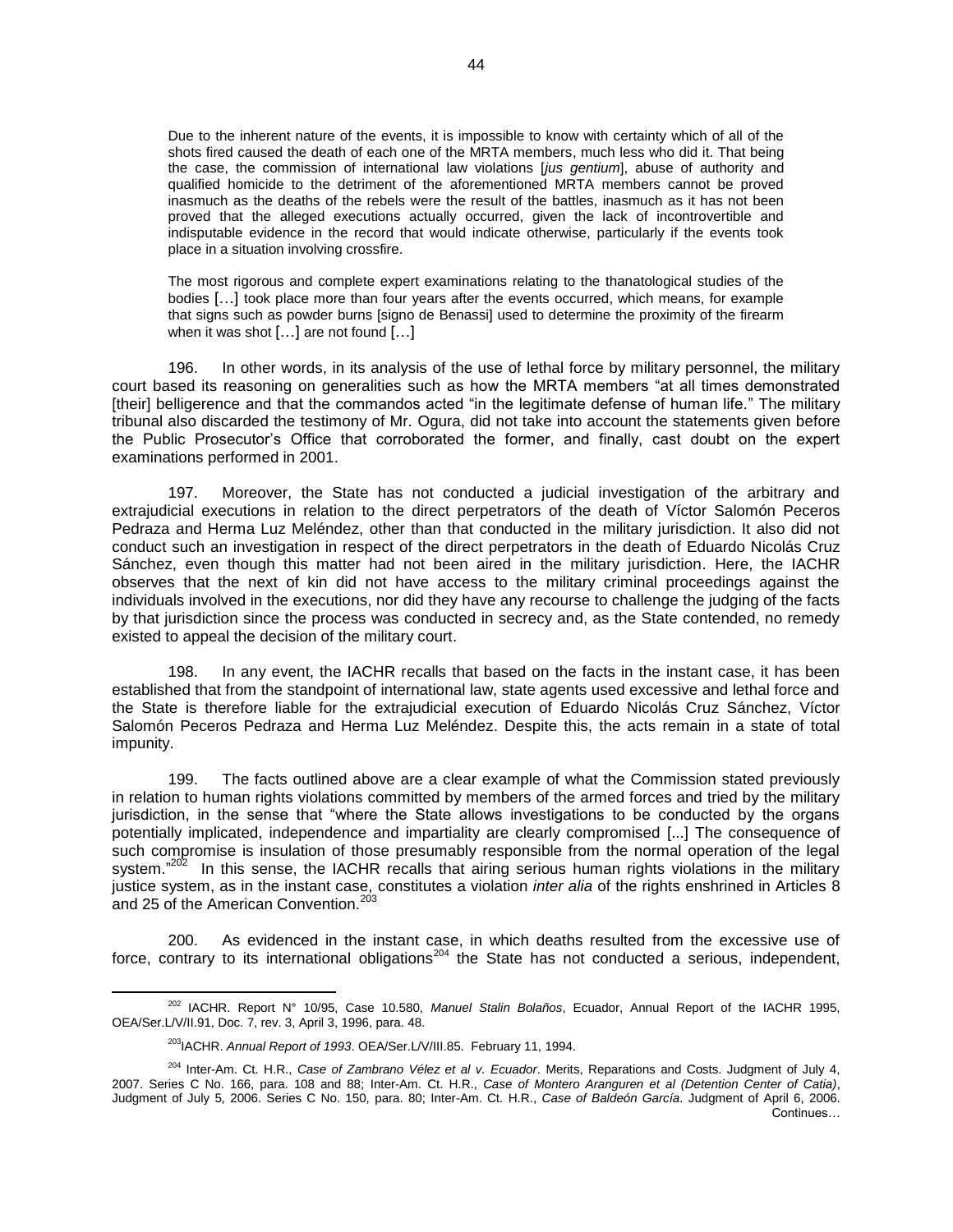> Due to the inherent nature of the events, it is impossible to know with certainty which of all of the shots fired caused the death of each one of the MRTA members, much less who did it. That being the case, the commission of international law violations [*jus gentium*], abuse of authority and qualified homicide to the detriment of the aforementioned MRTA members cannot be proved inasmuch as the deaths of the rebels were the result of the battles, inasmuch as it has not been proved that the alleged executions actually occurred, given the lack of incontrovertible and indisputable evidence in the record that would indicate otherwise, particularly if the events took place in a situation involving crossfire.
>
> The most rigorous and complete expert examinations relating to the thanatological studies of the bodies […] took place more than four years after the events occurred, which means, for example that signs such as powder burns [signo de Benassi] used to determine the proximity of the firearm when it was shot […] are not found […]

196. In other words, in its analysis of the use of lethal force by military personnel, the military court based its reasoning on generalities such as how the MRTA members "at all times demonstrated [their] belligerence and that the commandos acted "in the legitimate defense of human life." The military tribunal also discarded the testimony of Mr. Ogura, did not take into account the statements given before the Public Prosecutor's Office that corroborated the former, and finally, cast doubt on the expert examinations performed in 2001.

197. Moreover, the State has not conducted a judicial investigation of the arbitrary and extrajudicial executions in relation to the direct perpetrators of the death of Víctor Salomón Peceros Pedraza and Herma Luz Meléndez, other than that conducted in the military jurisdiction. It also did not conduct such an investigation in respect of the direct perpetrators in the death of Eduardo Nicolás Cruz Sánchez, even though this matter had not been aired in the military jurisdiction. Here, the IACHR observes that the next of kin did not have access to the military criminal proceedings against the individuals involved in the executions, nor did they have any recourse to challenge the judging of the facts by that jurisdiction since the process was conducted in secrecy and, as the State contended, no remedy existed to appeal the decision of the military court.

198. In any event, the IACHR recalls that based on the facts in the instant case, it has been established that from the standpoint of international law, state agents used excessive and lethal force and the State is therefore liable for the extrajudicial execution of Eduardo Nicolás Cruz Sánchez, Víctor Salomón Peceros Pedraza and Herma Luz Meléndez. Despite this, the acts remain in a state of total impunity.

199. The facts outlined above are a clear example of what the Commission stated previously in relation to human rights violations committed by members of the armed forces and tried by the military jurisdiction, in the sense that "where the State allows investigations to be conducted by the organs potentially implicated, independence and impartiality are clearly compromised [...] The consequence of such compromise is insulation of those presumably responsible from the normal operation of the legal system."[202] In this sense, the IACHR recalls that airing serious human rights violations in the military justice system, as in the instant case, constitutes a violation *inter alia* of the rights enshrined in Articles 8 and 25 of the American Convention.[203]

200. As evidenced in the instant case, in which deaths resulted from the excessive use of force, contrary to its international obligations[204] the State has not conducted a serious, independent,

---

[202] IACHR. Report N° 10/95, Case 10.580, *Manuel Stalin Bolaños*, Ecuador, Annual Report of the IACHR 1995, OEA/Ser.L/V/II.91, Doc. 7, rev. 3, April 3, 1996, para. 48.

[203] IACHR. *Annual Report of 1993*. OEA/Ser.L/V/III.85. February 11, 1994.

[204] Inter-Am. Ct. H.R., *Case of Zambrano Vélez et al v. Ecuador*. Merits, Reparations and Costs. Judgment of July 4, 2007. Series C No. 166, para. 108 and 88; Inter-Am. Ct. H.R., *Case of Montero Aranguren et al (Detention Center of Catia)*, Judgment of July 5, 2006. Series C No. 150, para. 80; Inter-Am. Ct. H.R., *Case of Baldeón García*. Judgment of April 6, 2006. Continues…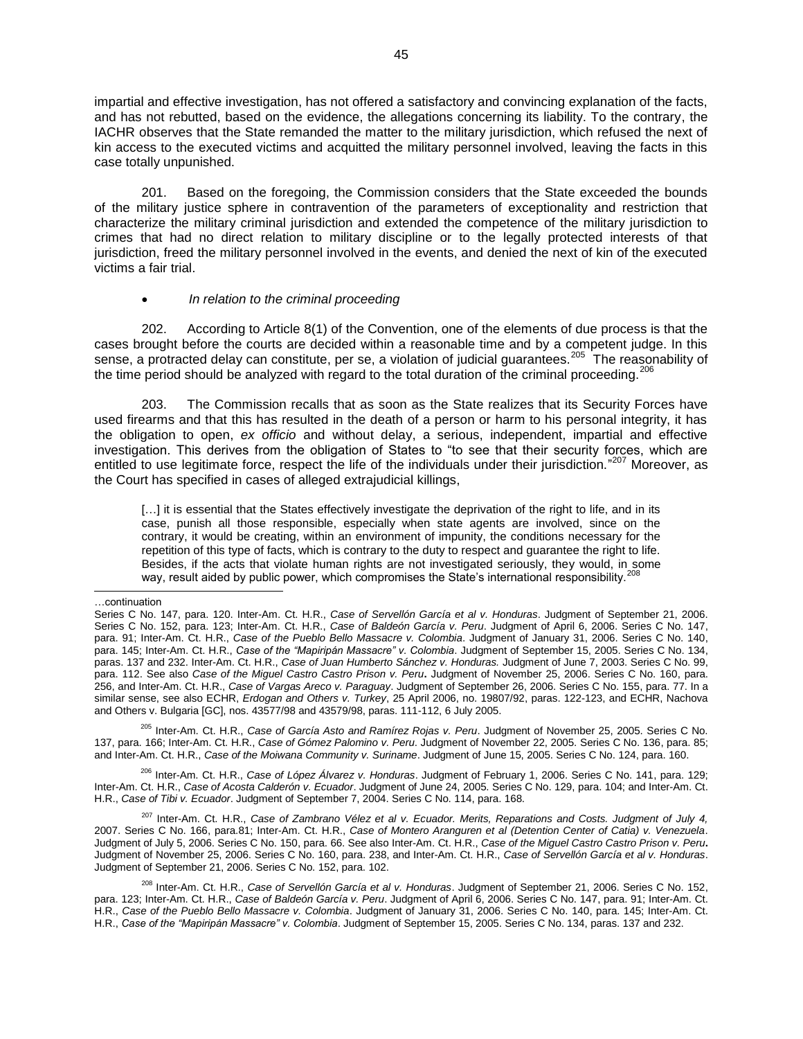impartial and effective investigation, has not offered a satisfactory and convincing explanation of the facts, and has not rebutted, based on the evidence, the allegations concerning its liability. To the contrary, the IACHR observes that the State remanded the matter to the military jurisdiction, which refused the next of kin access to the executed victims and acquitted the military personnel involved, leaving the facts in this case totally unpunished.

201. Based on the foregoing, the Commission considers that the State exceeded the bounds of the military justice sphere in contravention of the parameters of exceptionality and restriction that characterize the military criminal jurisdiction and extended the competence of the military jurisdiction to crimes that had no direct relation to military discipline or to the legally protected interests of that jurisdiction, freed the military personnel involved in the events, and denied the next of kin of the executed victims a fair trial.

- *In relation to the criminal proceeding*

202. According to Article 8(1) of the Convention, one of the elements of due process is that the cases brought before the courts are decided within a reasonable time and by a competent judge. In this sense, a protracted delay can constitute, per se, a violation of judicial guarantees.[205] The reasonability of the time period should be analyzed with regard to the total duration of the criminal proceeding.[206]

203. The Commission recalls that as soon as the State realizes that its Security Forces have used firearms and that this has resulted in the death of a person or harm to his personal integrity, it has the obligation to open, *ex officio* and without delay, a serious, independent, impartial and effective investigation. This derives from the obligation of States to "to see that their security forces, which are entitled to use legitimate force, respect the life of the individuals under their jurisdiction."[207] Moreover, as the Court has specified in cases of alleged extrajudicial killings,

> [...] it is essential that the States effectively investigate the deprivation of the right to life, and in its case, punish all those responsible, especially when state agents are involved, since on the contrary, it would be creating, within an environment of impunity, the conditions necessary for the repetition of this type of facts, which is contrary to the duty to respect and guarantee the right to life. Besides, if the acts that violate human rights are not investigated seriously, they would, in some way, result aided by public power, which compromises the State's international responsibility.[208]

---

…continuation

Series C No. 147, para. 120. Inter-Am. Ct. H.R., *Case of Servellón García et al v. Honduras*. Judgment of September 21, 2006. Series C No. 152, para. 123; Inter-Am. Ct. H.R., *Case of Baldeón García v. Peru*. Judgment of April 6, 2006. Series C No. 147, para. 91; Inter-Am. Ct. H.R., *Case of the Pueblo Bello Massacre v. Colombia*. Judgment of January 31, 2006. Series C No. 140, para. 145; Inter-Am. Ct. H.R., *Case of the "Mapiripán Massacre" v. Colombia*. Judgment of September 15, 2005. Series C No. 134, paras. 137 and 232. Inter-Am. Ct. H.R., *Case of Juan Humberto Sánchez v. Honduras.* Judgment of June 7, 2003. Series C No. 99, para. 112. See also *Case of the Miguel Castro Castro Prison v. Peru***.** Judgment of November 25, 2006. Series C No. 160, para. 256, and Inter-Am. Ct. H.R., *Case of Vargas Areco v. Paraguay*. Judgment of September 26, 2006. Series C No. 155, para. 77. In a similar sense, see also ECHR, *Erdogan and Others v. Turkey*, 25 April 2006, no. 19807/92, paras. 122-123, and ECHR, Nachova and Others v. Bulgaria [GC], nos. 43577/98 and 43579/98, paras. 111-112, 6 July 2005.

[205] Inter-Am. Ct. H.R., *Case of García Asto and Ramírez Rojas v. Peru*. Judgment of November 25, 2005. Series C No. 137, para. 166; Inter-Am. Ct. H.R., *Case of Gómez Palomino v. Peru*. Judgment of November 22, 2005. Series C No. 136, para. 85; and Inter-Am. Ct. H.R., *Case of the Moiwana Community v. Suriname*. Judgment of June 15, 2005. Series C No. 124, para. 160.

[206] Inter-Am. Ct. H.R., *Case of López Álvarez v. Honduras*. Judgment of February 1, 2006. Series C No. 141, para. 129; Inter-Am. Ct. H.R., *Case of Acosta Calderón v. Ecuador*. Judgment of June 24, 2005. Series C No. 129, para. 104; and Inter-Am. Ct. H.R., *Case of Tibi v. Ecuador*. Judgment of September 7, 2004. Series C No. 114, para. 168.

[207] Inter-Am. Ct. H.R., *Case of Zambrano Vélez et al v. Ecuador. Merits, Reparations and Costs. Judgment of July 4,* 2007. Series C No. 166, para.81; Inter-Am. Ct. H.R., *Case of Montero Aranguren et al (Detention Center of Catia) v. Venezuela*. Judgment of July 5, 2006. Series C No. 150, para. 66. See also Inter-Am. Ct. H.R., *Case of the Miguel Castro Castro Prison v. Peru***.** Judgment of November 25, 2006. Series C No. 160, para. 238, and Inter-Am. Ct. H.R., *Case of Servellón García et al v. Honduras*. Judgment of September 21, 2006. Series C No. 152, para. 102.

[208] Inter-Am. Ct. H.R., *Case of Servellón García et al v. Honduras*. Judgment of September 21, 2006. Series C No. 152, para. 123; Inter-Am. Ct. H.R., *Case of Baldeón García v. Peru*. Judgment of April 6, 2006. Series C No. 147, para. 91; Inter-Am. Ct. H.R., *Case of the Pueblo Bello Massacre v. Colombia*. Judgment of January 31, 2006. Series C No. 140, para. 145; Inter-Am. Ct. H.R., *Case of the "Mapiripán Massacre" v. Colombia*. Judgment of September 15, 2005. Series C No. 134, paras. 137 and 232.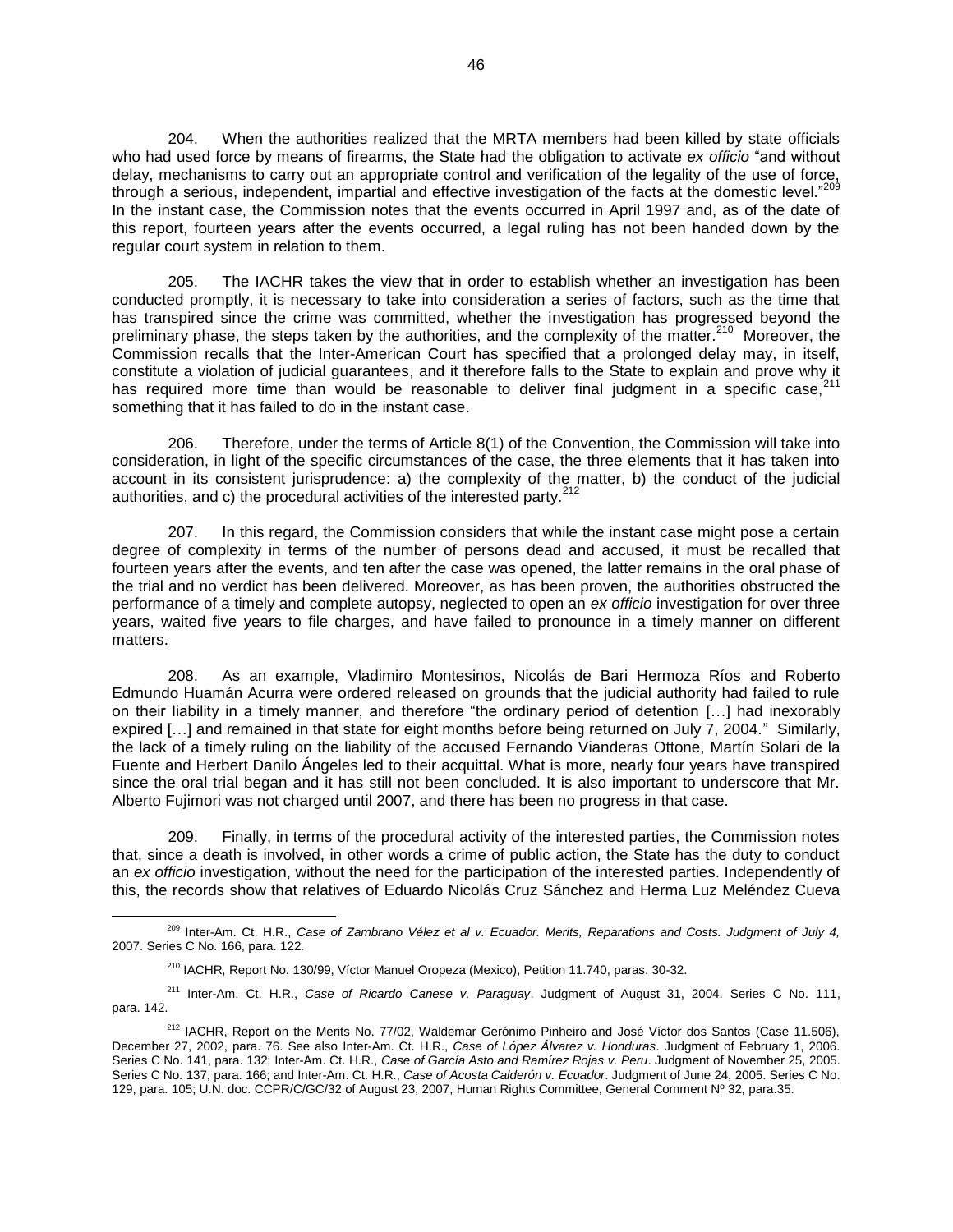204. When the authorities realized that the MRTA members had been killed by state officials who had used force by means of firearms, the State had the obligation to activate *ex officio* "and without delay, mechanisms to carry out an appropriate control and verification of the legality of the use of force, through a serious, independent, impartial and effective investigation of the facts at the domestic level."[209] In the instant case, the Commission notes that the events occurred in April 1997 and, as of the date of this report, fourteen years after the events occurred, a legal ruling has not been handed down by the regular court system in relation to them.

205. The IACHR takes the view that in order to establish whether an investigation has been conducted promptly, it is necessary to take into consideration a series of factors, such as the time that has transpired since the crime was committed, whether the investigation has progressed beyond the preliminary phase, the steps taken by the authorities, and the complexity of the matter.[210] Moreover, the Commission recalls that the Inter-American Court has specified that a prolonged delay may, in itself, constitute a violation of judicial guarantees, and it therefore falls to the State to explain and prove why it has required more time than would be reasonable to deliver final judgment in a specific case,[211] something that it has failed to do in the instant case.

206. Therefore, under the terms of Article 8(1) of the Convention, the Commission will take into consideration, in light of the specific circumstances of the case, the three elements that it has taken into account in its consistent jurisprudence: a) the complexity of the matter, b) the conduct of the judicial authorities, and c) the procedural activities of the interested party.[212]

207. In this regard, the Commission considers that while the instant case might pose a certain degree of complexity in terms of the number of persons dead and accused, it must be recalled that fourteen years after the events, and ten after the case was opened, the latter remains in the oral phase of the trial and no verdict has been delivered. Moreover, as has been proven, the authorities obstructed the performance of a timely and complete autopsy, neglected to open an *ex officio* investigation for over three years, waited five years to file charges, and have failed to pronounce in a timely manner on different matters.

208. As an example, Vladimiro Montesinos, Nicolás de Bari Hermoza Ríos and Roberto Edmundo Huamán Acurra were ordered released on grounds that the judicial authority had failed to rule on their liability in a timely manner, and therefore "the ordinary period of detention […] had inexorably expired […] and remained in that state for eight months before being returned on July 7, 2004." Similarly, the lack of a timely ruling on the liability of the accused Fernando Vianderas Ottone, Martín Solari de la Fuente and Herbert Danilo Ángeles led to their acquittal. What is more, nearly four years have transpired since the oral trial began and it has still not been concluded. It is also important to underscore that Mr. Alberto Fujimori was not charged until 2007, and there has been no progress in that case.

209. Finally, in terms of the procedural activity of the interested parties, the Commission notes that, since a death is involved, in other words a crime of public action, the State has the duty to conduct an *ex officio* investigation, without the need for the participation of the interested parties. Independently of this, the records show that relatives of Eduardo Nicolás Cruz Sánchez and Herma Luz Meléndez Cueva

---

[209] Inter-Am. Ct. H.R., *Case of Zambrano Vélez et al v. Ecuador. Merits, Reparations and Costs. Judgment of July 4,* 2007. Series C No. 166, para. 122.

[210] IACHR, Report No. 130/99, Víctor Manuel Oropeza (Mexico), Petition 11.740, paras. 30-32.

[211] Inter-Am. Ct. H.R., *Case of Ricardo Canese v. Paraguay*. Judgment of August 31, 2004. Series C No. 111, para. 142.

[212] IACHR, Report on the Merits No. 77/02, Waldemar Gerónimo Pinheiro and José Víctor dos Santos (Case 11.506), December 27, 2002, para. 76. See also Inter-Am. Ct. H.R., *Case of López Álvarez v. Honduras*. Judgment of February 1, 2006. Series C No. 141, para. 132; Inter-Am. Ct. H.R., *Case of García Asto and Ramírez Rojas v. Peru*. Judgment of November 25, 2005. Series C No. 137, para. 166; and Inter-Am. Ct. H.R., *Case of Acosta Calderón v. Ecuador*. Judgment of June 24, 2005. Series C No. 129, para. 105; U.N. doc. CCPR/C/GC/32 of August 23, 2007, Human Rights Committee, General Comment Nº 32, para.35.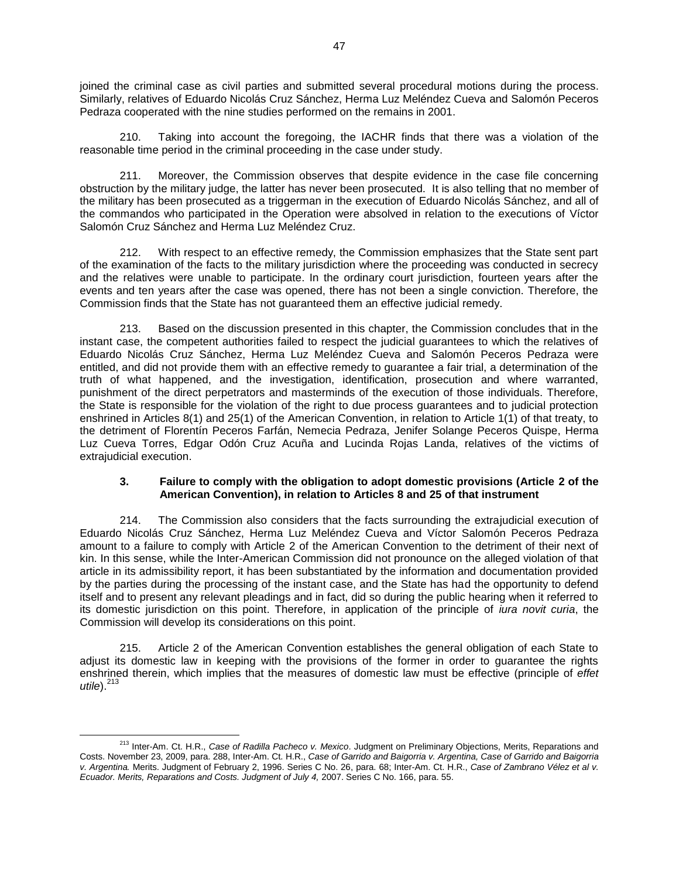joined the criminal case as civil parties and submitted several procedural motions during the process. Similarly, relatives of Eduardo Nicolás Cruz Sánchez, Herma Luz Meléndez Cueva and Salomón Peceros Pedraza cooperated with the nine studies performed on the remains in 2001.

210. Taking into account the foregoing, the IACHR finds that there was a violation of the reasonable time period in the criminal proceeding in the case under study.

211. Moreover, the Commission observes that despite evidence in the case file concerning obstruction by the military judge, the latter has never been prosecuted. It is also telling that no member of the military has been prosecuted as a triggerman in the execution of Eduardo Nicolás Sánchez, and all of the commandos who participated in the Operation were absolved in relation to the executions of Víctor Salomón Cruz Sánchez and Herma Luz Meléndez Cruz.

212. With respect to an effective remedy, the Commission emphasizes that the State sent part of the examination of the facts to the military jurisdiction where the proceeding was conducted in secrecy and the relatives were unable to participate. In the ordinary court jurisdiction, fourteen years after the events and ten years after the case was opened, there has not been a single conviction. Therefore, the Commission finds that the State has not guaranteed them an effective judicial remedy.

213. Based on the discussion presented in this chapter, the Commission concludes that in the instant case, the competent authorities failed to respect the judicial guarantees to which the relatives of Eduardo Nicolás Cruz Sánchez, Herma Luz Meléndez Cueva and Salomón Peceros Pedraza were entitled, and did not provide them with an effective remedy to guarantee a fair trial, a determination of the truth of what happened, and the investigation, identification, prosecution and where warranted, punishment of the direct perpetrators and masterminds of the execution of those individuals. Therefore, the State is responsible for the violation of the right to due process guarantees and to judicial protection enshrined in Articles 8(1) and 25(1) of the American Convention, in relation to Article 1(1) of that treaty, to the detriment of Florentín Peceros Farfán, Nemecia Pedraza, Jenifer Solange Peceros Quispe, Herma Luz Cueva Torres, Edgar Odón Cruz Acuña and Lucinda Rojas Landa, relatives of the victims of extrajudicial execution.

### 3. Failure to comply with the obligation to adopt domestic provisions (Article 2 of the American Convention), in relation to Articles 8 and 25 of that instrument

214. The Commission also considers that the facts surrounding the extrajudicial execution of Eduardo Nicolás Cruz Sánchez, Herma Luz Meléndez Cueva and Víctor Salomón Peceros Pedraza amount to a failure to comply with Article 2 of the American Convention to the detriment of their next of kin. In this sense, while the Inter-American Commission did not pronounce on the alleged violation of that article in its admissibility report, it has been substantiated by the information and documentation provided by the parties during the processing of the instant case, and the State has had the opportunity to defend itself and to present any relevant pleadings and in fact, did so during the public hearing when it referred to its domestic jurisdiction on this point. Therefore, in application of the principle of *iura novit curia*, the Commission will develop its considerations on this point.

215. Article 2 of the American Convention establishes the general obligation of each State to adjust its domestic law in keeping with the provisions of the former in order to guarantee the rights enshrined therein, which implies that the measures of domestic law must be effective (principle of *effet utile*).[213]

[213] Inter-Am. Ct. H.R., *Case of Radilla Pacheco v. Mexico*. Judgment on Preliminary Objections, Merits, Reparations and Costs. November 23, 2009, para. 288, Inter-Am. Ct. H.R., *Case of Garrido and Baigorria v. Argentina, Case of Garrido and Baigorria v. Argentina.* Merits. Judgment of February 2, 1996. Series C No. 26, para. 68; Inter-Am. Ct. H.R., *Case of Zambrano Vélez et al v. Ecuador. Merits, Reparations and Costs. Judgment of July 4,* 2007. Series C No. 166, para. 55.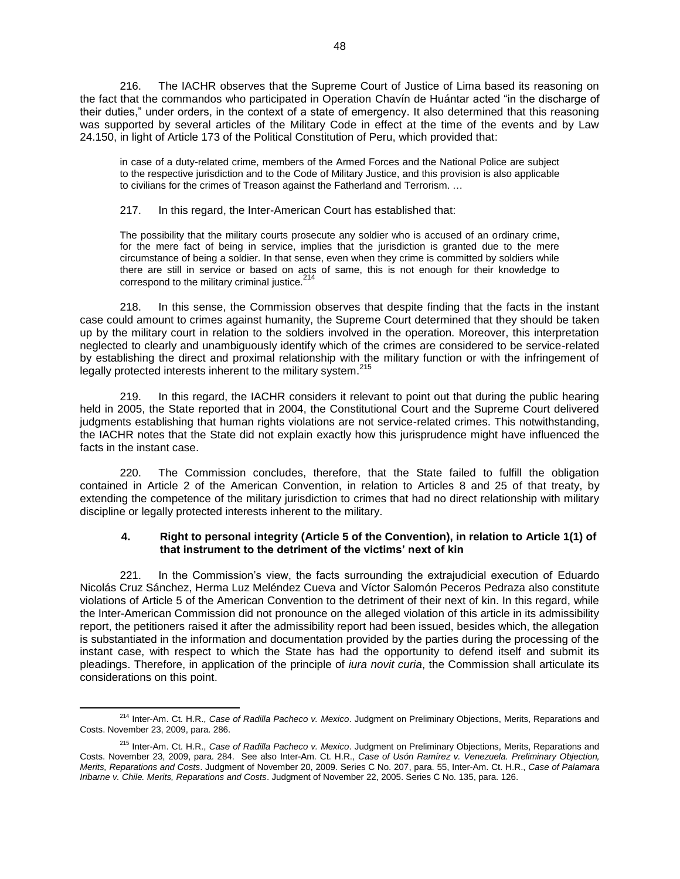216. The IACHR observes that the Supreme Court of Justice of Lima based its reasoning on the fact that the commandos who participated in Operation Chavín de Huántar acted "in the discharge of their duties," under orders, in the context of a state of emergency. It also determined that this reasoning was supported by several articles of the Military Code in effect at the time of the events and by Law 24.150, in light of Article 173 of the Political Constitution of Peru, which provided that:

> in case of a duty-related crime, members of the Armed Forces and the National Police are subject to the respective jurisdiction and to the Code of Military Justice, and this provision is also applicable to civilians for the crimes of Treason against the Fatherland and Terrorism. …

217. In this regard, the Inter-American Court has established that:

> The possibility that the military courts prosecute any soldier who is accused of an ordinary crime, for the mere fact of being in service, implies that the jurisdiction is granted due to the mere circumstance of being a soldier. In that sense, even when they crime is committed by soldiers while there are still in service or based on acts of same, this is not enough for their knowledge to correspond to the military criminal justice.[214]

218. In this sense, the Commission observes that despite finding that the facts in the instant case could amount to crimes against humanity, the Supreme Court determined that they should be taken up by the military court in relation to the soldiers involved in the operation. Moreover, this interpretation neglected to clearly and unambiguously identify which of the crimes are considered to be service-related by establishing the direct and proximal relationship with the military function or with the infringement of legally protected interests inherent to the military system.[215]

219. In this regard, the IACHR considers it relevant to point out that during the public hearing held in 2005, the State reported that in 2004, the Constitutional Court and the Supreme Court delivered judgments establishing that human rights violations are not service-related crimes. This notwithstanding, the IACHR notes that the State did not explain exactly how this jurisprudence might have influenced the facts in the instant case.

220. The Commission concludes, therefore, that the State failed to fulfill the obligation contained in Article 2 of the American Convention, in relation to Articles 8 and 25 of that treaty, by extending the competence of the military jurisdiction to crimes that had no direct relationship with military discipline or legally protected interests inherent to the military.

### 4. Right to personal integrity (Article 5 of the Convention), in relation to Article 1(1) of that instrument to the detriment of the victims' next of kin

221. In the Commission's view, the facts surrounding the extrajudicial execution of Eduardo Nicolás Cruz Sánchez, Herma Luz Meléndez Cueva and Víctor Salomón Peceros Pedraza also constitute violations of Article 5 of the American Convention to the detriment of their next of kin. In this regard, while the Inter-American Commission did not pronounce on the alleged violation of this article in its admissibility report, the petitioners raised it after the admissibility report had been issued, besides which, the allegation is substantiated in the information and documentation provided by the parties during the processing of the instant case, with respect to which the State has had the opportunity to defend itself and submit its pleadings. Therefore, in application of the principle of *iura novit curia*, the Commission shall articulate its considerations on this point.

---

[214] Inter-Am. Ct. H.R., *Case of Radilla Pacheco v. Mexico*. Judgment on Preliminary Objections, Merits, Reparations and Costs. November 23, 2009, para. 286.

[215] Inter-Am. Ct. H.R., *Case of Radilla Pacheco v. Mexico*. Judgment on Preliminary Objections, Merits, Reparations and Costs. November 23, 2009, para. 284. See also Inter-Am. Ct. H.R., *Case of Usón Ramírez v. Venezuela. Preliminary Objection, Merits, Reparations and Costs*. Judgment of November 20, 2009. Series C No. 207, para. 55, Inter-Am. Ct. H.R., *Case of Palamara Iribarne v. Chile. Merits, Reparations and Costs*. Judgment of November 22, 2005. Series C No. 135, para. 126.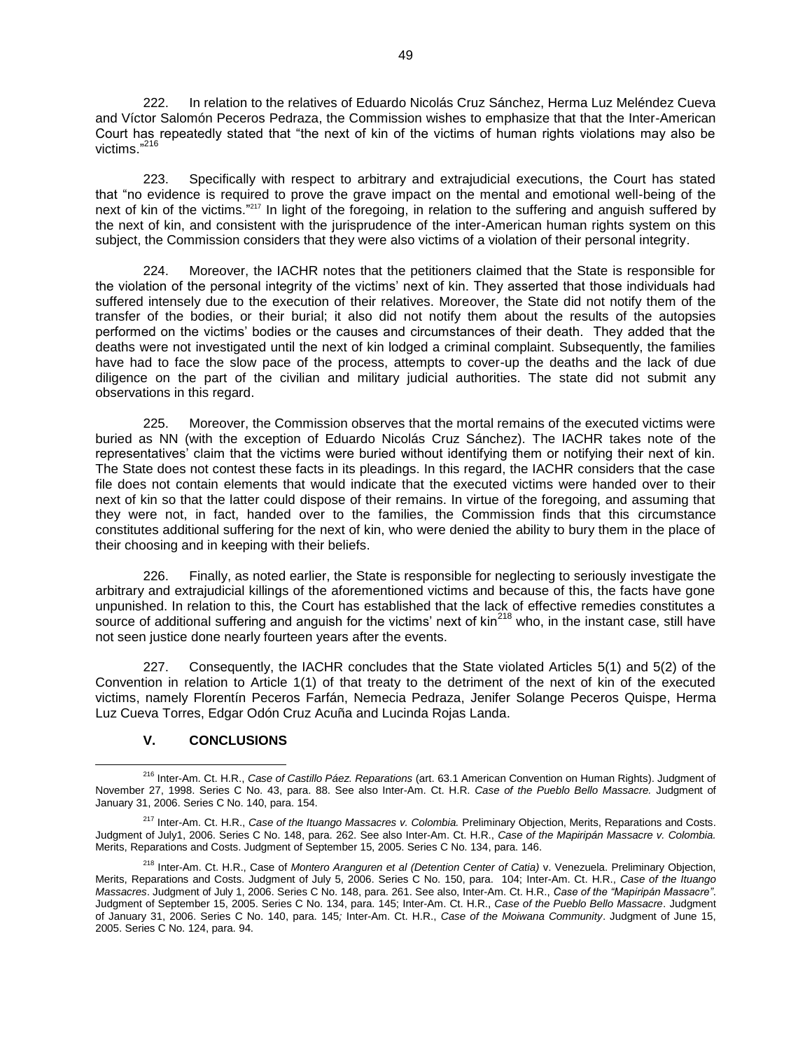222. In relation to the relatives of Eduardo Nicolás Cruz Sánchez, Herma Luz Meléndez Cueva and Víctor Salomón Peceros Pedraza, the Commission wishes to emphasize that that the Inter-American Court has repeatedly stated that "the next of kin of the victims of human rights violations may also be victims."[216]

223. Specifically with respect to arbitrary and extrajudicial executions, the Court has stated that "no evidence is required to prove the grave impact on the mental and emotional well-being of the next of kin of the victims."[217] In light of the foregoing, in relation to the suffering and anguish suffered by the next of kin, and consistent with the jurisprudence of the inter-American human rights system on this subject, the Commission considers that they were also victims of a violation of their personal integrity.

224. Moreover, the IACHR notes that the petitioners claimed that the State is responsible for the violation of the personal integrity of the victims' next of kin. They asserted that those individuals had suffered intensely due to the execution of their relatives. Moreover, the State did not notify them of the transfer of the bodies, or their burial; it also did not notify them about the results of the autopsies performed on the victims' bodies or the causes and circumstances of their death. They added that the deaths were not investigated until the next of kin lodged a criminal complaint. Subsequently, the families have had to face the slow pace of the process, attempts to cover-up the deaths and the lack of due diligence on the part of the civilian and military judicial authorities. The state did not submit any observations in this regard.

225. Moreover, the Commission observes that the mortal remains of the executed victims were buried as NN (with the exception of Eduardo Nicolás Cruz Sánchez). The IACHR takes note of the representatives' claim that the victims were buried without identifying them or notifying their next of kin. The State does not contest these facts in its pleadings. In this regard, the IACHR considers that the case file does not contain elements that would indicate that the executed victims were handed over to their next of kin so that the latter could dispose of their remains. In virtue of the foregoing, and assuming that they were not, in fact, handed over to the families, the Commission finds that this circumstance constitutes additional suffering for the next of kin, who were denied the ability to bury them in the place of their choosing and in keeping with their beliefs.

226. Finally, as noted earlier, the State is responsible for neglecting to seriously investigate the arbitrary and extrajudicial killings of the aforementioned victims and because of this, the facts have gone unpunished. In relation to this, the Court has established that the lack of effective remedies constitutes a source of additional suffering and anguish for the victims' next of kin[218] who, in the instant case, still have not seen justice done nearly fourteen years after the events.

227. Consequently, the IACHR concludes that the State violated Articles 5(1) and 5(2) of the Convention in relation to Article 1(1) of that treaty to the detriment of the next of kin of the executed victims, namely Florentín Peceros Farfán, Nemecia Pedraza, Jenifer Solange Peceros Quispe, Herma Luz Cueva Torres, Edgar Odón Cruz Acuña and Lucinda Rojas Landa.

## V. CONCLUSIONS

[216] Inter-Am. Ct. H.R., *Case of Castillo Páez. Reparations* (art. 63.1 American Convention on Human Rights). Judgment of November 27, 1998. Series C No. 43, para. 88. See also Inter-Am. Ct. H.R. *Case of the Pueblo Bello Massacre.* Judgment of January 31, 2006. Series C No. 140, para. 154.

[217] Inter-Am. Ct. H.R., *Case of the Ituango Massacres v. Colombia.* Preliminary Objection, Merits, Reparations and Costs. Judgment of July1, 2006. Series C No. 148, para. 262. See also Inter-Am. Ct. H.R., *Case of the Mapiripán Massacre v. Colombia.* Merits, Reparations and Costs. Judgment of September 15, 2005. Series C No. 134, para. 146.

[218] Inter-Am. Ct. H.R., Case of *Montero Aranguren et al (Detention Center of Catia)* v. Venezuela. Preliminary Objection, Merits, Reparations and Costs. Judgment of July 5, 2006. Series C No. 150, para. 104; Inter-Am. Ct. H.R., *Case of the Ituango Massacres*. Judgment of July 1, 2006. Series C No. 148, para. 261. See also, Inter-Am. Ct. H.R., *Case of the "Mapiripán Massacre"*. Judgment of September 15, 2005. Series C No. 134, para. 145; Inter-Am. Ct. H.R., *Case of the Pueblo Bello Massacre*. Judgment of January 31, 2006. Series C No. 140, para. 145*;* Inter-Am. Ct. H.R., *Case of the Moiwana Community*. Judgment of June 15, 2005. Series C No. 124, para. 94.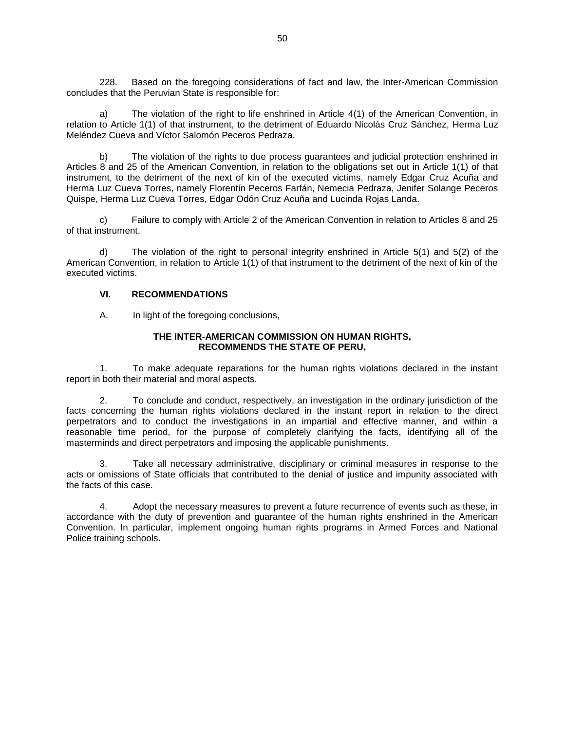228. Based on the foregoing considerations of fact and law, the Inter-American Commission concludes that the Peruvian State is responsible for:

a) The violation of the right to life enshrined in Article 4(1) of the American Convention, in relation to Article 1(1) of that instrument, to the detriment of Eduardo Nicolás Cruz Sánchez, Herma Luz Meléndez Cueva and Víctor Salomón Peceros Pedraza.

b) The violation of the rights to due process guarantees and judicial protection enshrined in Articles 8 and 25 of the American Convention, in relation to the obligations set out in Article 1(1) of that instrument, to the detriment of the next of kin of the executed victims, namely Edgar Cruz Acuña and Herma Luz Cueva Torres, namely Florentín Peceros Farfán, Nemecia Pedraza, Jenifer Solange Peceros Quispe, Herma Luz Cueva Torres, Edgar Odón Cruz Acuña and Lucinda Rojas Landa.

c) Failure to comply with Article 2 of the American Convention in relation to Articles 8 and 25 of that instrument.

d) The violation of the right to personal integrity enshrined in Article 5(1) and 5(2) of the American Convention, in relation to Article 1(1) of that instrument to the detriment of the next of kin of the executed victims.

## VI. RECOMMENDATIONS

A. In light of the foregoing conclusions,

**THE INTER-AMERICAN COMMISSION ON HUMAN RIGHTS, RECOMMENDS THE STATE OF PERU,**

1. To make adequate reparations for the human rights violations declared in the instant report in both their material and moral aspects.

2. To conclude and conduct, respectively, an investigation in the ordinary jurisdiction of the facts concerning the human rights violations declared in the instant report in relation to the direct perpetrators and to conduct the investigations in an impartial and effective manner, and within a reasonable time period, for the purpose of completely clarifying the facts, identifying all of the masterminds and direct perpetrators and imposing the applicable punishments.

3. Take all necessary administrative, disciplinary or criminal measures in response to the acts or omissions of State officials that contributed to the denial of justice and impunity associated with the facts of this case.

4. Adopt the necessary measures to prevent a future recurrence of events such as these, in accordance with the duty of prevention and guarantee of the human rights enshrined in the American Convention. In particular, implement ongoing human rights programs in Armed Forces and National Police training schools.